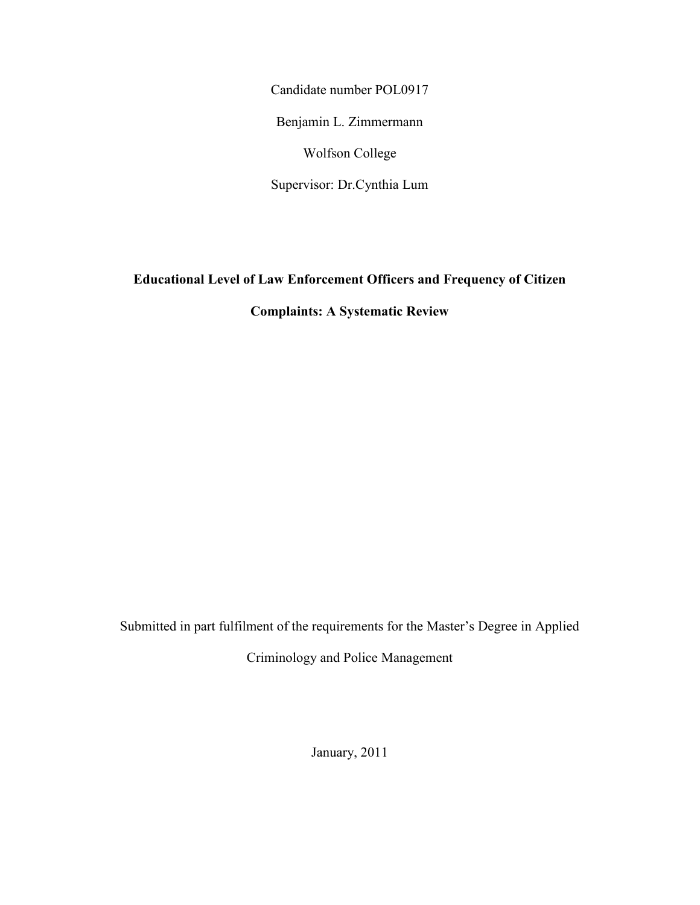Candidate number POL0917

Benjamin L. Zimmermann

Wolfson College

Supervisor: Dr.Cynthia Lum

# Educational Level of Law Enforcement Officers and Frequency of Citizen Complaints: A Systematic Review

Submitted in part fulfilment of the requirements for the Master's Degree in Applied Criminology and Police Management

January, 2011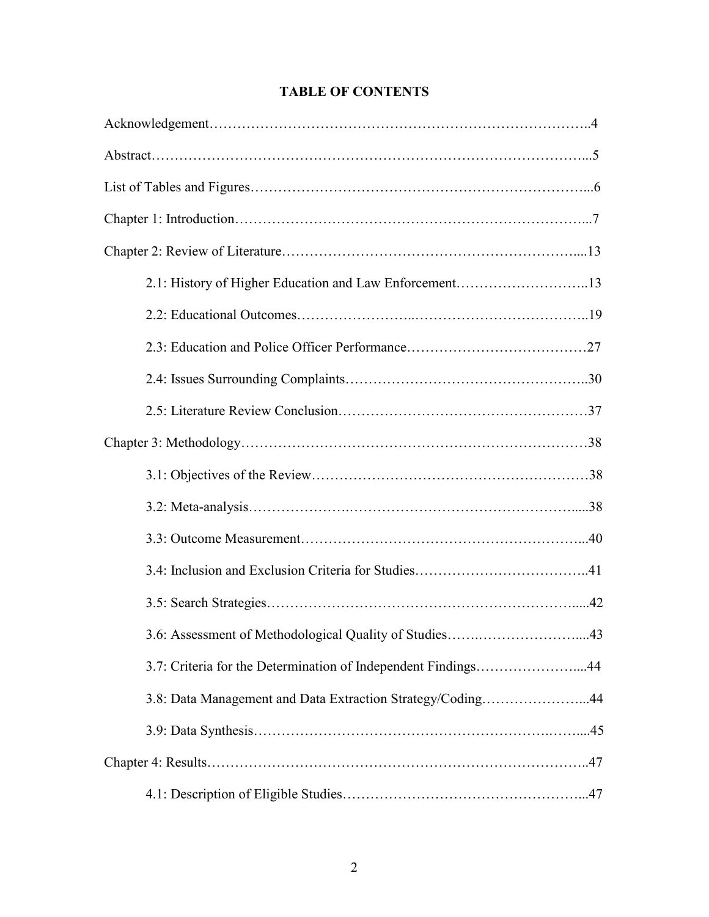# TABLE OF CONTENTS

Acknowledgement……………………………………………………………………..4

Abstract………………………………………………………………………………...5

List of Tables and Figures……………………………………………………………...6

Chapter 1: Introduction………………………………………………………………...7

Chapter 2: Review of Literature……………………………………………………....13

- 2.1: History of Higher Education and Law Enforcement………………………..13
- 2.2: Educational Outcomes…………………….………………………………..19
- 2.3: Education and Police Officer Performance…………………………….……27
- 2.4: Issues Surrounding Complaints……………………………………………..30
- 2.5: Literature Review Conclusion………………………………………………37

Chapter 3: Methodology……………………………………………………………….38

- 3.1: Objectives of the Review……………………………………………………38
- 3.2: Meta-analysis………………….…………………………………………......38
- 3.3: Outcome Measurement……………………………………………………...40
- 3.4: Inclusion and Exclusion Criteria for Studies……………….……………….41
- 3.5: Search Strategies………………………………………………………….....42
- 3.6: Assessment of Methodological Quality of Studies…….…………………....43
- 3.7: Criteria for the Determination of Independent Findings…………………....44
- 3.8: Data Management and Data Extraction Strategy/Coding…………………...44
- 3.9: Data Synthesis…………………………………………………….……....45

Chapter 4: Results……………………………………………………………………..47

- 4.1: Description of Eligible Studies……………………………………………...47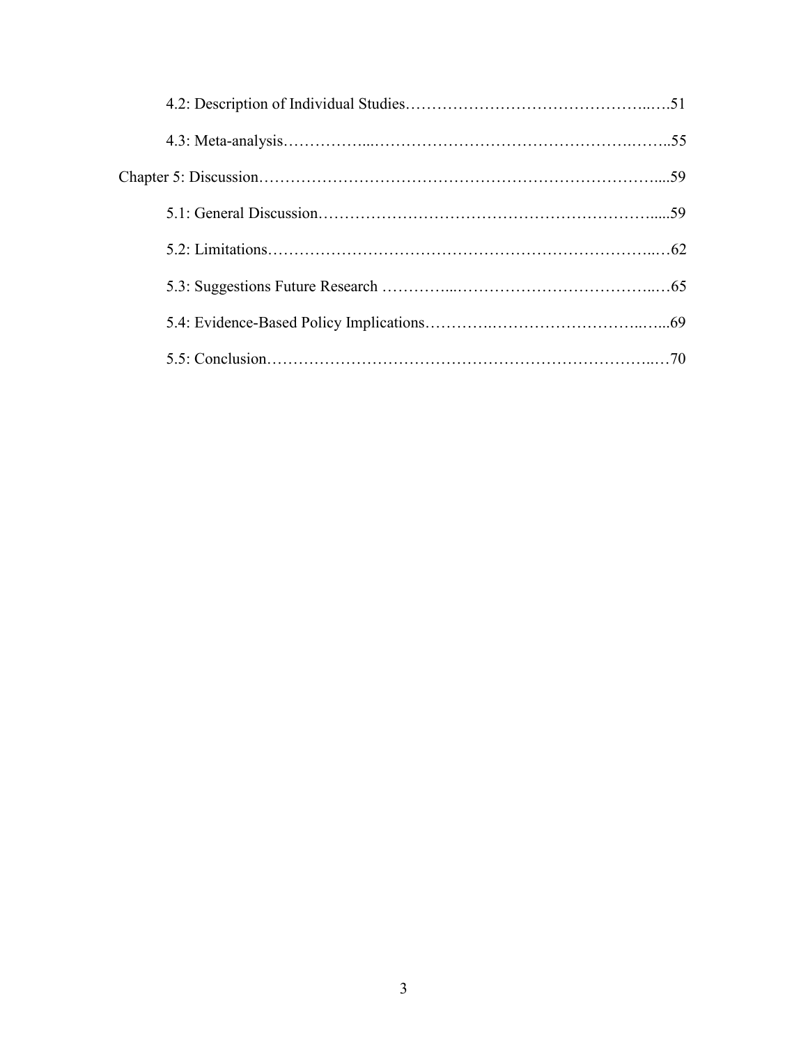4.2: Description of Individual Studies……………………………………………..….51

4.3: Meta-analysis……………...………………………………………….……..55

Chapter 5: Discussion……………………………………………………………….....59

5.1: General Discussion……………………………………………………......59

5.2: Limitations……………………………………………………………..…62

5.3: Suggestions Future Research …………...…………………………………..…65

5.4: Evidence-Based Policy Implications………….………………………..…...69

5.5: Conclusion……………………………………………………………..…70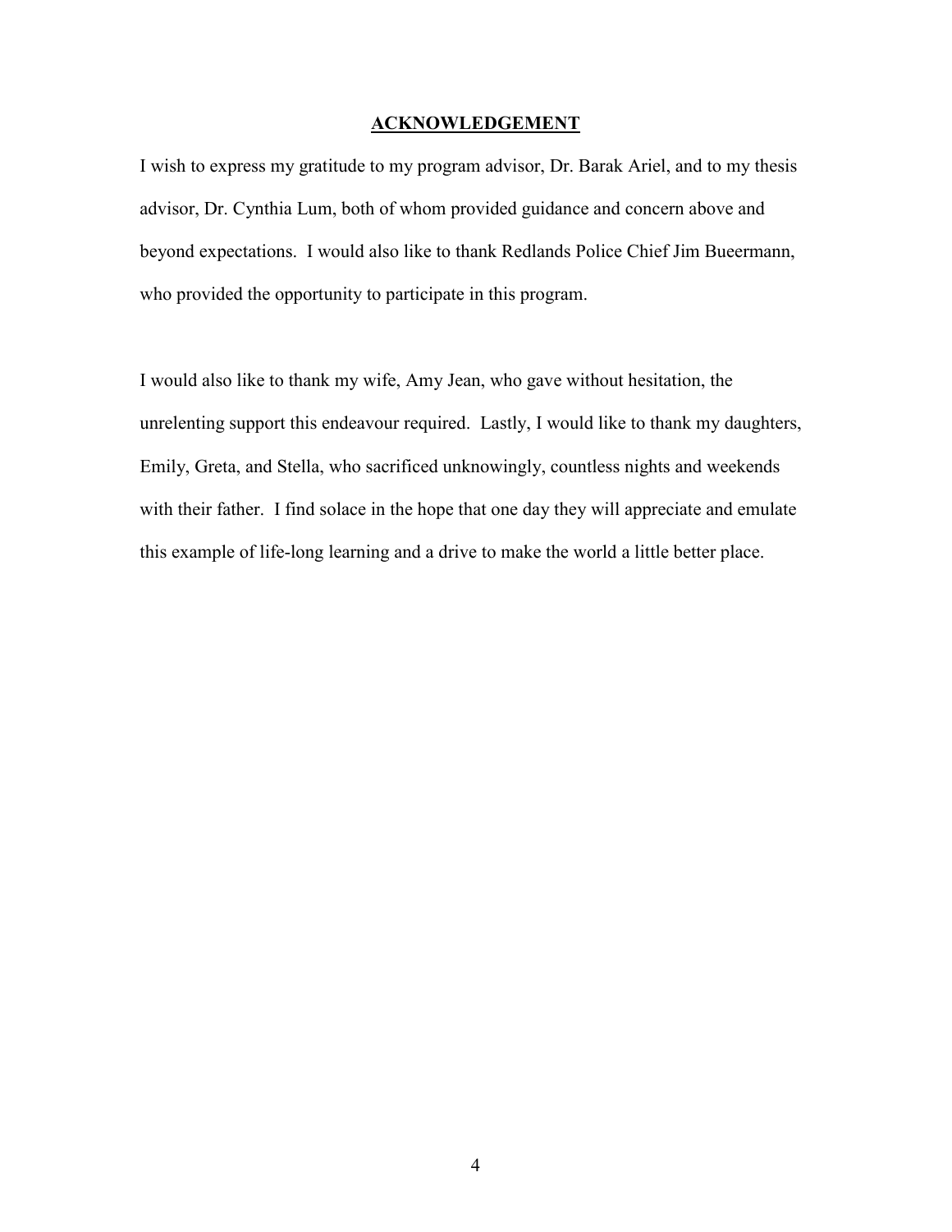## ACKNOWLEDGEMENT

I wish to express my gratitude to my program advisor, Dr. Barak Ariel, and to my thesis advisor, Dr. Cynthia Lum, both of whom provided guidance and concern above and beyond expectations. I would also like to thank Redlands Police Chief Jim Bueermann, who provided the opportunity to participate in this program.

I would also like to thank my wife, Amy Jean, who gave without hesitation, the unrelenting support this endeavour required. Lastly, I would like to thank my daughters, Emily, Greta, and Stella, who sacrificed unknowingly, countless nights and weekends with their father. I find solace in the hope that one day they will appreciate and emulate this example of life-long learning and a drive to make the world a little better place.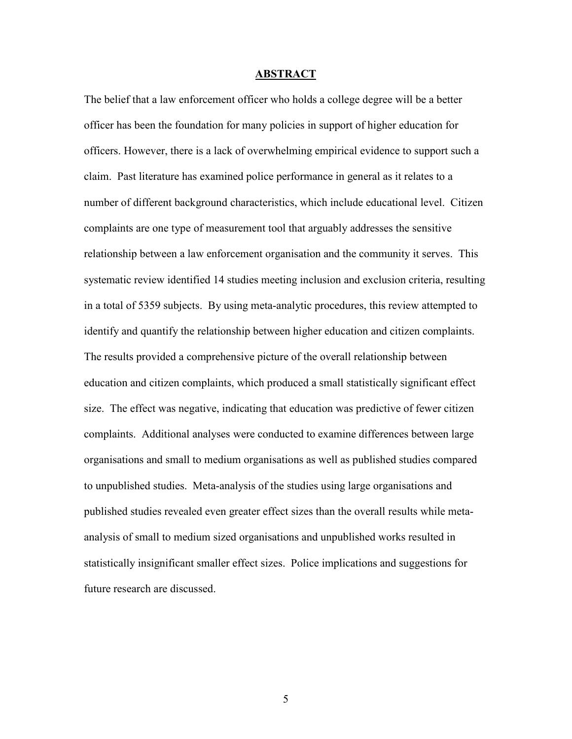## ABSTRACT

The belief that a law enforcement officer who holds a college degree will be a better officer has been the foundation for many policies in support of higher education for officers. However, there is a lack of overwhelming empirical evidence to support such a claim. Past literature has examined police performance in general as it relates to a number of different background characteristics, which include educational level. Citizen complaints are one type of measurement tool that arguably addresses the sensitive relationship between a law enforcement organisation and the community it serves. This systematic review identified 14 studies meeting inclusion and exclusion criteria, resulting in a total of 5359 subjects. By using meta-analytic procedures, this review attempted to identify and quantify the relationship between higher education and citizen complaints. The results provided a comprehensive picture of the overall relationship between education and citizen complaints, which produced a small statistically significant effect size. The effect was negative, indicating that education was predictive of fewer citizen complaints. Additional analyses were conducted to examine differences between large organisations and small to medium organisations as well as published studies compared to unpublished studies. Meta-analysis of the studies using large organisations and published studies revealed even greater effect sizes than the overall results while meta-analysis of small to medium sized organisations and unpublished works resulted in statistically insignificant smaller effect sizes. Police implications and suggestions for future research are discussed.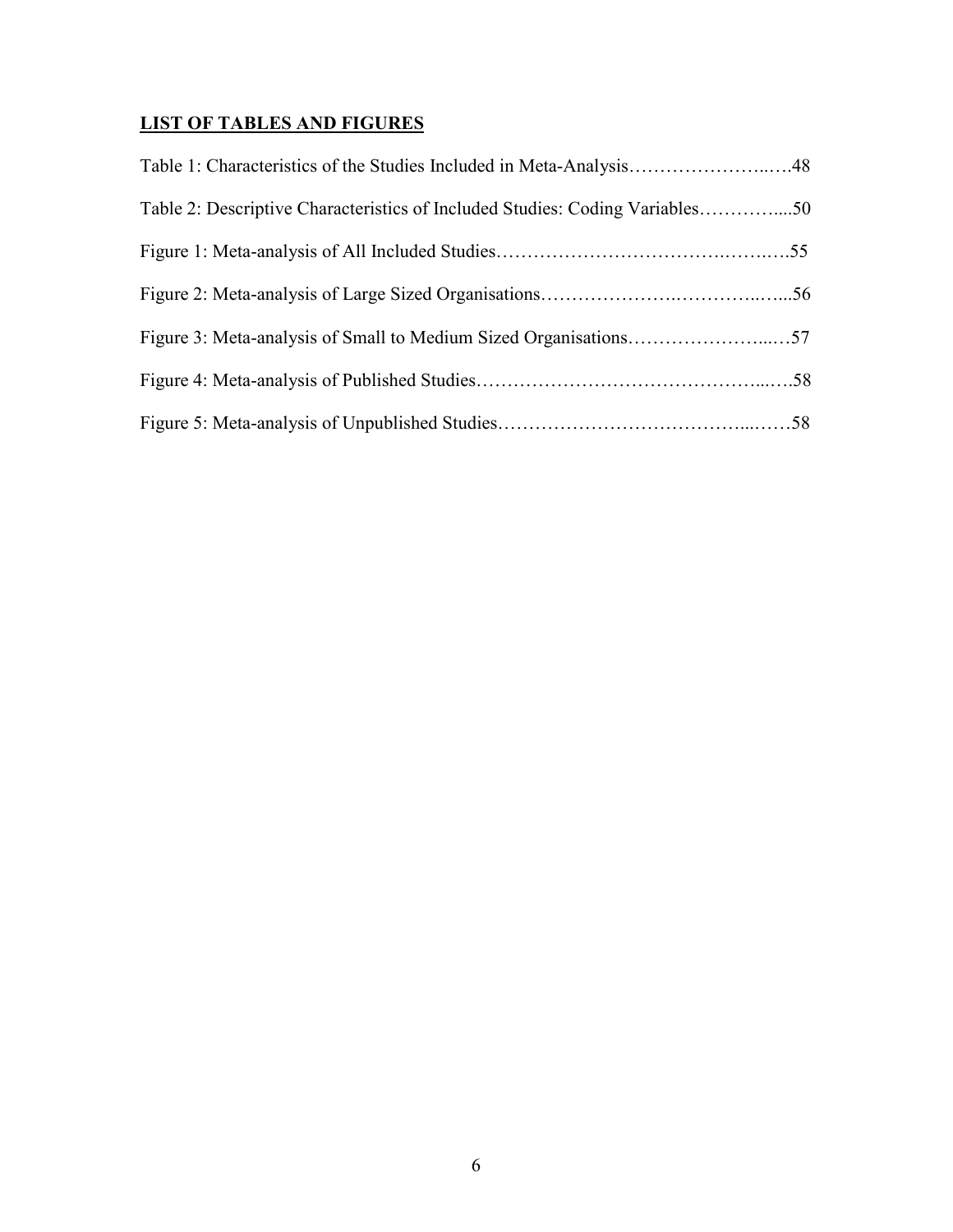## LIST OF TABLES AND FIGURES

Table 1: Characteristics of the Studies Included in Meta-Analysis……………………..….48

Table 2: Descriptive Characteristics of Included Studies: Coding Variables…………....50

Figure 1: Meta-analysis of All Included Studies……………………………….…….….55

Figure 2: Meta-analysis of Large Sized Organisations………………….…………..…...56

Figure 3: Meta-analysis of Small to Medium Sized Organisations…………………...…57

Figure 4: Meta-analysis of Published Studies……………………………………...….58

Figure 5: Meta-analysis of Unpublished Studies………………………………...……58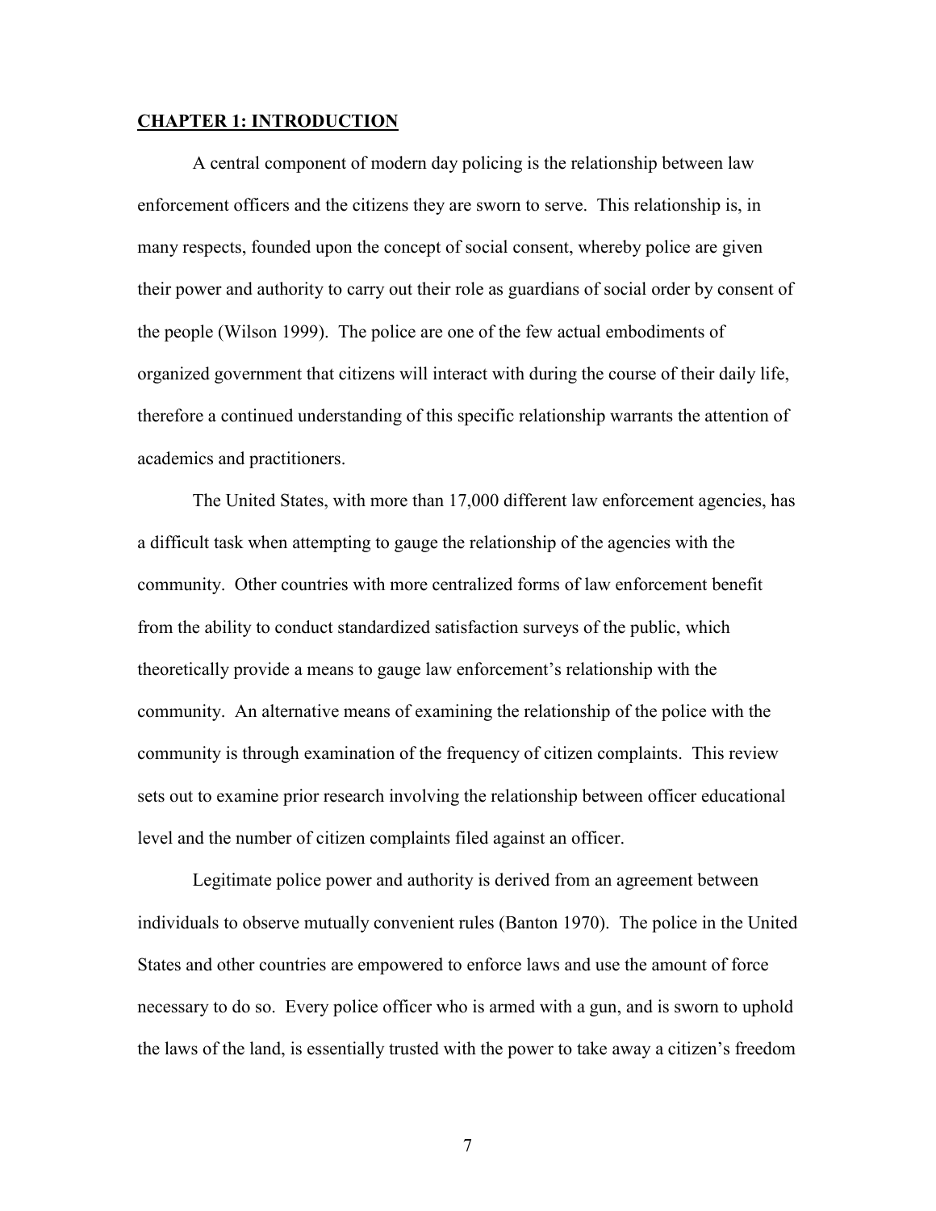# CHAPTER 1: INTRODUCTION

A central component of modern day policing is the relationship between law enforcement officers and the citizens they are sworn to serve. This relationship is, in many respects, founded upon the concept of social consent, whereby police are given their power and authority to carry out their role as guardians of social order by consent of the people (Wilson 1999). The police are one of the few actual embodiments of organized government that citizens will interact with during the course of their daily life, therefore a continued understanding of this specific relationship warrants the attention of academics and practitioners.

The United States, with more than 17,000 different law enforcement agencies, has a difficult task when attempting to gauge the relationship of the agencies with the community. Other countries with more centralized forms of law enforcement benefit from the ability to conduct standardized satisfaction surveys of the public, which theoretically provide a means to gauge law enforcement's relationship with the community. An alternative means of examining the relationship of the police with the community is through examination of the frequency of citizen complaints. This review sets out to examine prior research involving the relationship between officer educational level and the number of citizen complaints filed against an officer.

Legitimate police power and authority is derived from an agreement between individuals to observe mutually convenient rules (Banton 1970). The police in the United States and other countries are empowered to enforce laws and use the amount of force necessary to do so. Every police officer who is armed with a gun, and is sworn to uphold the laws of the land, is essentially trusted with the power to take away a citizen's freedom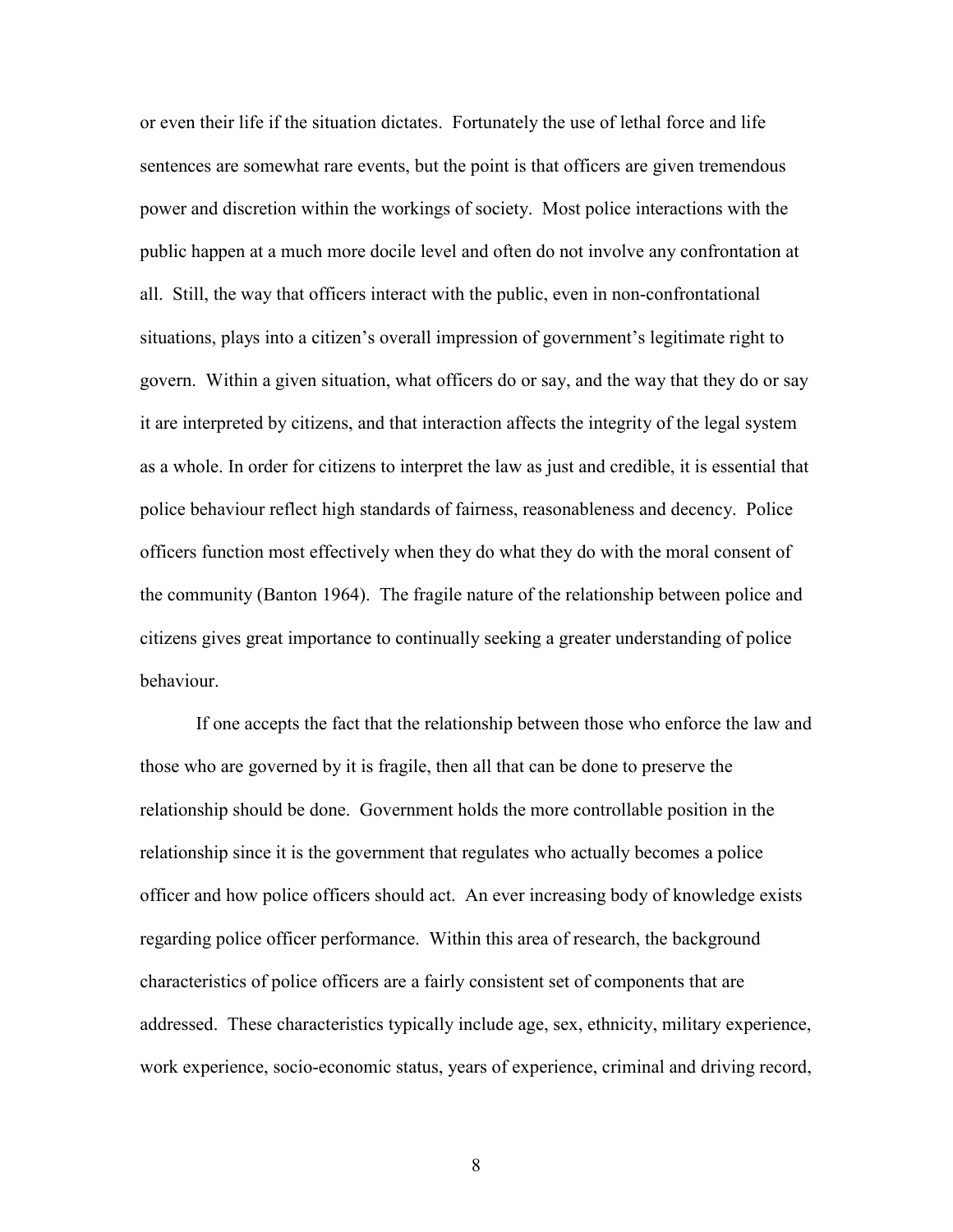or even their life if the situation dictates. Fortunately the use of lethal force and life sentences are somewhat rare events, but the point is that officers are given tremendous power and discretion within the workings of society. Most police interactions with the public happen at a much more docile level and often do not involve any confrontation at all. Still, the way that officers interact with the public, even in non-confrontational situations, plays into a citizen's overall impression of government's legitimate right to govern. Within a given situation, what officers do or say, and the way that they do or say it are interpreted by citizens, and that interaction affects the integrity of the legal system as a whole. In order for citizens to interpret the law as just and credible, it is essential that police behaviour reflect high standards of fairness, reasonableness and decency. Police officers function most effectively when they do what they do with the moral consent of the community (Banton 1964). The fragile nature of the relationship between police and citizens gives great importance to continually seeking a greater understanding of police behaviour.

If one accepts the fact that the relationship between those who enforce the law and those who are governed by it is fragile, then all that can be done to preserve the relationship should be done. Government holds the more controllable position in the relationship since it is the government that regulates who actually becomes a police officer and how police officers should act. An ever increasing body of knowledge exists regarding police officer performance. Within this area of research, the background characteristics of police officers are a fairly consistent set of components that are addressed. These characteristics typically include age, sex, ethnicity, military experience, work experience, socio-economic status, years of experience, criminal and driving record,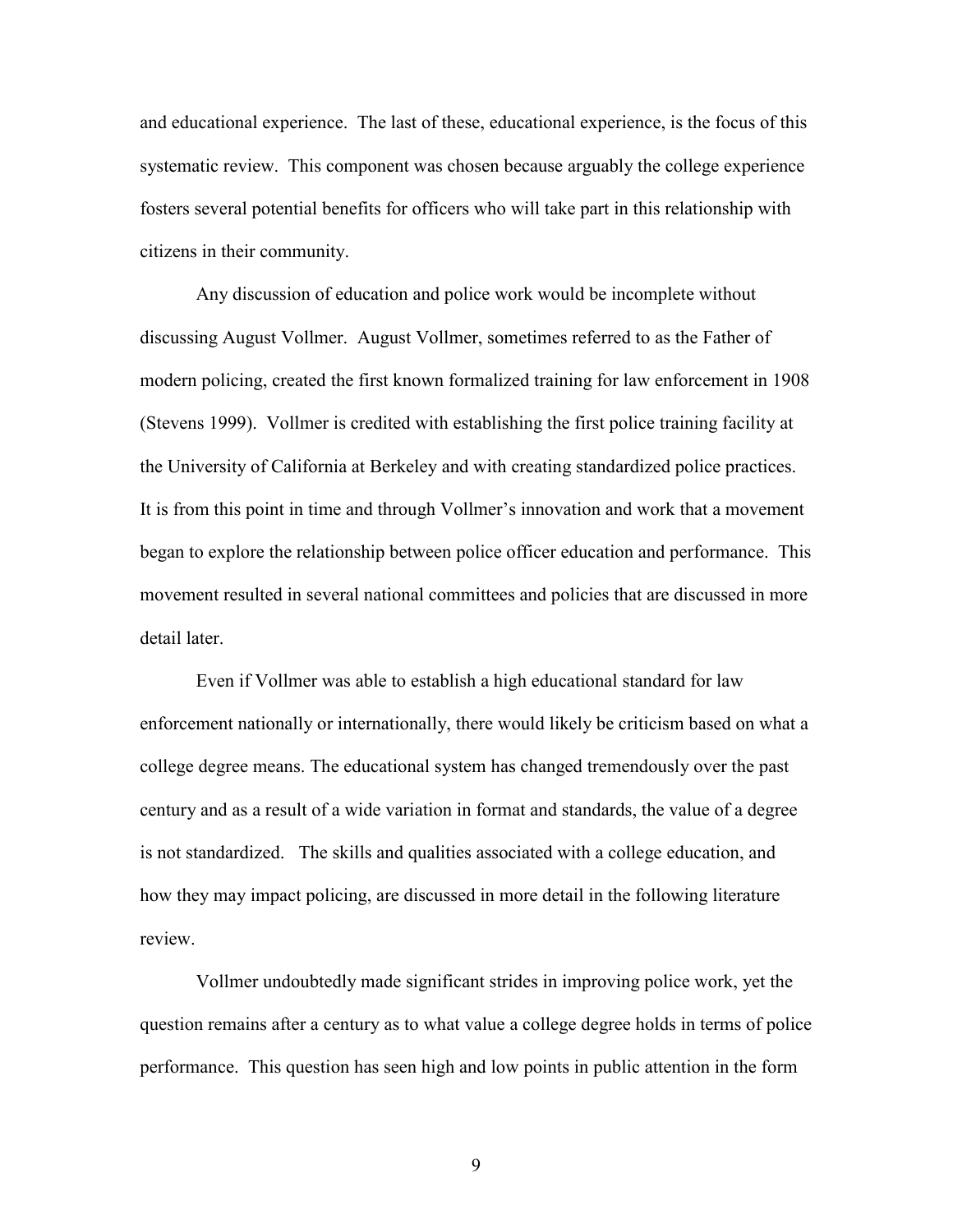and educational experience. The last of these, educational experience, is the focus of this systematic review. This component was chosen because arguably the college experience fosters several potential benefits for officers who will take part in this relationship with citizens in their community.

Any discussion of education and police work would be incomplete without discussing August Vollmer. August Vollmer, sometimes referred to as the Father of modern policing, created the first known formalized training for law enforcement in 1908 (Stevens 1999). Vollmer is credited with establishing the first police training facility at the University of California at Berkeley and with creating standardized police practices. It is from this point in time and through Vollmer's innovation and work that a movement began to explore the relationship between police officer education and performance. This movement resulted in several national committees and policies that are discussed in more detail later.

Even if Vollmer was able to establish a high educational standard for law enforcement nationally or internationally, there would likely be criticism based on what a college degree means. The educational system has changed tremendously over the past century and as a result of a wide variation in format and standards, the value of a degree is not standardized. The skills and qualities associated with a college education, and how they may impact policing, are discussed in more detail in the following literature review.

Vollmer undoubtedly made significant strides in improving police work, yet the question remains after a century as to what value a college degree holds in terms of police performance. This question has seen high and low points in public attention in the form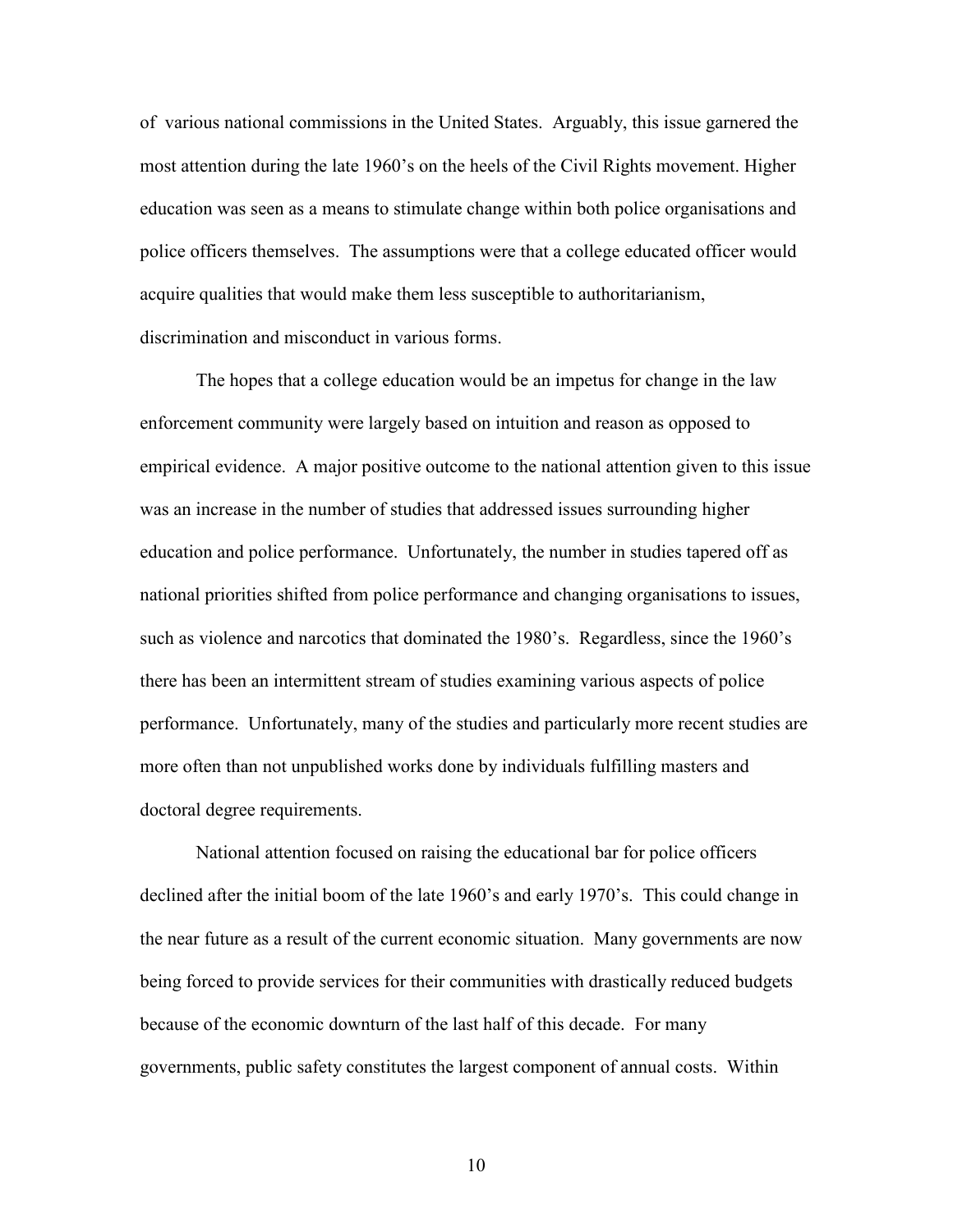of various national commissions in the United States. Arguably, this issue garnered the most attention during the late 1960's on the heels of the Civil Rights movement. Higher education was seen as a means to stimulate change within both police organisations and police officers themselves. The assumptions were that a college educated officer would acquire qualities that would make them less susceptible to authoritarianism, discrimination and misconduct in various forms.

The hopes that a college education would be an impetus for change in the law enforcement community were largely based on intuition and reason as opposed to empirical evidence. A major positive outcome to the national attention given to this issue was an increase in the number of studies that addressed issues surrounding higher education and police performance. Unfortunately, the number in studies tapered off as national priorities shifted from police performance and changing organisations to issues, such as violence and narcotics that dominated the 1980's. Regardless, since the 1960's there has been an intermittent stream of studies examining various aspects of police performance. Unfortunately, many of the studies and particularly more recent studies are more often than not unpublished works done by individuals fulfilling masters and doctoral degree requirements.

National attention focused on raising the educational bar for police officers declined after the initial boom of the late 1960's and early 1970's. This could change in the near future as a result of the current economic situation. Many governments are now being forced to provide services for their communities with drastically reduced budgets because of the economic downturn of the last half of this decade. For many governments, public safety constitutes the largest component of annual costs. Within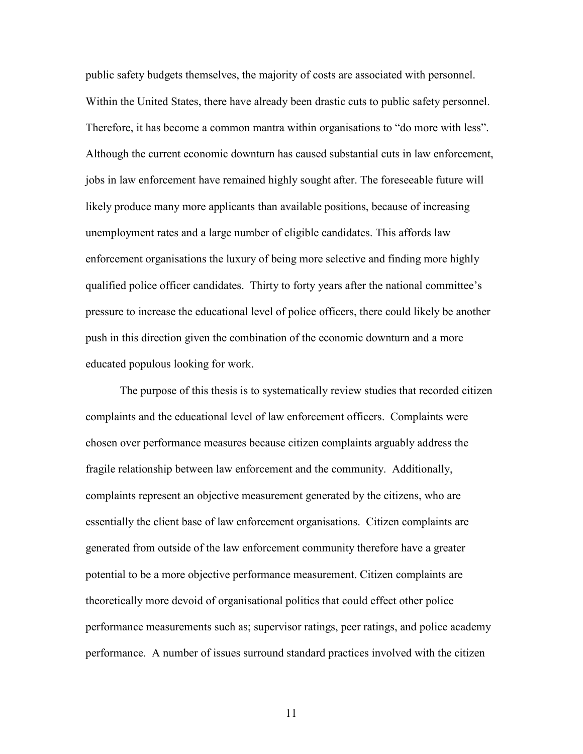public safety budgets themselves, the majority of costs are associated with personnel. Within the United States, there have already been drastic cuts to public safety personnel. Therefore, it has become a common mantra within organisations to "do more with less". Although the current economic downturn has caused substantial cuts in law enforcement, jobs in law enforcement have remained highly sought after. The foreseeable future will likely produce many more applicants than available positions, because of increasing unemployment rates and a large number of eligible candidates. This affords law enforcement organisations the luxury of being more selective and finding more highly qualified police officer candidates. Thirty to forty years after the national committee's pressure to increase the educational level of police officers, there could likely be another push in this direction given the combination of the economic downturn and a more educated populous looking for work.

The purpose of this thesis is to systematically review studies that recorded citizen complaints and the educational level of law enforcement officers. Complaints were chosen over performance measures because citizen complaints arguably address the fragile relationship between law enforcement and the community. Additionally, complaints represent an objective measurement generated by the citizens, who are essentially the client base of law enforcement organisations. Citizen complaints are generated from outside of the law enforcement community therefore have a greater potential to be a more objective performance measurement. Citizen complaints are theoretically more devoid of organisational politics that could effect other police performance measurements such as; supervisor ratings, peer ratings, and police academy performance. A number of issues surround standard practices involved with the citizen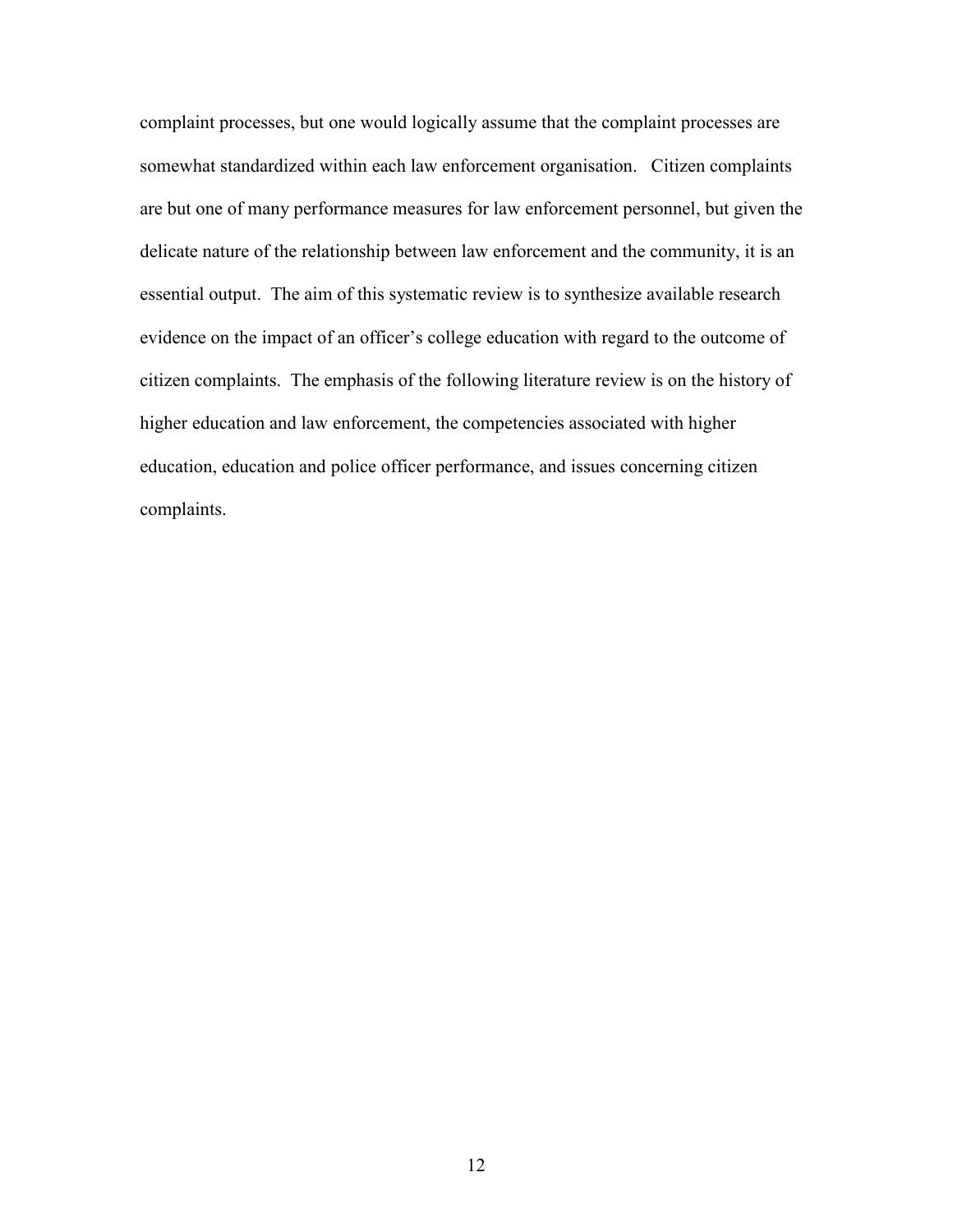complaint processes, but one would logically assume that the complaint processes are somewhat standardized within each law enforcement organisation. Citizen complaints are but one of many performance measures for law enforcement personnel, but given the delicate nature of the relationship between law enforcement and the community, it is an essential output. The aim of this systematic review is to synthesize available research evidence on the impact of an officer's college education with regard to the outcome of citizen complaints. The emphasis of the following literature review is on the history of higher education and law enforcement, the competencies associated with higher education, education and police officer performance, and issues concerning citizen complaints.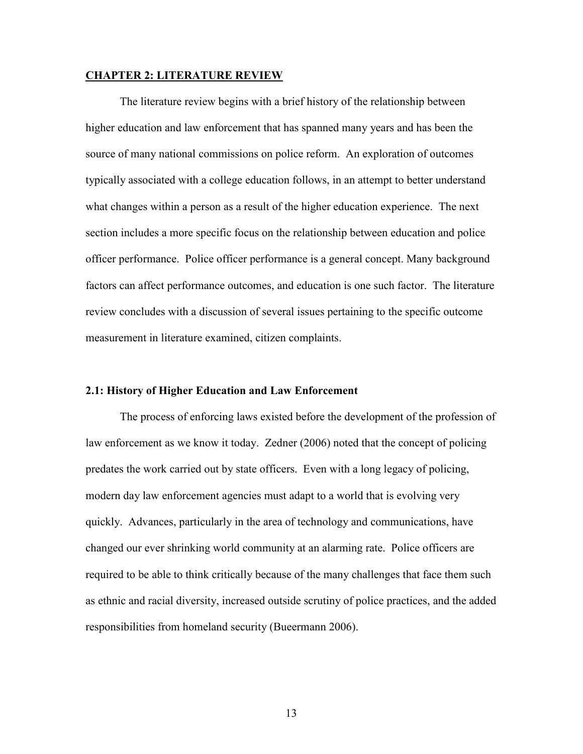## CHAPTER 2: LITERATURE REVIEW

The literature review begins with a brief history of the relationship between higher education and law enforcement that has spanned many years and has been the source of many national commissions on police reform. An exploration of outcomes typically associated with a college education follows, in an attempt to better understand what changes within a person as a result of the higher education experience. The next section includes a more specific focus on the relationship between education and police officer performance. Police officer performance is a general concept. Many background factors can affect performance outcomes, and education is one such factor. The literature review concludes with a discussion of several issues pertaining to the specific outcome measurement in literature examined, citizen complaints.

### 2.1: History of Higher Education and Law Enforcement

The process of enforcing laws existed before the development of the profession of law enforcement as we know it today. Zedner (2006) noted that the concept of policing predates the work carried out by state officers. Even with a long legacy of policing, modern day law enforcement agencies must adapt to a world that is evolving very quickly. Advances, particularly in the area of technology and communications, have changed our ever shrinking world community at an alarming rate. Police officers are required to be able to think critically because of the many challenges that face them such as ethnic and racial diversity, increased outside scrutiny of police practices, and the added responsibilities from homeland security (Bueermann 2006).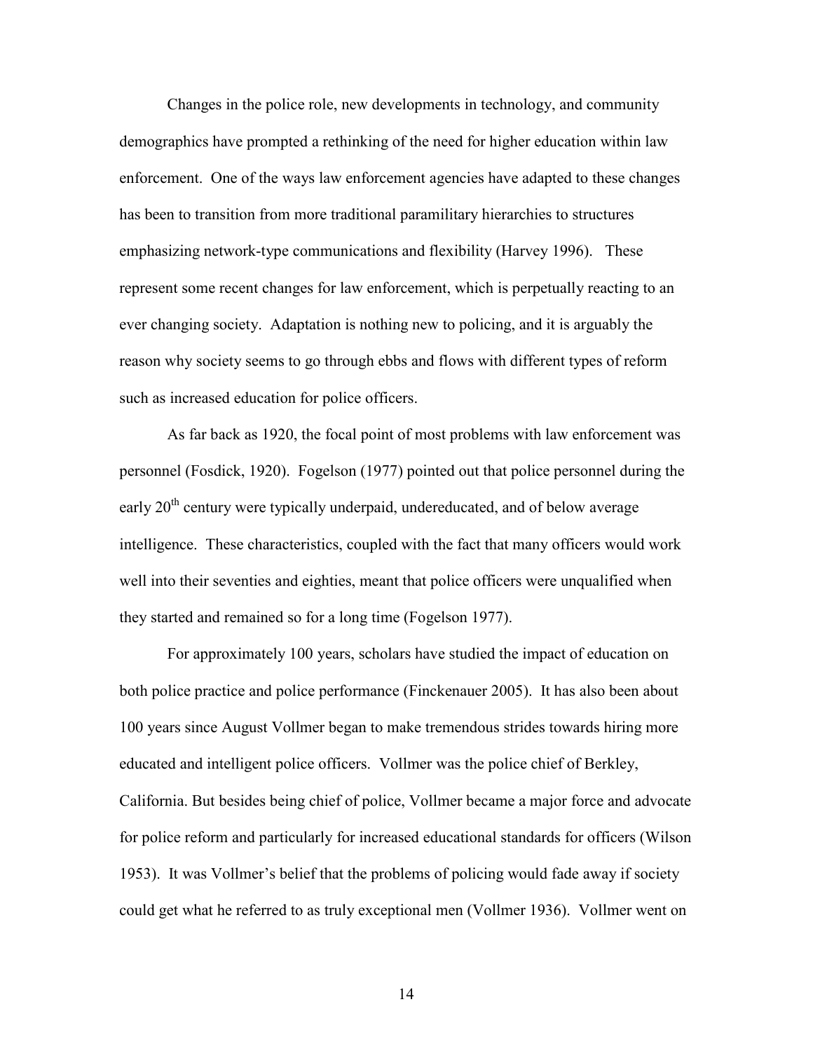Changes in the police role, new developments in technology, and community demographics have prompted a rethinking of the need for higher education within law enforcement. One of the ways law enforcement agencies have adapted to these changes has been to transition from more traditional paramilitary hierarchies to structures emphasizing network-type communications and flexibility (Harvey 1996). These represent some recent changes for law enforcement, which is perpetually reacting to an ever changing society. Adaptation is nothing new to policing, and it is arguably the reason why society seems to go through ebbs and flows with different types of reform such as increased education for police officers.

As far back as 1920, the focal point of most problems with law enforcement was personnel (Fosdick, 1920). Fogelson (1977) pointed out that police personnel during the early 20th century were typically underpaid, undereducated, and of below average intelligence. These characteristics, coupled with the fact that many officers would work well into their seventies and eighties, meant that police officers were unqualified when they started and remained so for a long time (Fogelson 1977).

For approximately 100 years, scholars have studied the impact of education on both police practice and police performance (Finckenauer 2005). It has also been about 100 years since August Vollmer began to make tremendous strides towards hiring more educated and intelligent police officers. Vollmer was the police chief of Berkley, California. But besides being chief of police, Vollmer became a major force and advocate for police reform and particularly for increased educational standards for officers (Wilson 1953). It was Vollmer's belief that the problems of policing would fade away if society could get what he referred to as truly exceptional men (Vollmer 1936). Vollmer went on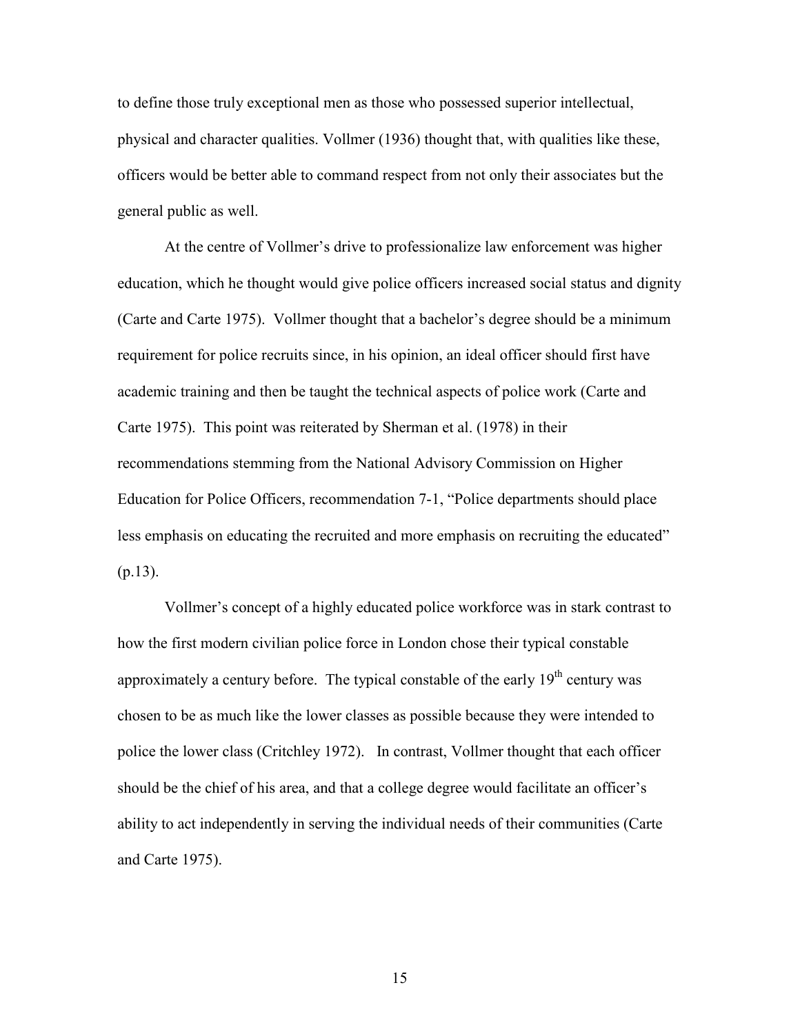to define those truly exceptional men as those who possessed superior intellectual, physical and character qualities. Vollmer (1936) thought that, with qualities like these, officers would be better able to command respect from not only their associates but the general public as well.

At the centre of Vollmer's drive to professionalize law enforcement was higher education, which he thought would give police officers increased social status and dignity (Carte and Carte 1975). Vollmer thought that a bachelor's degree should be a minimum requirement for police recruits since, in his opinion, an ideal officer should first have academic training and then be taught the technical aspects of police work (Carte and Carte 1975). This point was reiterated by Sherman et al. (1978) in their recommendations stemming from the National Advisory Commission on Higher Education for Police Officers, recommendation 7-1, "Police departments should place less emphasis on educating the recruited and more emphasis on recruiting the educated" (p.13).

Vollmer's concept of a highly educated police workforce was in stark contrast to how the first modern civilian police force in London chose their typical constable approximately a century before. The typical constable of the early 19th century was chosen to be as much like the lower classes as possible because they were intended to police the lower class (Critchley 1972). In contrast, Vollmer thought that each officer should be the chief of his area, and that a college degree would facilitate an officer's ability to act independently in serving the individual needs of their communities (Carte and Carte 1975).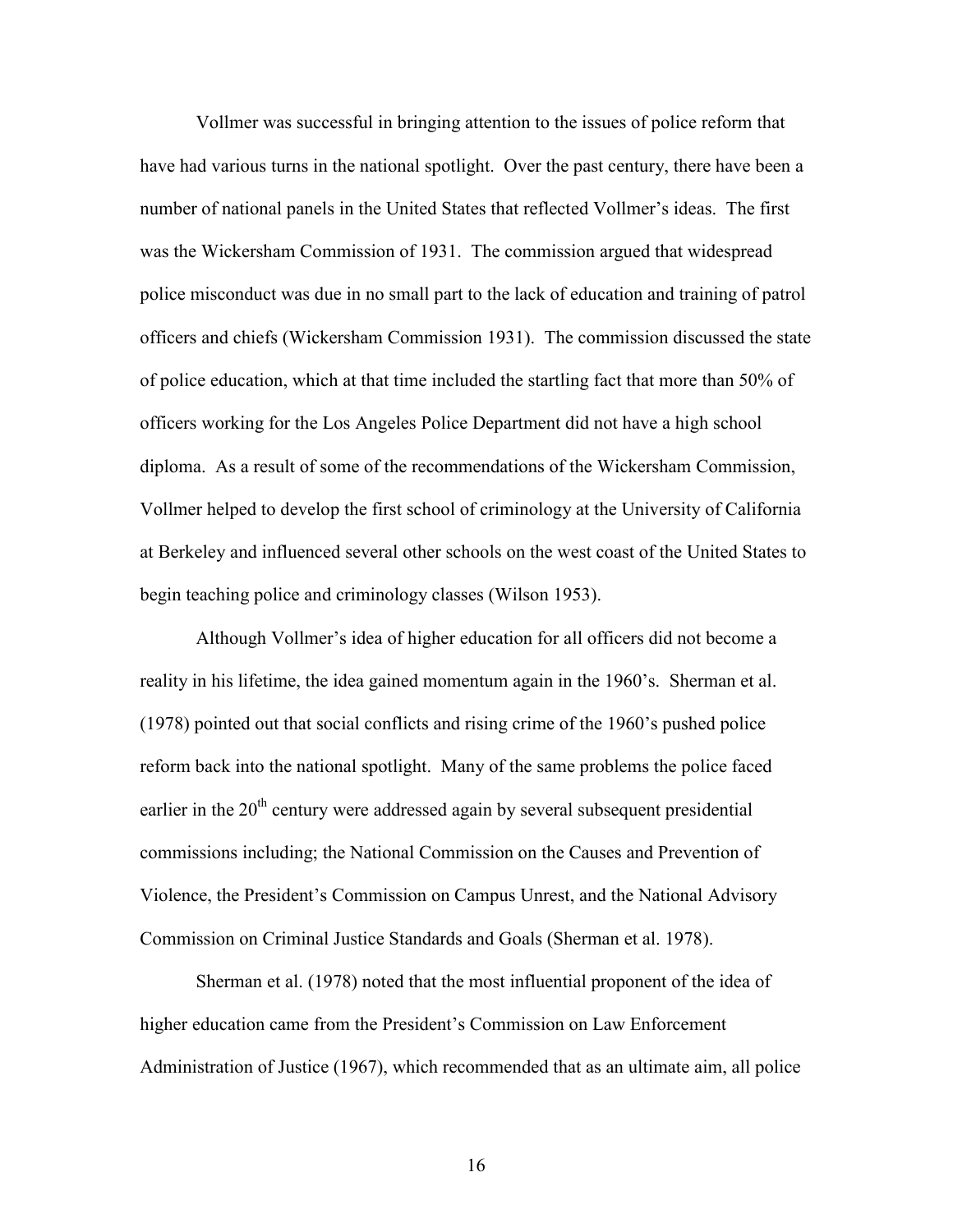Vollmer was successful in bringing attention to the issues of police reform that have had various turns in the national spotlight. Over the past century, there have been a number of national panels in the United States that reflected Vollmer's ideas. The first was the Wickersham Commission of 1931. The commission argued that widespread police misconduct was due in no small part to the lack of education and training of patrol officers and chiefs (Wickersham Commission 1931). The commission discussed the state of police education, which at that time included the startling fact that more than 50% of officers working for the Los Angeles Police Department did not have a high school diploma. As a result of some of the recommendations of the Wickersham Commission, Vollmer helped to develop the first school of criminology at the University of California at Berkeley and influenced several other schools on the west coast of the United States to begin teaching police and criminology classes (Wilson 1953).

Although Vollmer's idea of higher education for all officers did not become a reality in his lifetime, the idea gained momentum again in the 1960's. Sherman et al. (1978) pointed out that social conflicts and rising crime of the 1960's pushed police reform back into the national spotlight. Many of the same problems the police faced earlier in the 20th century were addressed again by several subsequent presidential commissions including; the National Commission on the Causes and Prevention of Violence, the President's Commission on Campus Unrest, and the National Advisory Commission on Criminal Justice Standards and Goals (Sherman et al. 1978).

Sherman et al. (1978) noted that the most influential proponent of the idea of higher education came from the President's Commission on Law Enforcement Administration of Justice (1967), which recommended that as an ultimate aim, all police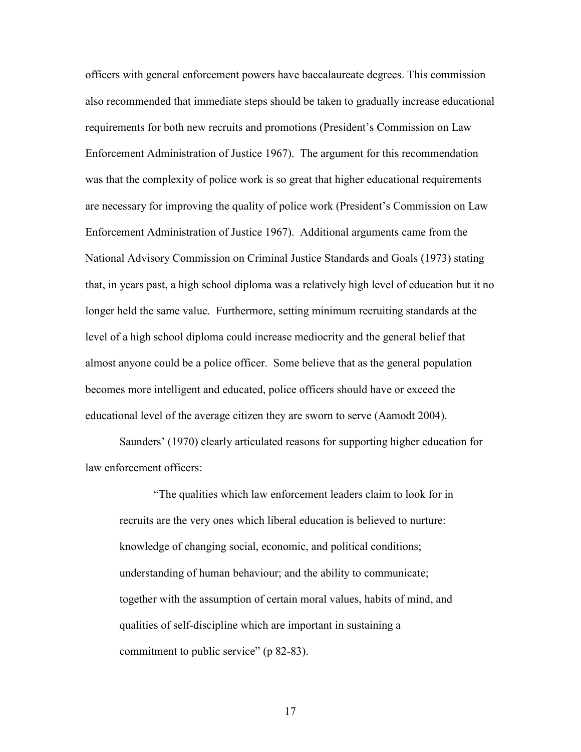officers with general enforcement powers have baccalaureate degrees. This commission also recommended that immediate steps should be taken to gradually increase educational requirements for both new recruits and promotions (President's Commission on Law Enforcement Administration of Justice 1967). The argument for this recommendation was that the complexity of police work is so great that higher educational requirements are necessary for improving the quality of police work (President's Commission on Law Enforcement Administration of Justice 1967). Additional arguments came from the National Advisory Commission on Criminal Justice Standards and Goals (1973) stating that, in years past, a high school diploma was a relatively high level of education but it no longer held the same value. Furthermore, setting minimum recruiting standards at the level of a high school diploma could increase mediocrity and the general belief that almost anyone could be a police officer. Some believe that as the general population becomes more intelligent and educated, police officers should have or exceed the educational level of the average citizen they are sworn to serve (Aamodt 2004).

Saunders' (1970) clearly articulated reasons for supporting higher education for law enforcement officers:

> "The qualities which law enforcement leaders claim to look for in recruits are the very ones which liberal education is believed to nurture: knowledge of changing social, economic, and political conditions; understanding of human behaviour; and the ability to communicate; together with the assumption of certain moral values, habits of mind, and qualities of self-discipline which are important in sustaining a commitment to public service" (p 82-83).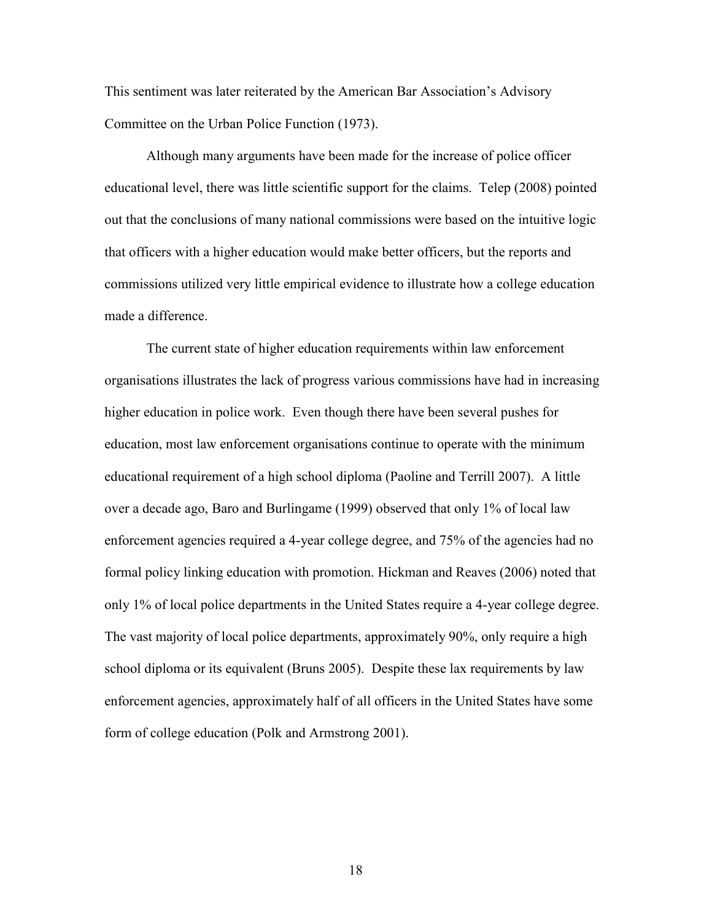This sentiment was later reiterated by the American Bar Association's Advisory Committee on the Urban Police Function (1973).

Although many arguments have been made for the increase of police officer educational level, there was little scientific support for the claims. Telep (2008) pointed out that the conclusions of many national commissions were based on the intuitive logic that officers with a higher education would make better officers, but the reports and commissions utilized very little empirical evidence to illustrate how a college education made a difference.

The current state of higher education requirements within law enforcement organisations illustrates the lack of progress various commissions have had in increasing higher education in police work. Even though there have been several pushes for education, most law enforcement organisations continue to operate with the minimum educational requirement of a high school diploma (Paoline and Terrill 2007). A little over a decade ago, Baro and Burlingame (1999) observed that only 1% of local law enforcement agencies required a 4-year college degree, and 75% of the agencies had no formal policy linking education with promotion. Hickman and Reaves (2006) noted that only 1% of local police departments in the United States require a 4-year college degree. The vast majority of local police departments, approximately 90%, only require a high school diploma or its equivalent (Bruns 2005). Despite these lax requirements by law enforcement agencies, approximately half of all officers in the United States have some form of college education (Polk and Armstrong 2001).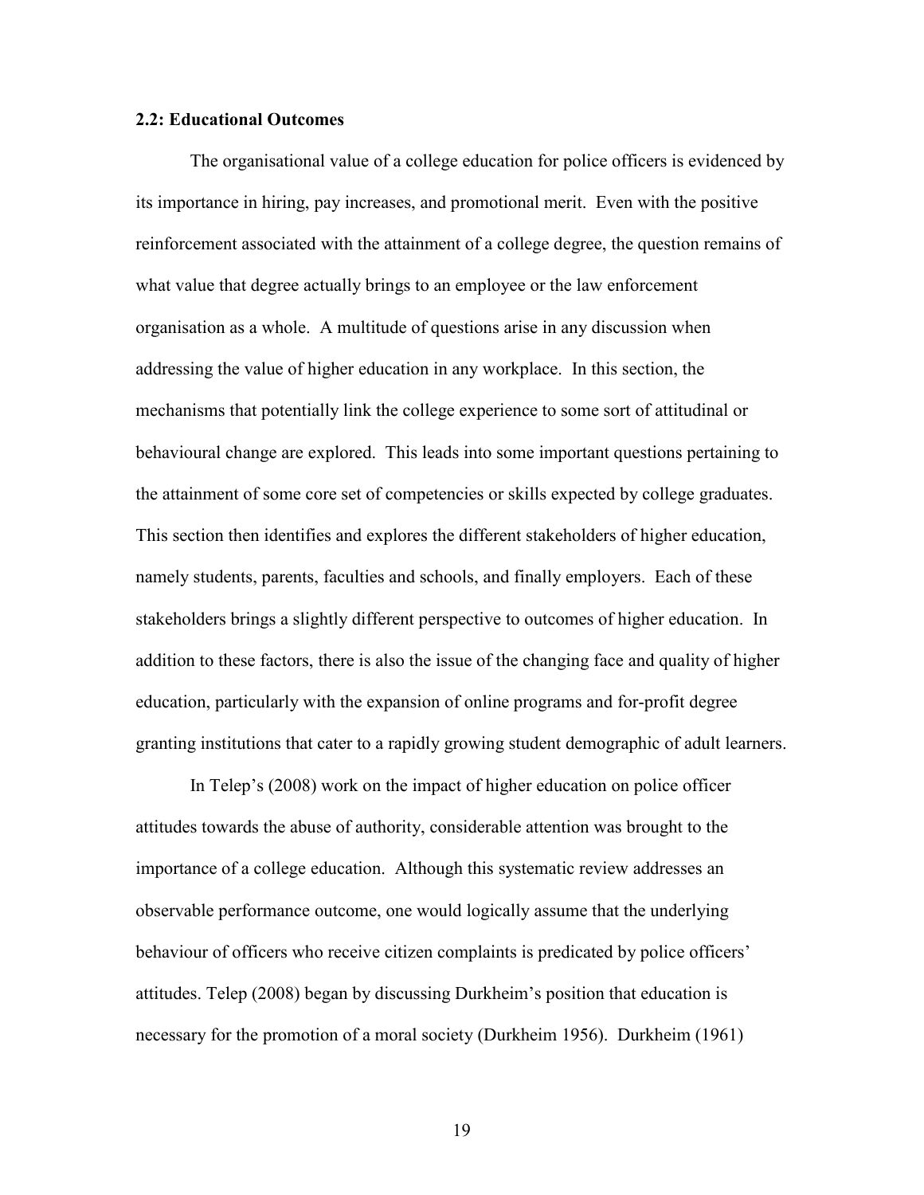### 2.2: Educational Outcomes

The organisational value of a college education for police officers is evidenced by its importance in hiring, pay increases, and promotional merit. Even with the positive reinforcement associated with the attainment of a college degree, the question remains of what value that degree actually brings to an employee or the law enforcement organisation as a whole. A multitude of questions arise in any discussion when addressing the value of higher education in any workplace. In this section, the mechanisms that potentially link the college experience to some sort of attitudinal or behavioural change are explored. This leads into some important questions pertaining to the attainment of some core set of competencies or skills expected by college graduates. This section then identifies and explores the different stakeholders of higher education, namely students, parents, faculties and schools, and finally employers. Each of these stakeholders brings a slightly different perspective to outcomes of higher education. In addition to these factors, there is also the issue of the changing face and quality of higher education, particularly with the expansion of online programs and for-profit degree granting institutions that cater to a rapidly growing student demographic of adult learners.

In Telep's (2008) work on the impact of higher education on police officer attitudes towards the abuse of authority, considerable attention was brought to the importance of a college education. Although this systematic review addresses an observable performance outcome, one would logically assume that the underlying behaviour of officers who receive citizen complaints is predicated by police officers' attitudes. Telep (2008) began by discussing Durkheim's position that education is necessary for the promotion of a moral society (Durkheim 1956). Durkheim (1961)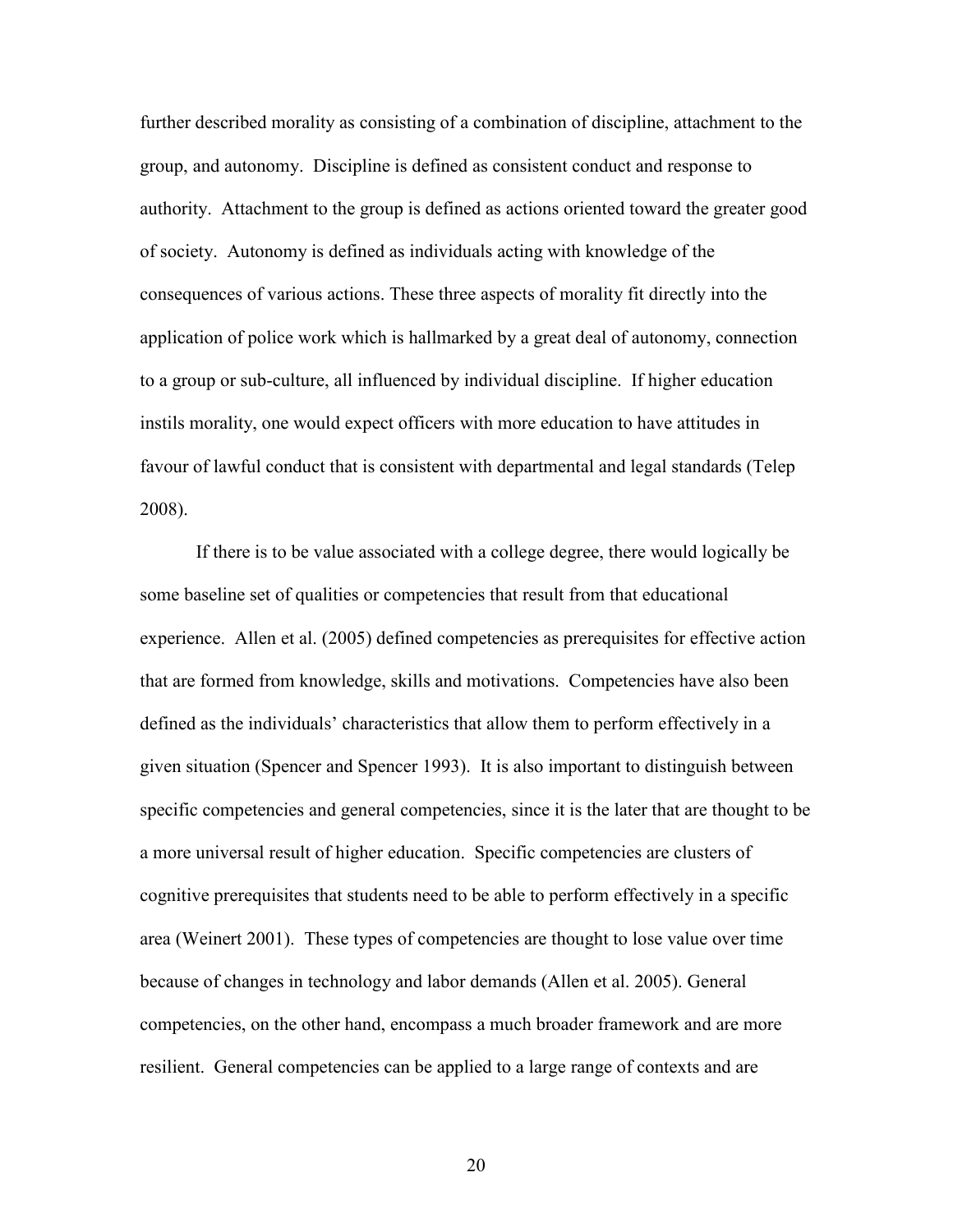further described morality as consisting of a combination of discipline, attachment to the group, and autonomy. Discipline is defined as consistent conduct and response to authority. Attachment to the group is defined as actions oriented toward the greater good of society. Autonomy is defined as individuals acting with knowledge of the consequences of various actions. These three aspects of morality fit directly into the application of police work which is hallmarked by a great deal of autonomy, connection to a group or sub-culture, all influenced by individual discipline. If higher education instils morality, one would expect officers with more education to have attitudes in favour of lawful conduct that is consistent with departmental and legal standards (Telep 2008).

If there is to be value associated with a college degree, there would logically be some baseline set of qualities or competencies that result from that educational experience. Allen et al. (2005) defined competencies as prerequisites for effective action that are formed from knowledge, skills and motivations. Competencies have also been defined as the individuals' characteristics that allow them to perform effectively in a given situation (Spencer and Spencer 1993). It is also important to distinguish between specific competencies and general competencies, since it is the later that are thought to be a more universal result of higher education. Specific competencies are clusters of cognitive prerequisites that students need to be able to perform effectively in a specific area (Weinert 2001). These types of competencies are thought to lose value over time because of changes in technology and labor demands (Allen et al. 2005). General competencies, on the other hand, encompass a much broader framework and are more resilient. General competencies can be applied to a large range of contexts and are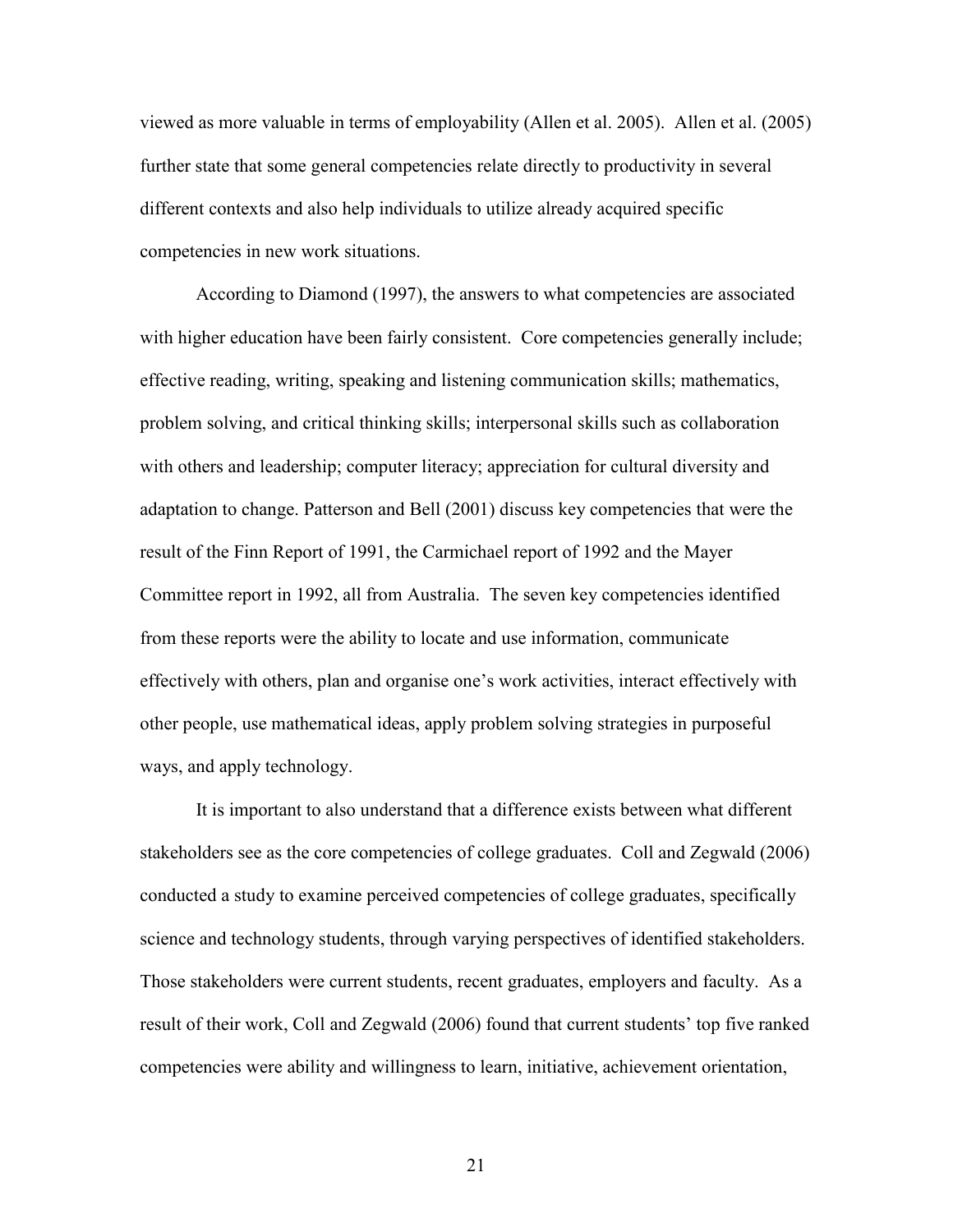viewed as more valuable in terms of employability (Allen et al. 2005). Allen et al. (2005) further state that some general competencies relate directly to productivity in several different contexts and also help individuals to utilize already acquired specific competencies in new work situations.

According to Diamond (1997), the answers to what competencies are associated with higher education have been fairly consistent. Core competencies generally include; effective reading, writing, speaking and listening communication skills; mathematics, problem solving, and critical thinking skills; interpersonal skills such as collaboration with others and leadership; computer literacy; appreciation for cultural diversity and adaptation to change. Patterson and Bell (2001) discuss key competencies that were the result of the Finn Report of 1991, the Carmichael report of 1992 and the Mayer Committee report in 1992, all from Australia. The seven key competencies identified from these reports were the ability to locate and use information, communicate effectively with others, plan and organise one's work activities, interact effectively with other people, use mathematical ideas, apply problem solving strategies in purposeful ways, and apply technology.

It is important to also understand that a difference exists between what different stakeholders see as the core competencies of college graduates. Coll and Zegwald (2006) conducted a study to examine perceived competencies of college graduates, specifically science and technology students, through varying perspectives of identified stakeholders. Those stakeholders were current students, recent graduates, employers and faculty. As a result of their work, Coll and Zegwald (2006) found that current students' top five ranked competencies were ability and willingness to learn, initiative, achievement orientation,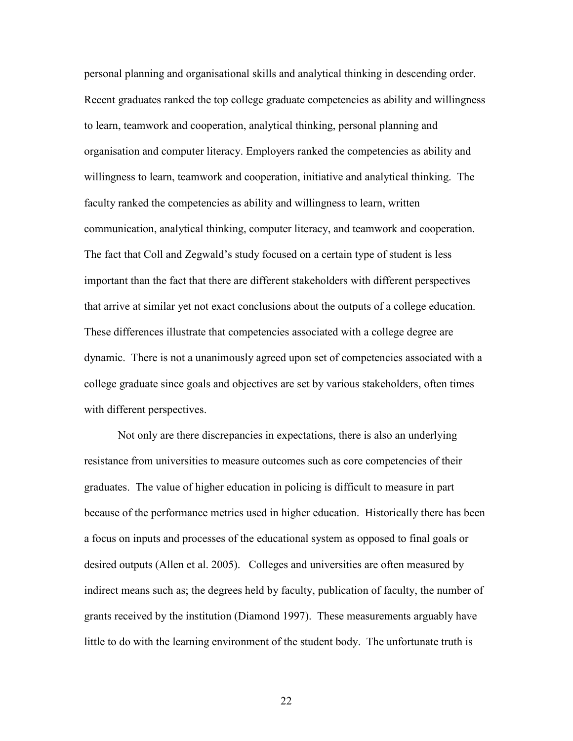personal planning and organisational skills and analytical thinking in descending order. Recent graduates ranked the top college graduate competencies as ability and willingness to learn, teamwork and cooperation, analytical thinking, personal planning and organisation and computer literacy. Employers ranked the competencies as ability and willingness to learn, teamwork and cooperation, initiative and analytical thinking. The faculty ranked the competencies as ability and willingness to learn, written communication, analytical thinking, computer literacy, and teamwork and cooperation. The fact that Coll and Zegwald's study focused on a certain type of student is less important than the fact that there are different stakeholders with different perspectives that arrive at similar yet not exact conclusions about the outputs of a college education. These differences illustrate that competencies associated with a college degree are dynamic. There is not a unanimously agreed upon set of competencies associated with a college graduate since goals and objectives are set by various stakeholders, often times with different perspectives.

Not only are there discrepancies in expectations, there is also an underlying resistance from universities to measure outcomes such as core competencies of their graduates. The value of higher education in policing is difficult to measure in part because of the performance metrics used in higher education. Historically there has been a focus on inputs and processes of the educational system as opposed to final goals or desired outputs (Allen et al. 2005). Colleges and universities are often measured by indirect means such as; the degrees held by faculty, publication of faculty, the number of grants received by the institution (Diamond 1997). These measurements arguably have little to do with the learning environment of the student body. The unfortunate truth is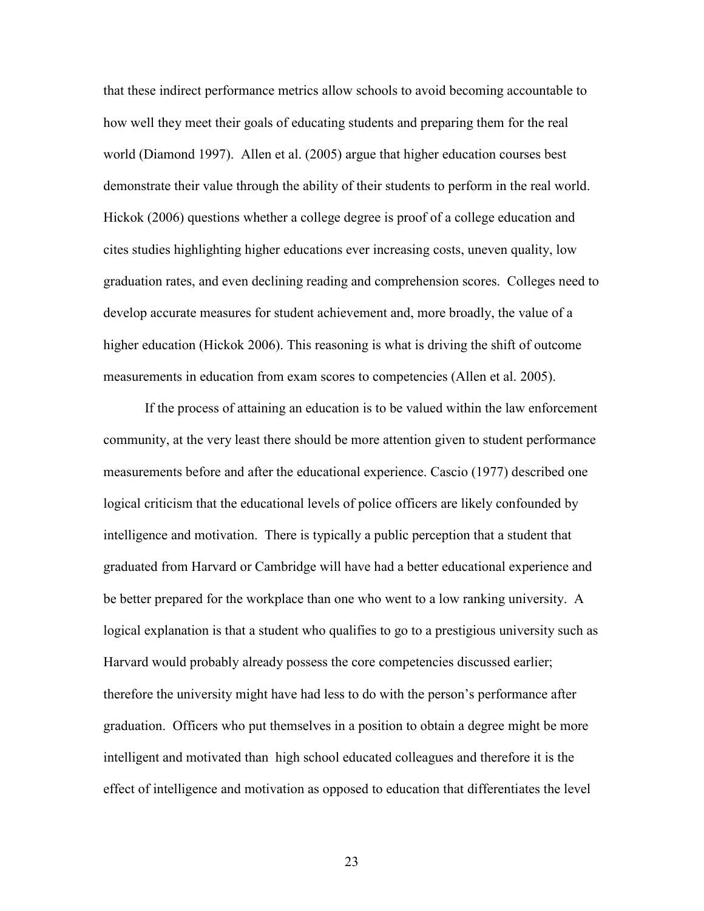that these indirect performance metrics allow schools to avoid becoming accountable to how well they meet their goals of educating students and preparing them for the real world (Diamond 1997). Allen et al. (2005) argue that higher education courses best demonstrate their value through the ability of their students to perform in the real world. Hickok (2006) questions whether a college degree is proof of a college education and cites studies highlighting higher educations ever increasing costs, uneven quality, low graduation rates, and even declining reading and comprehension scores. Colleges need to develop accurate measures for student achievement and, more broadly, the value of a higher education (Hickok 2006). This reasoning is what is driving the shift of outcome measurements in education from exam scores to competencies (Allen et al. 2005).

If the process of attaining an education is to be valued within the law enforcement community, at the very least there should be more attention given to student performance measurements before and after the educational experience. Cascio (1977) described one logical criticism that the educational levels of police officers are likely confounded by intelligence and motivation. There is typically a public perception that a student that graduated from Harvard or Cambridge will have had a better educational experience and be better prepared for the workplace than one who went to a low ranking university. A logical explanation is that a student who qualifies to go to a prestigious university such as Harvard would probably already possess the core competencies discussed earlier; therefore the university might have had less to do with the person's performance after graduation. Officers who put themselves in a position to obtain a degree might be more intelligent and motivated than high school educated colleagues and therefore it is the effect of intelligence and motivation as opposed to education that differentiates the level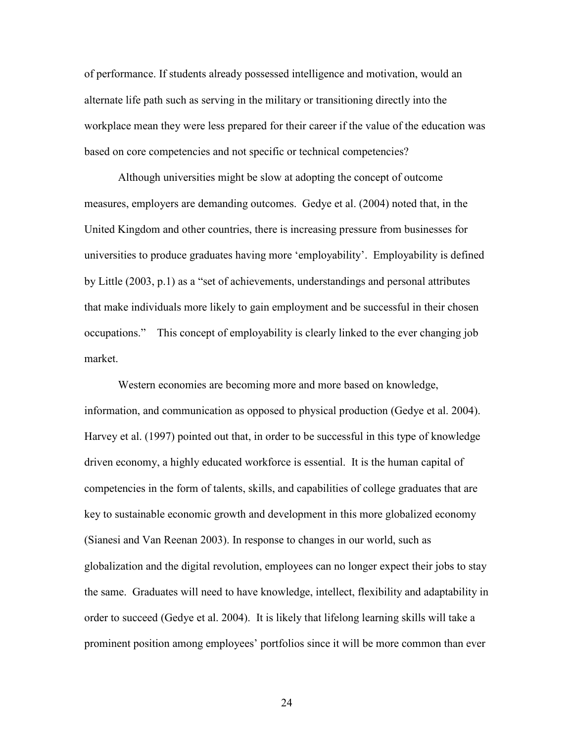of performance. If students already possessed intelligence and motivation, would an alternate life path such as serving in the military or transitioning directly into the workplace mean they were less prepared for their career if the value of the education was based on core competencies and not specific or technical competencies?

Although universities might be slow at adopting the concept of outcome measures, employers are demanding outcomes. Gedye et al. (2004) noted that, in the United Kingdom and other countries, there is increasing pressure from businesses for universities to produce graduates having more 'employability'. Employability is defined by Little (2003, p.1) as a "set of achievements, understandings and personal attributes that make individuals more likely to gain employment and be successful in their chosen occupations." This concept of employability is clearly linked to the ever changing job market.

Western economies are becoming more and more based on knowledge, information, and communication as opposed to physical production (Gedye et al. 2004). Harvey et al. (1997) pointed out that, in order to be successful in this type of knowledge driven economy, a highly educated workforce is essential. It is the human capital of competencies in the form of talents, skills, and capabilities of college graduates that are key to sustainable economic growth and development in this more globalized economy (Sianesi and Van Reenan 2003). In response to changes in our world, such as globalization and the digital revolution, employees can no longer expect their jobs to stay the same. Graduates will need to have knowledge, intellect, flexibility and adaptability in order to succeed (Gedye et al. 2004). It is likely that lifelong learning skills will take a prominent position among employees' portfolios since it will be more common than ever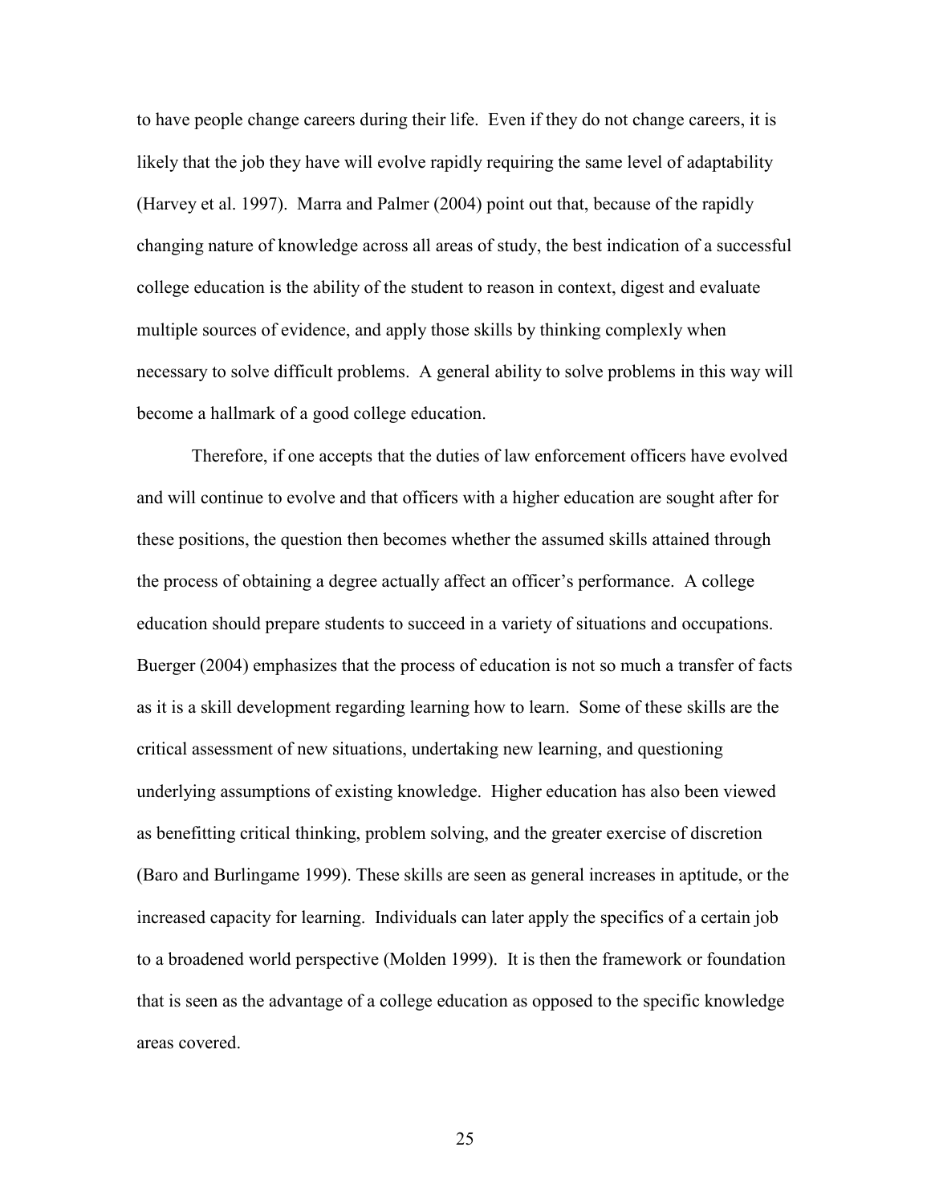to have people change careers during their life. Even if they do not change careers, it is likely that the job they have will evolve rapidly requiring the same level of adaptability (Harvey et al. 1997). Marra and Palmer (2004) point out that, because of the rapidly changing nature of knowledge across all areas of study, the best indication of a successful college education is the ability of the student to reason in context, digest and evaluate multiple sources of evidence, and apply those skills by thinking complexly when necessary to solve difficult problems. A general ability to solve problems in this way will become a hallmark of a good college education.

Therefore, if one accepts that the duties of law enforcement officers have evolved and will continue to evolve and that officers with a higher education are sought after for these positions, the question then becomes whether the assumed skills attained through the process of obtaining a degree actually affect an officer's performance. A college education should prepare students to succeed in a variety of situations and occupations. Buerger (2004) emphasizes that the process of education is not so much a transfer of facts as it is a skill development regarding learning how to learn. Some of these skills are the critical assessment of new situations, undertaking new learning, and questioning underlying assumptions of existing knowledge. Higher education has also been viewed as benefitting critical thinking, problem solving, and the greater exercise of discretion (Baro and Burlingame 1999). These skills are seen as general increases in aptitude, or the increased capacity for learning. Individuals can later apply the specifics of a certain job to a broadened world perspective (Molden 1999). It is then the framework or foundation that is seen as the advantage of a college education as opposed to the specific knowledge areas covered.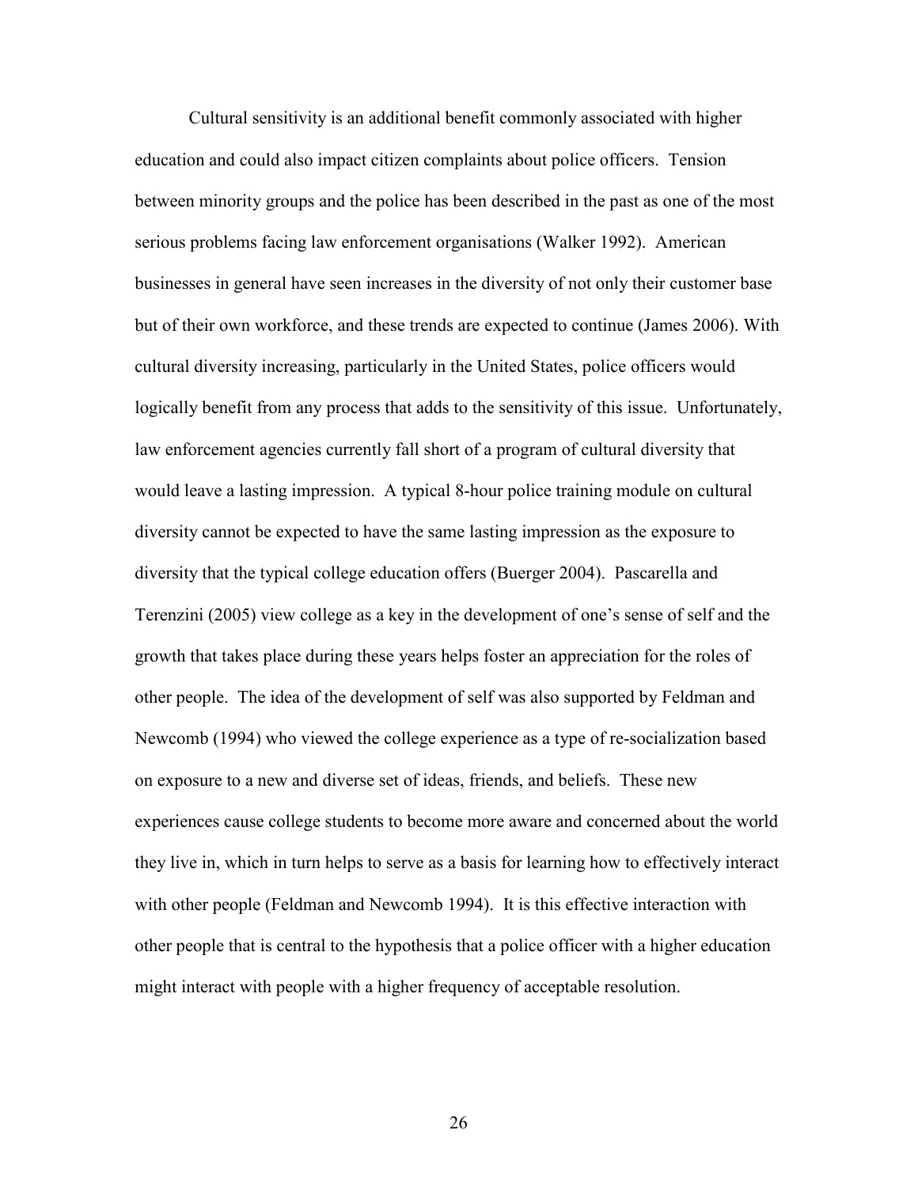Cultural sensitivity is an additional benefit commonly associated with higher education and could also impact citizen complaints about police officers. Tension between minority groups and the police has been described in the past as one of the most serious problems facing law enforcement organisations (Walker 1992). American businesses in general have seen increases in the diversity of not only their customer base but of their own workforce, and these trends are expected to continue (James 2006). With cultural diversity increasing, particularly in the United States, police officers would logically benefit from any process that adds to the sensitivity of this issue. Unfortunately, law enforcement agencies currently fall short of a program of cultural diversity that would leave a lasting impression. A typical 8-hour police training module on cultural diversity cannot be expected to have the same lasting impression as the exposure to diversity that the typical college education offers (Buerger 2004). Pascarella and Terenzini (2005) view college as a key in the development of one's sense of self and the growth that takes place during these years helps foster an appreciation for the roles of other people. The idea of the development of self was also supported by Feldman and Newcomb (1994) who viewed the college experience as a type of re-socialization based on exposure to a new and diverse set of ideas, friends, and beliefs. These new experiences cause college students to become more aware and concerned about the world they live in, which in turn helps to serve as a basis for learning how to effectively interact with other people (Feldman and Newcomb 1994). It is this effective interaction with other people that is central to the hypothesis that a police officer with a higher education might interact with people with a higher frequency of acceptable resolution.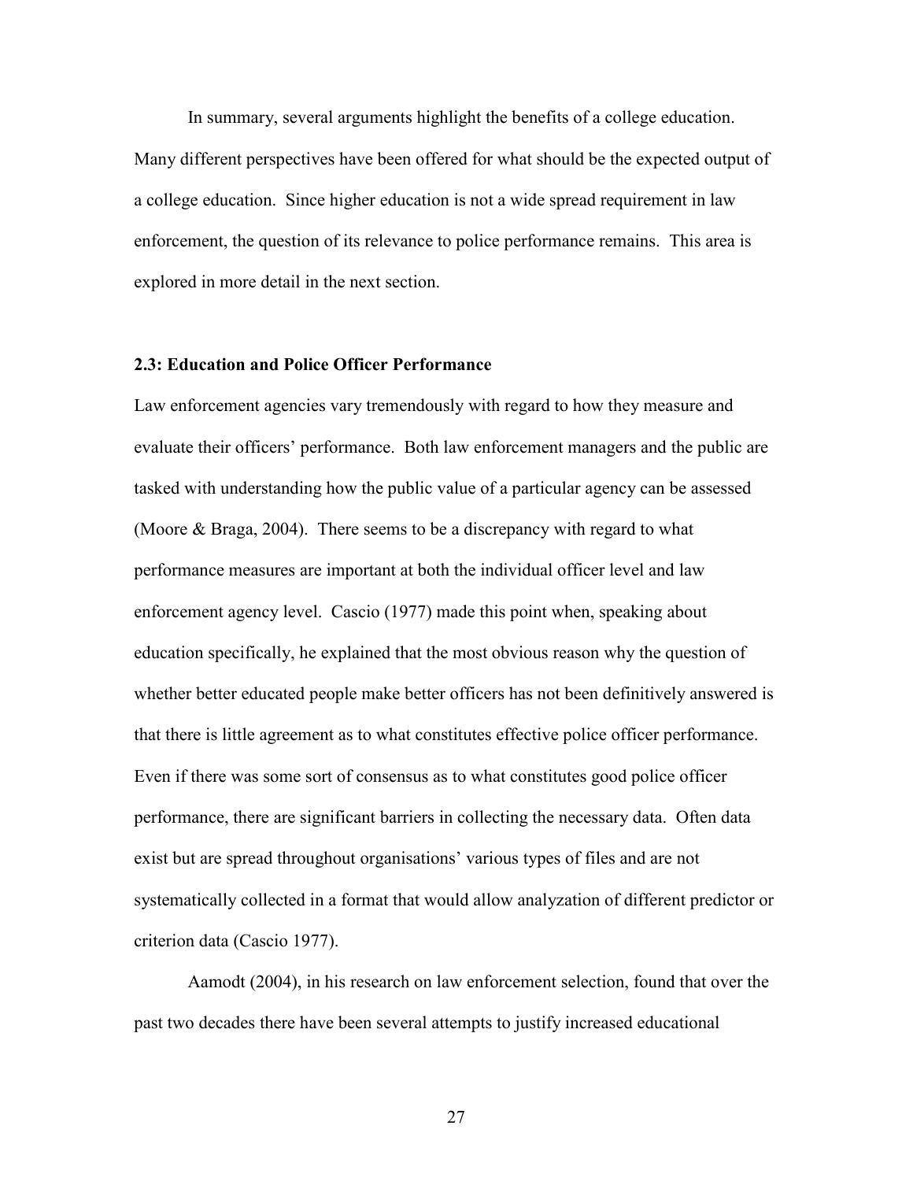In summary, several arguments highlight the benefits of a college education. Many different perspectives have been offered for what should be the expected output of a college education. Since higher education is not a wide spread requirement in law enforcement, the question of its relevance to police performance remains. This area is explored in more detail in the next section.

### 2.3: Education and Police Officer Performance

Law enforcement agencies vary tremendously with regard to how they measure and evaluate their officers' performance. Both law enforcement managers and the public are tasked with understanding how the public value of a particular agency can be assessed (Moore & Braga, 2004). There seems to be a discrepancy with regard to what performance measures are important at both the individual officer level and law enforcement agency level. Cascio (1977) made this point when, speaking about education specifically, he explained that the most obvious reason why the question of whether better educated people make better officers has not been definitively answered is that there is little agreement as to what constitutes effective police officer performance. Even if there was some sort of consensus as to what constitutes good police officer performance, there are significant barriers in collecting the necessary data. Often data exist but are spread throughout organisations' various types of files and are not systematically collected in a format that would allow analyzation of different predictor or criterion data (Cascio 1977).

Aamodt (2004), in his research on law enforcement selection, found that over the past two decades there have been several attempts to justify increased educational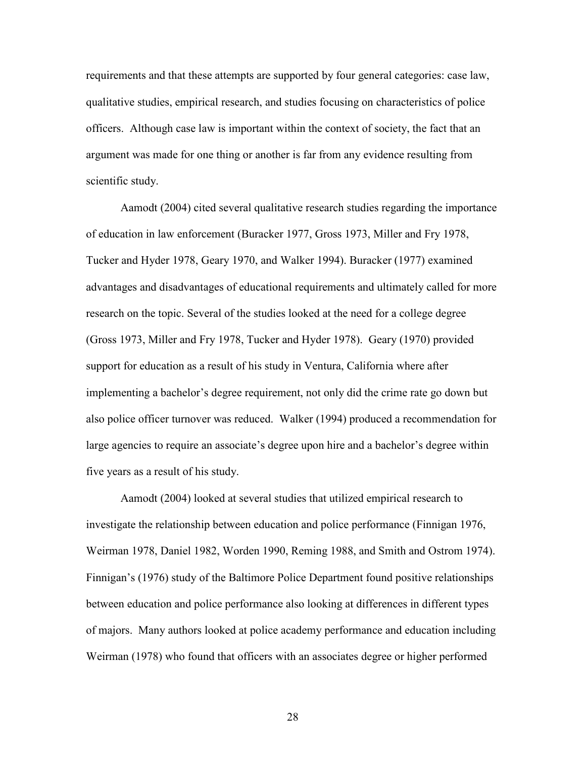requirements and that these attempts are supported by four general categories: case law, qualitative studies, empirical research, and studies focusing on characteristics of police officers. Although case law is important within the context of society, the fact that an argument was made for one thing or another is far from any evidence resulting from scientific study.

Aamodt (2004) cited several qualitative research studies regarding the importance of education in law enforcement (Buracker 1977, Gross 1973, Miller and Fry 1978, Tucker and Hyder 1978, Geary 1970, and Walker 1994). Buracker (1977) examined advantages and disadvantages of educational requirements and ultimately called for more research on the topic. Several of the studies looked at the need for a college degree (Gross 1973, Miller and Fry 1978, Tucker and Hyder 1978). Geary (1970) provided support for education as a result of his study in Ventura, California where after implementing a bachelor's degree requirement, not only did the crime rate go down but also police officer turnover was reduced. Walker (1994) produced a recommendation for large agencies to require an associate's degree upon hire and a bachelor's degree within five years as a result of his study.

Aamodt (2004) looked at several studies that utilized empirical research to investigate the relationship between education and police performance (Finnigan 1976, Weirman 1978, Daniel 1982, Worden 1990, Reming 1988, and Smith and Ostrom 1974). Finnigan's (1976) study of the Baltimore Police Department found positive relationships between education and police performance also looking at differences in different types of majors. Many authors looked at police academy performance and education including Weirman (1978) who found that officers with an associates degree or higher performed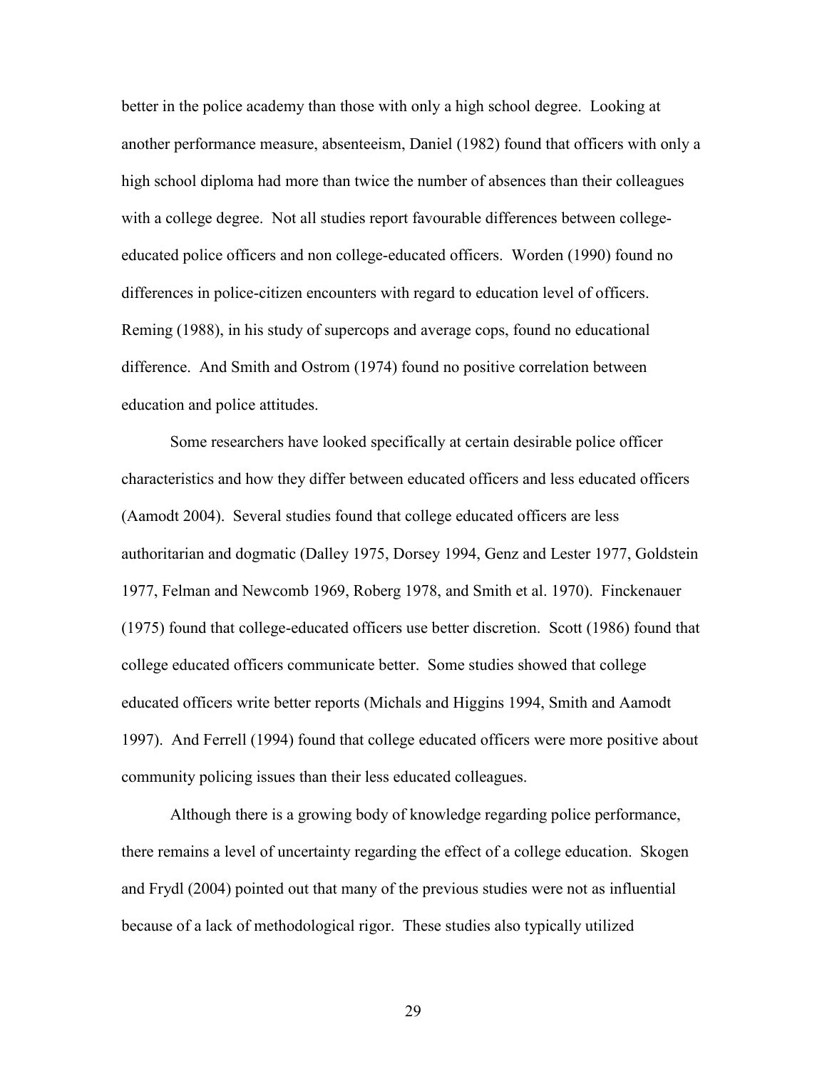better in the police academy than those with only a high school degree. Looking at another performance measure, absenteeism, Daniel (1982) found that officers with only a high school diploma had more than twice the number of absences than their colleagues with a college degree. Not all studies report favourable differences between college-educated police officers and non college-educated officers. Worden (1990) found no differences in police-citizen encounters with regard to education level of officers. Reming (1988), in his study of supercops and average cops, found no educational difference. And Smith and Ostrom (1974) found no positive correlation between education and police attitudes.

Some researchers have looked specifically at certain desirable police officer characteristics and how they differ between educated officers and less educated officers (Aamodt 2004). Several studies found that college educated officers are less authoritarian and dogmatic (Dalley 1975, Dorsey 1994, Genz and Lester 1977, Goldstein 1977, Felman and Newcomb 1969, Roberg 1978, and Smith et al. 1970). Finckenauer (1975) found that college-educated officers use better discretion. Scott (1986) found that college educated officers communicate better. Some studies showed that college educated officers write better reports (Michals and Higgins 1994, Smith and Aamodt 1997). And Ferrell (1994) found that college educated officers were more positive about community policing issues than their less educated colleagues.

Although there is a growing body of knowledge regarding police performance, there remains a level of uncertainty regarding the effect of a college education. Skogen and Frydl (2004) pointed out that many of the previous studies were not as influential because of a lack of methodological rigor. These studies also typically utilized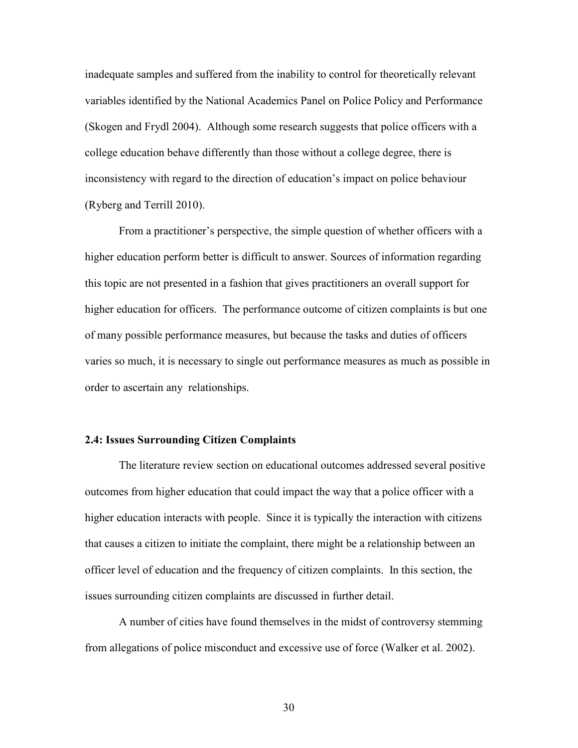inadequate samples and suffered from the inability to control for theoretically relevant variables identified by the National Academics Panel on Police Policy and Performance (Skogen and Frydl 2004). Although some research suggests that police officers with a college education behave differently than those without a college degree, there is inconsistency with regard to the direction of education's impact on police behaviour (Ryberg and Terrill 2010).

From a practitioner's perspective, the simple question of whether officers with a higher education perform better is difficult to answer. Sources of information regarding this topic are not presented in a fashion that gives practitioners an overall support for higher education for officers. The performance outcome of citizen complaints is but one of many possible performance measures, but because the tasks and duties of officers varies so much, it is necessary to single out performance measures as much as possible in order to ascertain any relationships.

### 2.4: Issues Surrounding Citizen Complaints

The literature review section on educational outcomes addressed several positive outcomes from higher education that could impact the way that a police officer with a higher education interacts with people. Since it is typically the interaction with citizens that causes a citizen to initiate the complaint, there might be a relationship between an officer level of education and the frequency of citizen complaints. In this section, the issues surrounding citizen complaints are discussed in further detail.

A number of cities have found themselves in the midst of controversy stemming from allegations of police misconduct and excessive use of force (Walker et al. 2002).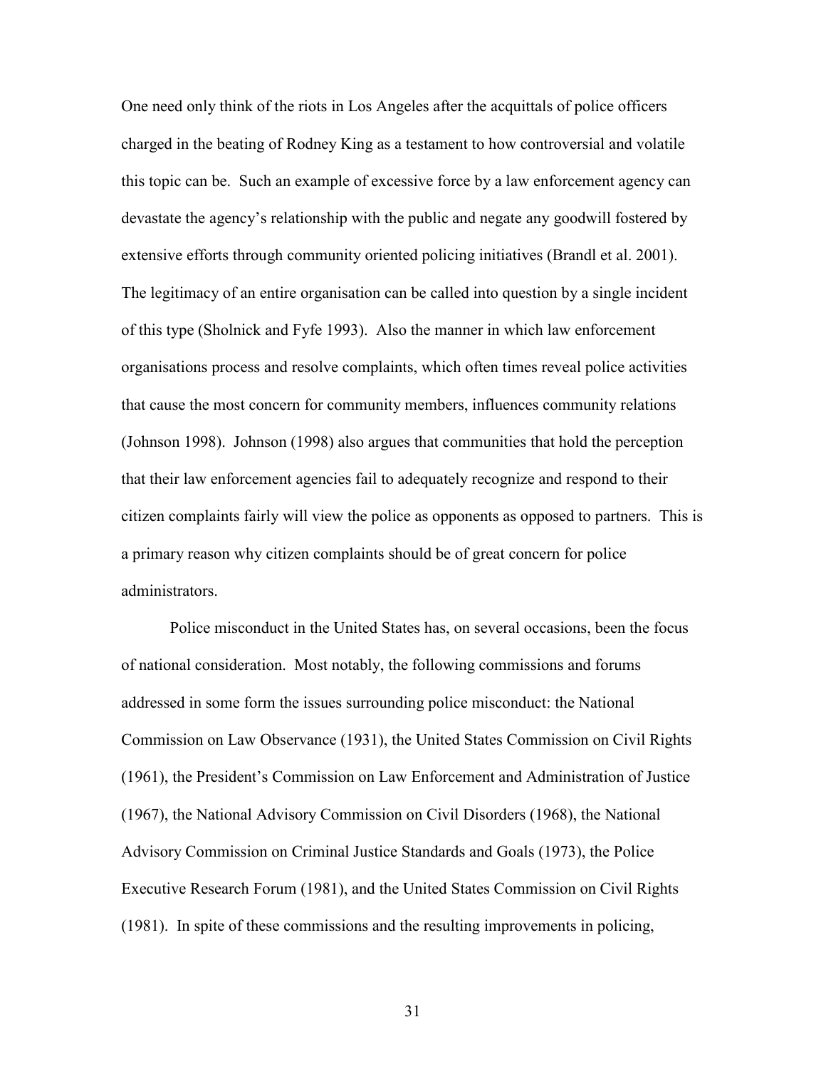One need only think of the riots in Los Angeles after the acquittals of police officers charged in the beating of Rodney King as a testament to how controversial and volatile this topic can be. Such an example of excessive force by a law enforcement agency can devastate the agency's relationship with the public and negate any goodwill fostered by extensive efforts through community oriented policing initiatives (Brandl et al. 2001). The legitimacy of an entire organisation can be called into question by a single incident of this type (Sholnick and Fyfe 1993). Also the manner in which law enforcement organisations process and resolve complaints, which often times reveal police activities that cause the most concern for community members, influences community relations (Johnson 1998). Johnson (1998) also argues that communities that hold the perception that their law enforcement agencies fail to adequately recognize and respond to their citizen complaints fairly will view the police as opponents as opposed to partners. This is a primary reason why citizen complaints should be of great concern for police administrators.

Police misconduct in the United States has, on several occasions, been the focus of national consideration. Most notably, the following commissions and forums addressed in some form the issues surrounding police misconduct: the National Commission on Law Observance (1931), the United States Commission on Civil Rights (1961), the President's Commission on Law Enforcement and Administration of Justice (1967), the National Advisory Commission on Civil Disorders (1968), the National Advisory Commission on Criminal Justice Standards and Goals (1973), the Police Executive Research Forum (1981), and the United States Commission on Civil Rights (1981). In spite of these commissions and the resulting improvements in policing,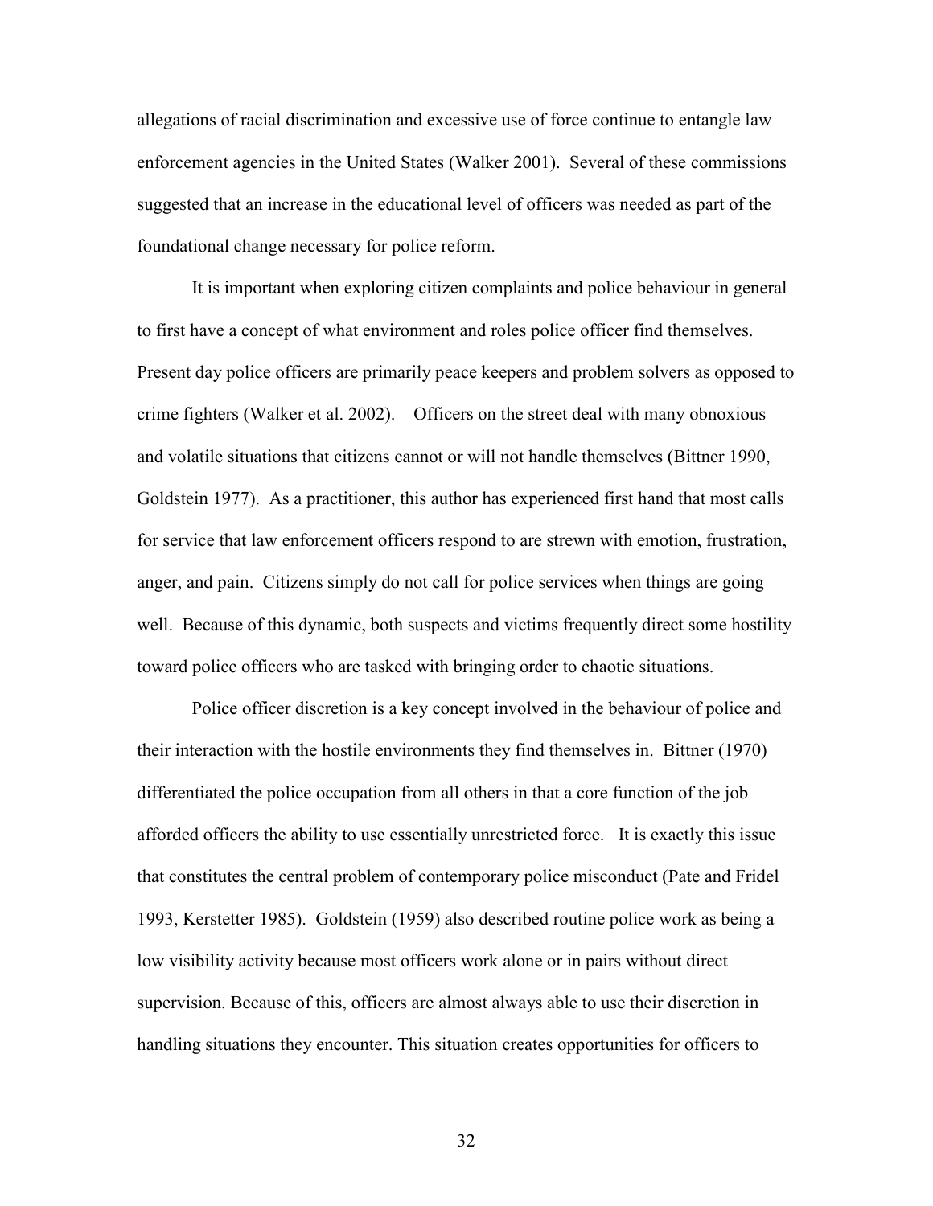allegations of racial discrimination and excessive use of force continue to entangle law enforcement agencies in the United States (Walker 2001). Several of these commissions suggested that an increase in the educational level of officers was needed as part of the foundational change necessary for police reform.

It is important when exploring citizen complaints and police behaviour in general to first have a concept of what environment and roles police officer find themselves. Present day police officers are primarily peace keepers and problem solvers as opposed to crime fighters (Walker et al. 2002). Officers on the street deal with many obnoxious and volatile situations that citizens cannot or will not handle themselves (Bittner 1990, Goldstein 1977). As a practitioner, this author has experienced first hand that most calls for service that law enforcement officers respond to are strewn with emotion, frustration, anger, and pain. Citizens simply do not call for police services when things are going well. Because of this dynamic, both suspects and victims frequently direct some hostility toward police officers who are tasked with bringing order to chaotic situations.

Police officer discretion is a key concept involved in the behaviour of police and their interaction with the hostile environments they find themselves in. Bittner (1970) differentiated the police occupation from all others in that a core function of the job afforded officers the ability to use essentially unrestricted force. It is exactly this issue that constitutes the central problem of contemporary police misconduct (Pate and Fridel 1993, Kerstetter 1985). Goldstein (1959) also described routine police work as being a low visibility activity because most officers work alone or in pairs without direct supervision. Because of this, officers are almost always able to use their discretion in handling situations they encounter. This situation creates opportunities for officers to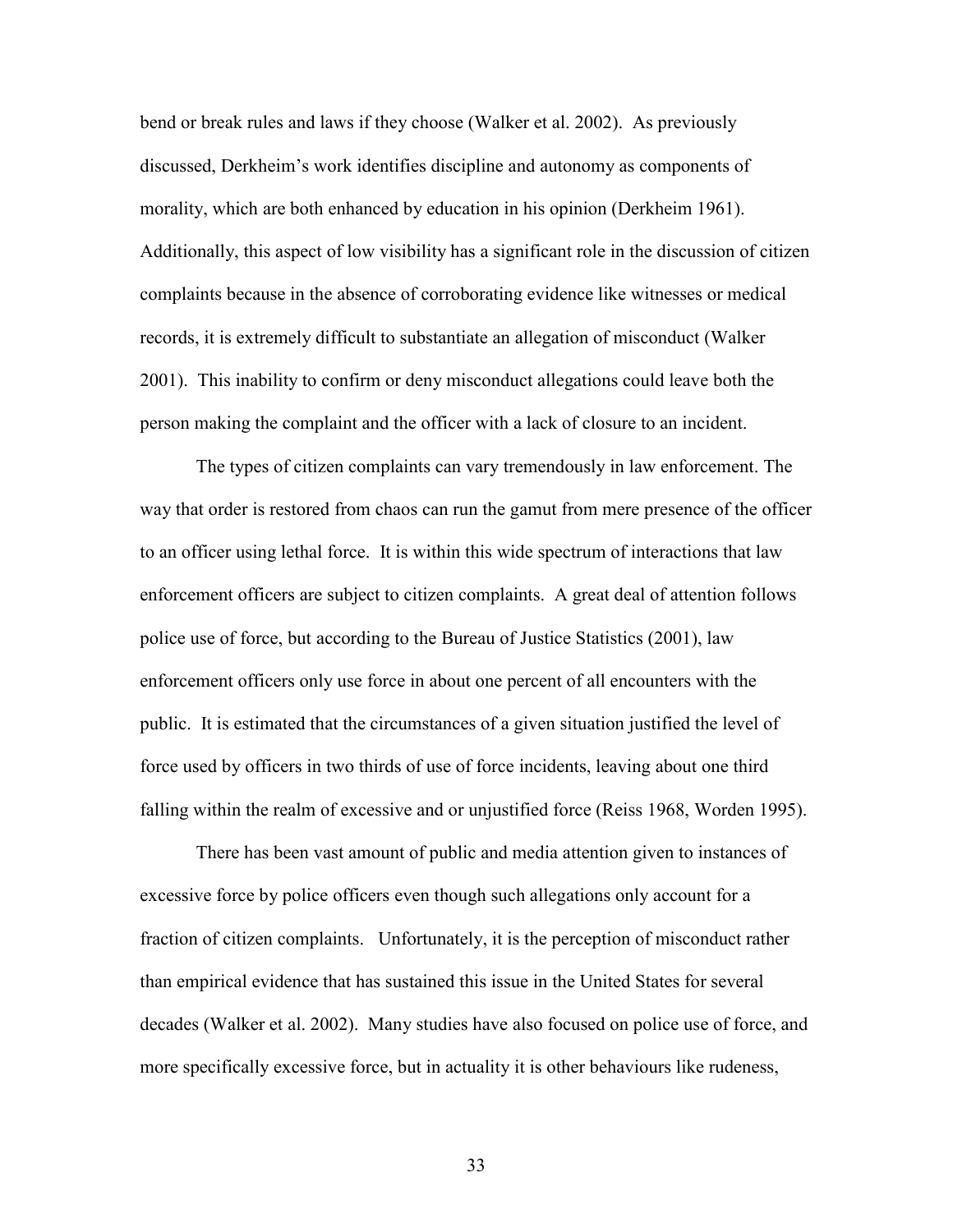bend or break rules and laws if they choose (Walker et al. 2002). As previously discussed, Derkheim's work identifies discipline and autonomy as components of morality, which are both enhanced by education in his opinion (Derkheim 1961). Additionally, this aspect of low visibility has a significant role in the discussion of citizen complaints because in the absence of corroborating evidence like witnesses or medical records, it is extremely difficult to substantiate an allegation of misconduct (Walker 2001). This inability to confirm or deny misconduct allegations could leave both the person making the complaint and the officer with a lack of closure to an incident.

The types of citizen complaints can vary tremendously in law enforcement. The way that order is restored from chaos can run the gamut from mere presence of the officer to an officer using lethal force. It is within this wide spectrum of interactions that law enforcement officers are subject to citizen complaints. A great deal of attention follows police use of force, but according to the Bureau of Justice Statistics (2001), law enforcement officers only use force in about one percent of all encounters with the public. It is estimated that the circumstances of a given situation justified the level of force used by officers in two thirds of use of force incidents, leaving about one third falling within the realm of excessive and or unjustified force (Reiss 1968, Worden 1995).

There has been vast amount of public and media attention given to instances of excessive force by police officers even though such allegations only account for a fraction of citizen complaints. Unfortunately, it is the perception of misconduct rather than empirical evidence that has sustained this issue in the United States for several decades (Walker et al. 2002). Many studies have also focused on police use of force, and more specifically excessive force, but in actuality it is other behaviours like rudeness,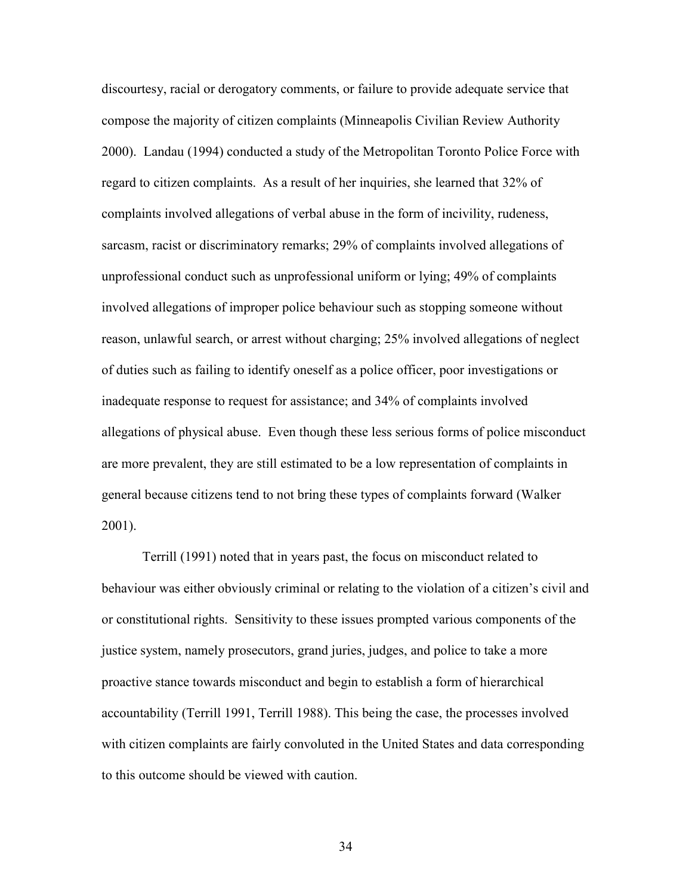discourtesy, racial or derogatory comments, or failure to provide adequate service that compose the majority of citizen complaints (Minneapolis Civilian Review Authority 2000). Landau (1994) conducted a study of the Metropolitan Toronto Police Force with regard to citizen complaints. As a result of her inquiries, she learned that 32% of complaints involved allegations of verbal abuse in the form of incivility, rudeness, sarcasm, racist or discriminatory remarks; 29% of complaints involved allegations of unprofessional conduct such as unprofessional uniform or lying; 49% of complaints involved allegations of improper police behaviour such as stopping someone without reason, unlawful search, or arrest without charging; 25% involved allegations of neglect of duties such as failing to identify oneself as a police officer, poor investigations or inadequate response to request for assistance; and 34% of complaints involved allegations of physical abuse. Even though these less serious forms of police misconduct are more prevalent, they are still estimated to be a low representation of complaints in general because citizens tend to not bring these types of complaints forward (Walker 2001).

Terrill (1991) noted that in years past, the focus on misconduct related to behaviour was either obviously criminal or relating to the violation of a citizen's civil and or constitutional rights. Sensitivity to these issues prompted various components of the justice system, namely prosecutors, grand juries, judges, and police to take a more proactive stance towards misconduct and begin to establish a form of hierarchical accountability (Terrill 1991, Terrill 1988). This being the case, the processes involved with citizen complaints are fairly convoluted in the United States and data corresponding to this outcome should be viewed with caution.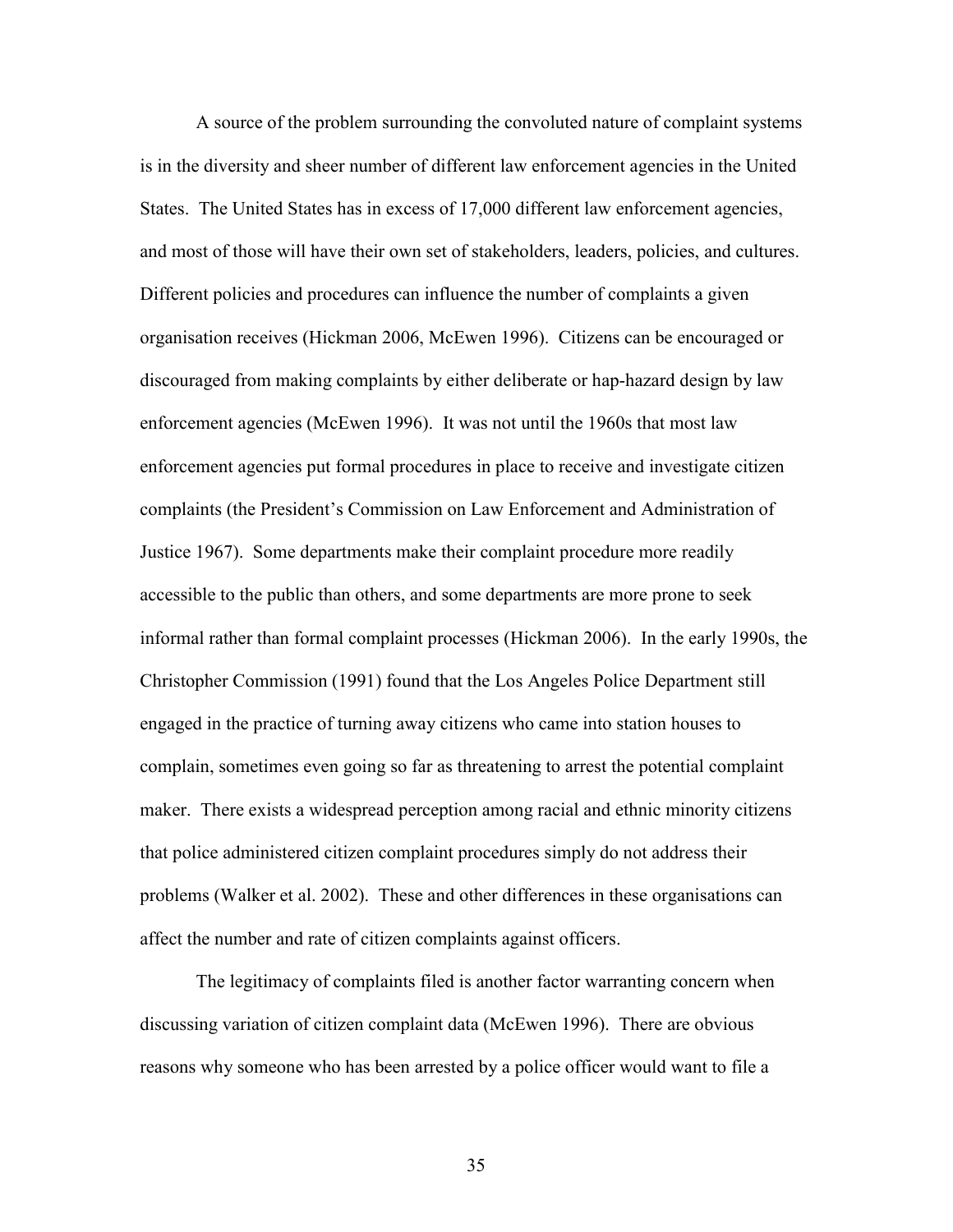A source of the problem surrounding the convoluted nature of complaint systems is in the diversity and sheer number of different law enforcement agencies in the United States. The United States has in excess of 17,000 different law enforcement agencies, and most of those will have their own set of stakeholders, leaders, policies, and cultures. Different policies and procedures can influence the number of complaints a given organisation receives (Hickman 2006, McEwen 1996). Citizens can be encouraged or discouraged from making complaints by either deliberate or hap-hazard design by law enforcement agencies (McEwen 1996). It was not until the 1960s that most law enforcement agencies put formal procedures in place to receive and investigate citizen complaints (the President's Commission on Law Enforcement and Administration of Justice 1967). Some departments make their complaint procedure more readily accessible to the public than others, and some departments are more prone to seek informal rather than formal complaint processes (Hickman 2006). In the early 1990s, the Christopher Commission (1991) found that the Los Angeles Police Department still engaged in the practice of turning away citizens who came into station houses to complain, sometimes even going so far as threatening to arrest the potential complaint maker. There exists a widespread perception among racial and ethnic minority citizens that police administered citizen complaint procedures simply do not address their problems (Walker et al. 2002). These and other differences in these organisations can affect the number and rate of citizen complaints against officers.

The legitimacy of complaints filed is another factor warranting concern when discussing variation of citizen complaint data (McEwen 1996). There are obvious reasons why someone who has been arrested by a police officer would want to file a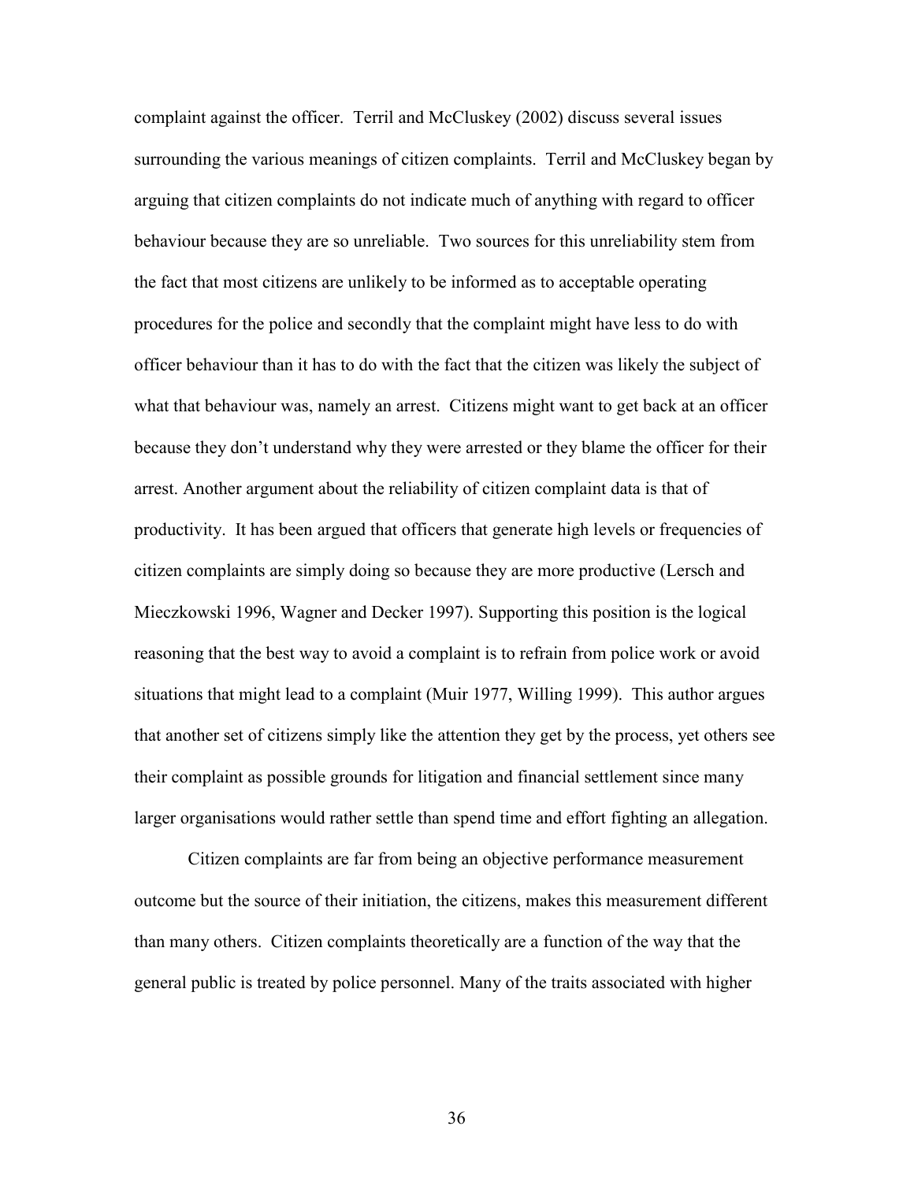complaint against the officer. Terril and McCluskey (2002) discuss several issues surrounding the various meanings of citizen complaints. Terril and McCluskey began by arguing that citizen complaints do not indicate much of anything with regard to officer behaviour because they are so unreliable. Two sources for this unreliability stem from the fact that most citizens are unlikely to be informed as to acceptable operating procedures for the police and secondly that the complaint might have less to do with officer behaviour than it has to do with the fact that the citizen was likely the subject of what that behaviour was, namely an arrest. Citizens might want to get back at an officer because they don't understand why they were arrested or they blame the officer for their arrest. Another argument about the reliability of citizen complaint data is that of productivity. It has been argued that officers that generate high levels or frequencies of citizen complaints are simply doing so because they are more productive (Lersch and Mieczkowski 1996, Wagner and Decker 1997). Supporting this position is the logical reasoning that the best way to avoid a complaint is to refrain from police work or avoid situations that might lead to a complaint (Muir 1977, Willing 1999). This author argues that another set of citizens simply like the attention they get by the process, yet others see their complaint as possible grounds for litigation and financial settlement since many larger organisations would rather settle than spend time and effort fighting an allegation.

Citizen complaints are far from being an objective performance measurement outcome but the source of their initiation, the citizens, makes this measurement different than many others. Citizen complaints theoretically are a function of the way that the general public is treated by police personnel. Many of the traits associated with higher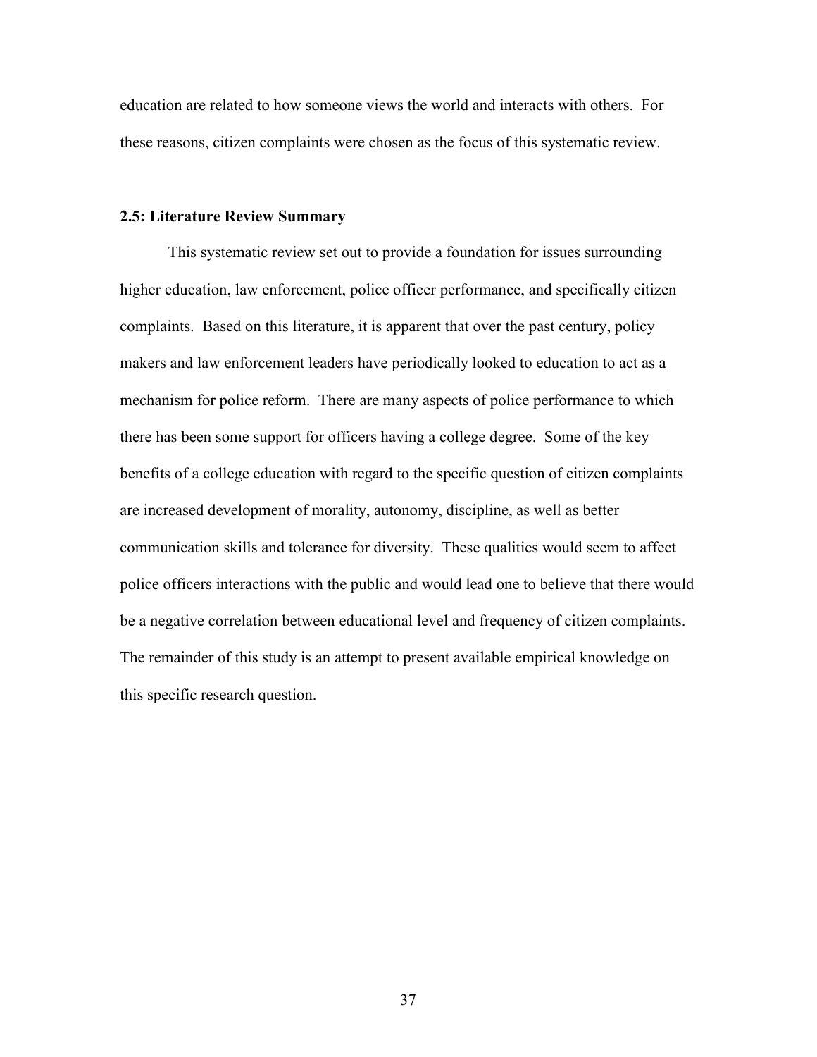education are related to how someone views the world and interacts with others. For these reasons, citizen complaints were chosen as the focus of this systematic review.

### 2.5: Literature Review Summary

This systematic review set out to provide a foundation for issues surrounding higher education, law enforcement, police officer performance, and specifically citizen complaints. Based on this literature, it is apparent that over the past century, policy makers and law enforcement leaders have periodically looked to education to act as a mechanism for police reform. There are many aspects of police performance to which there has been some support for officers having a college degree. Some of the key benefits of a college education with regard to the specific question of citizen complaints are increased development of morality, autonomy, discipline, as well as better communication skills and tolerance for diversity. These qualities would seem to affect police officers interactions with the public and would lead one to believe that there would be a negative correlation between educational level and frequency of citizen complaints. The remainder of this study is an attempt to present available empirical knowledge on this specific research question.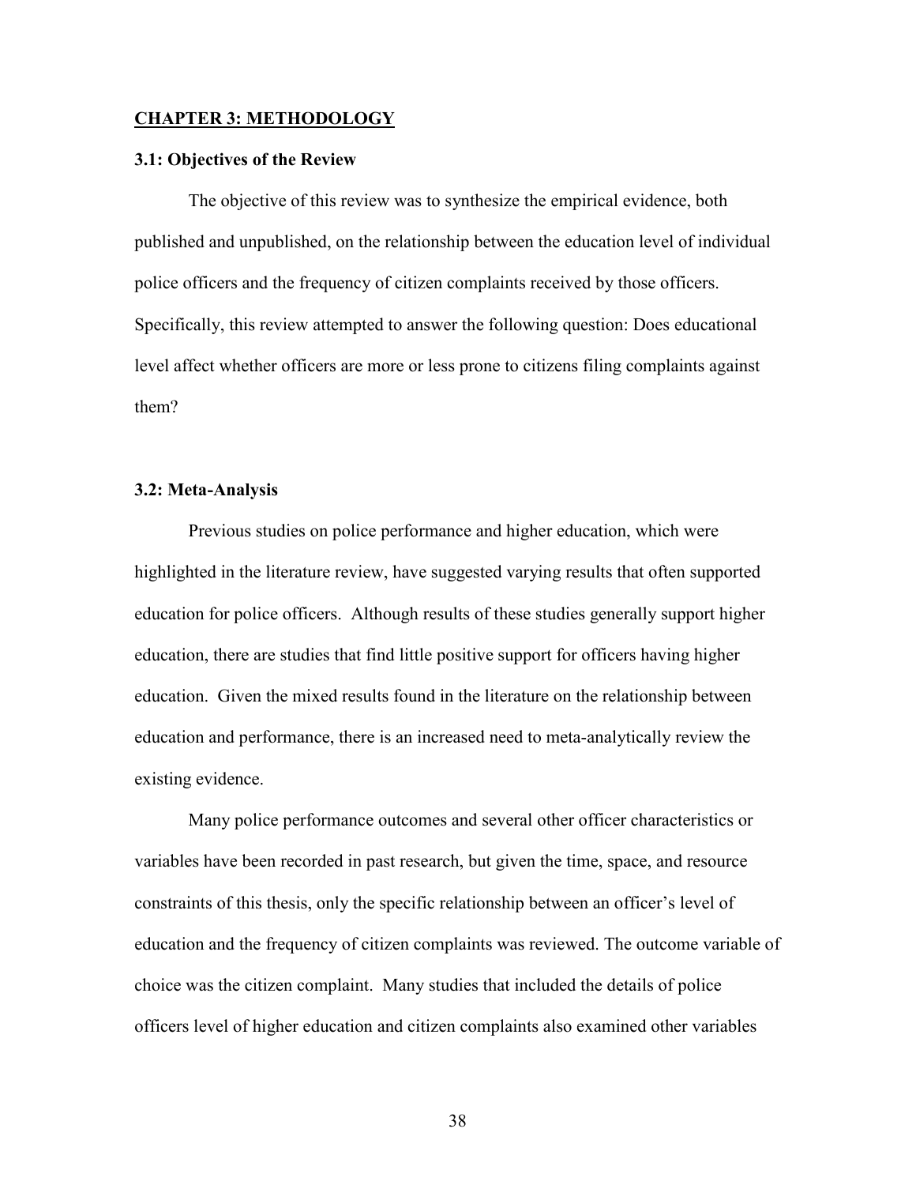## CHAPTER 3: METHODOLOGY

### 3.1: Objectives of the Review

The objective of this review was to synthesize the empirical evidence, both published and unpublished, on the relationship between the education level of individual police officers and the frequency of citizen complaints received by those officers. Specifically, this review attempted to answer the following question: Does educational level affect whether officers are more or less prone to citizens filing complaints against them?

### 3.2: Meta-Analysis

Previous studies on police performance and higher education, which were highlighted in the literature review, have suggested varying results that often supported education for police officers. Although results of these studies generally support higher education, there are studies that find little positive support for officers having higher education. Given the mixed results found in the literature on the relationship between education and performance, there is an increased need to meta-analytically review the existing evidence.

Many police performance outcomes and several other officer characteristics or variables have been recorded in past research, but given the time, space, and resource constraints of this thesis, only the specific relationship between an officer's level of education and the frequency of citizen complaints was reviewed. The outcome variable of choice was the citizen complaint. Many studies that included the details of police officers level of higher education and citizen complaints also examined other variables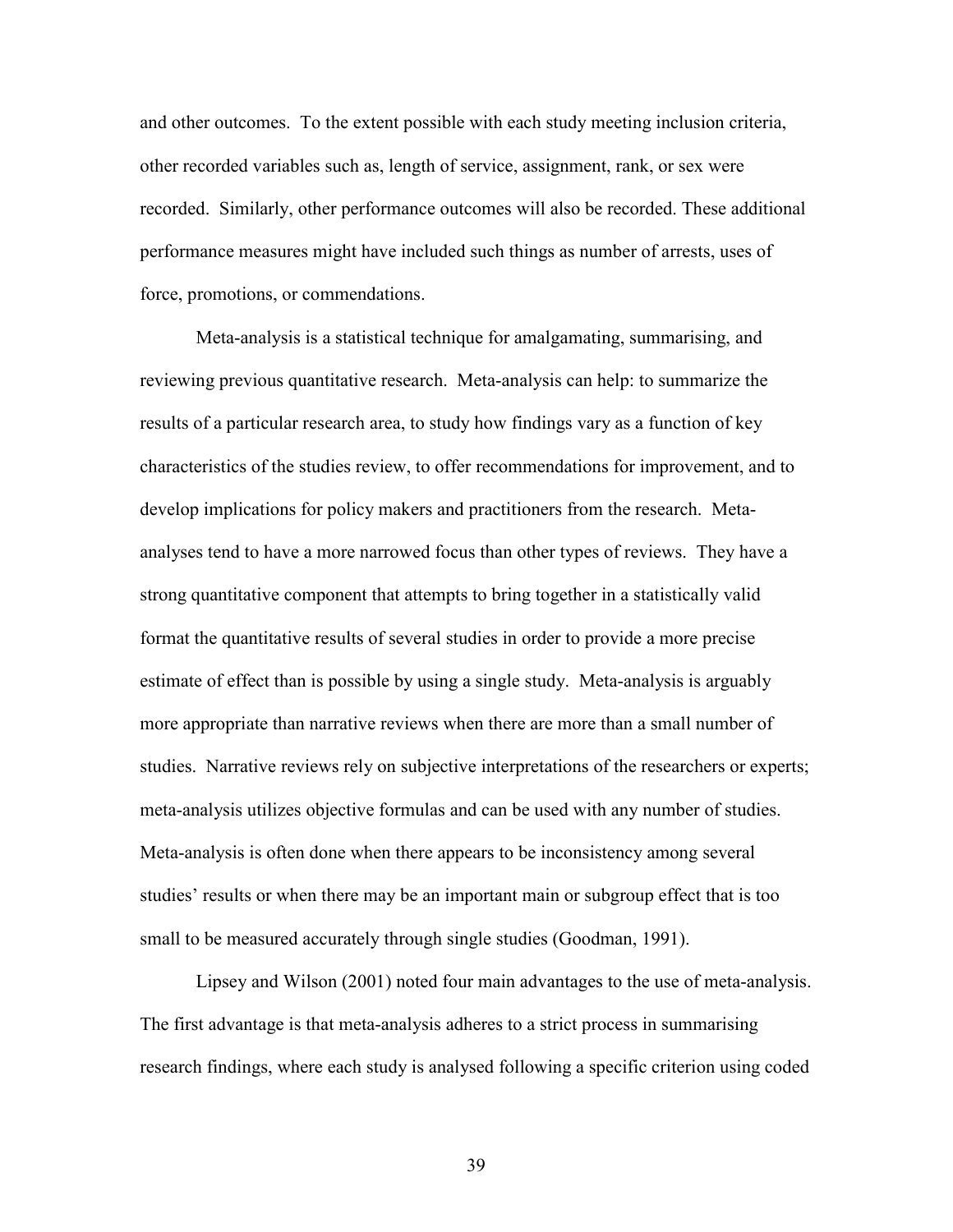and other outcomes. To the extent possible with each study meeting inclusion criteria, other recorded variables such as, length of service, assignment, rank, or sex were recorded. Similarly, other performance outcomes will also be recorded. These additional performance measures might have included such things as number of arrests, uses of force, promotions, or commendations.

Meta-analysis is a statistical technique for amalgamating, summarising, and reviewing previous quantitative research. Meta-analysis can help: to summarize the results of a particular research area, to study how findings vary as a function of key characteristics of the studies review, to offer recommendations for improvement, and to develop implications for policy makers and practitioners from the research. Meta-analyses tend to have a more narrowed focus than other types of reviews. They have a strong quantitative component that attempts to bring together in a statistically valid format the quantitative results of several studies in order to provide a more precise estimate of effect than is possible by using a single study. Meta-analysis is arguably more appropriate than narrative reviews when there are more than a small number of studies. Narrative reviews rely on subjective interpretations of the researchers or experts; meta-analysis utilizes objective formulas and can be used with any number of studies. Meta-analysis is often done when there appears to be inconsistency among several studies' results or when there may be an important main or subgroup effect that is too small to be measured accurately through single studies (Goodman, 1991).

Lipsey and Wilson (2001) noted four main advantages to the use of meta-analysis. The first advantage is that meta-analysis adheres to a strict process in summarising research findings, where each study is analysed following a specific criterion using coded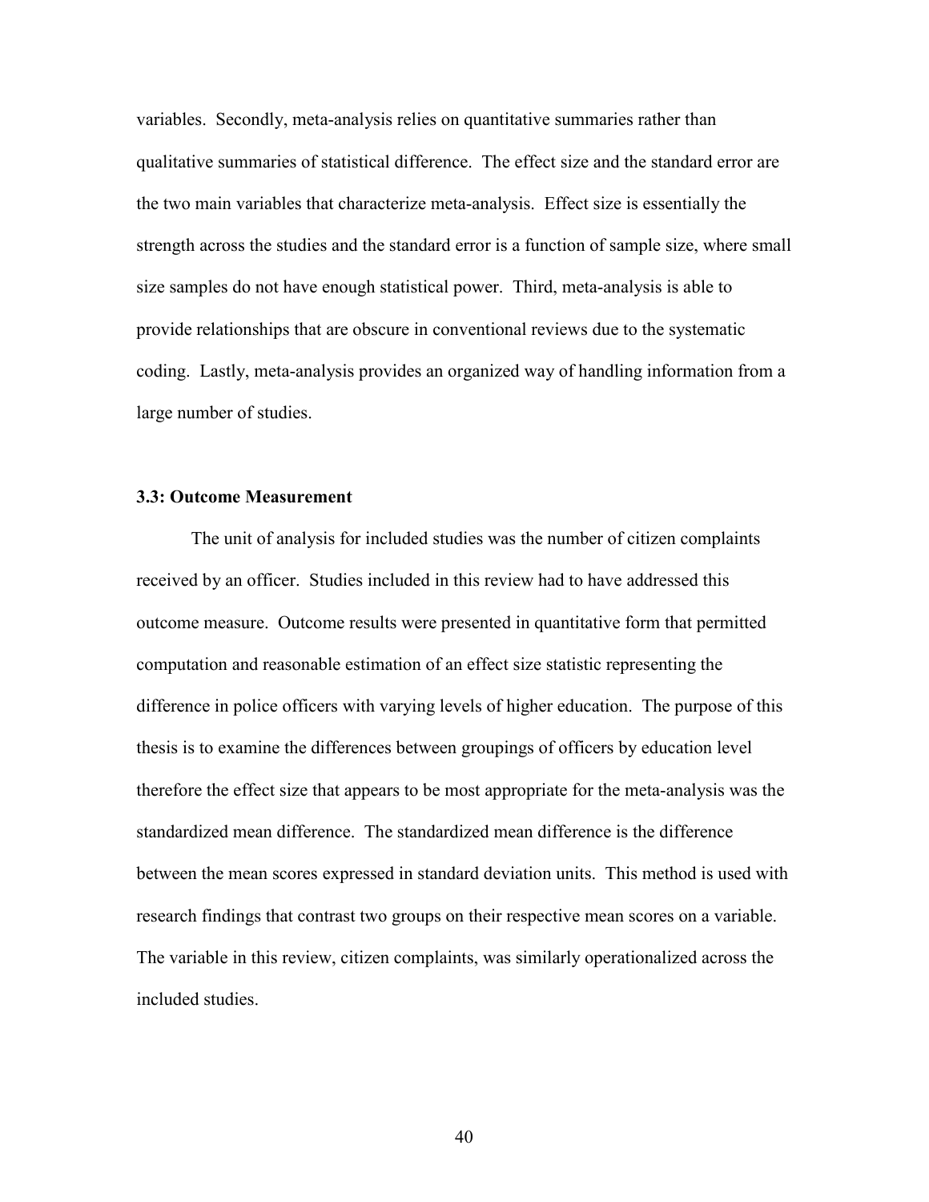variables. Secondly, meta-analysis relies on quantitative summaries rather than qualitative summaries of statistical difference. The effect size and the standard error are the two main variables that characterize meta-analysis. Effect size is essentially the strength across the studies and the standard error is a function of sample size, where small size samples do not have enough statistical power. Third, meta-analysis is able to provide relationships that are obscure in conventional reviews due to the systematic coding. Lastly, meta-analysis provides an organized way of handling information from a large number of studies.

### 3.3: Outcome Measurement

The unit of analysis for included studies was the number of citizen complaints received by an officer. Studies included in this review had to have addressed this outcome measure. Outcome results were presented in quantitative form that permitted computation and reasonable estimation of an effect size statistic representing the difference in police officers with varying levels of higher education. The purpose of this thesis is to examine the differences between groupings of officers by education level therefore the effect size that appears to be most appropriate for the meta-analysis was the standardized mean difference. The standardized mean difference is the difference between the mean scores expressed in standard deviation units. This method is used with research findings that contrast two groups on their respective mean scores on a variable. The variable in this review, citizen complaints, was similarly operationalized across the included studies.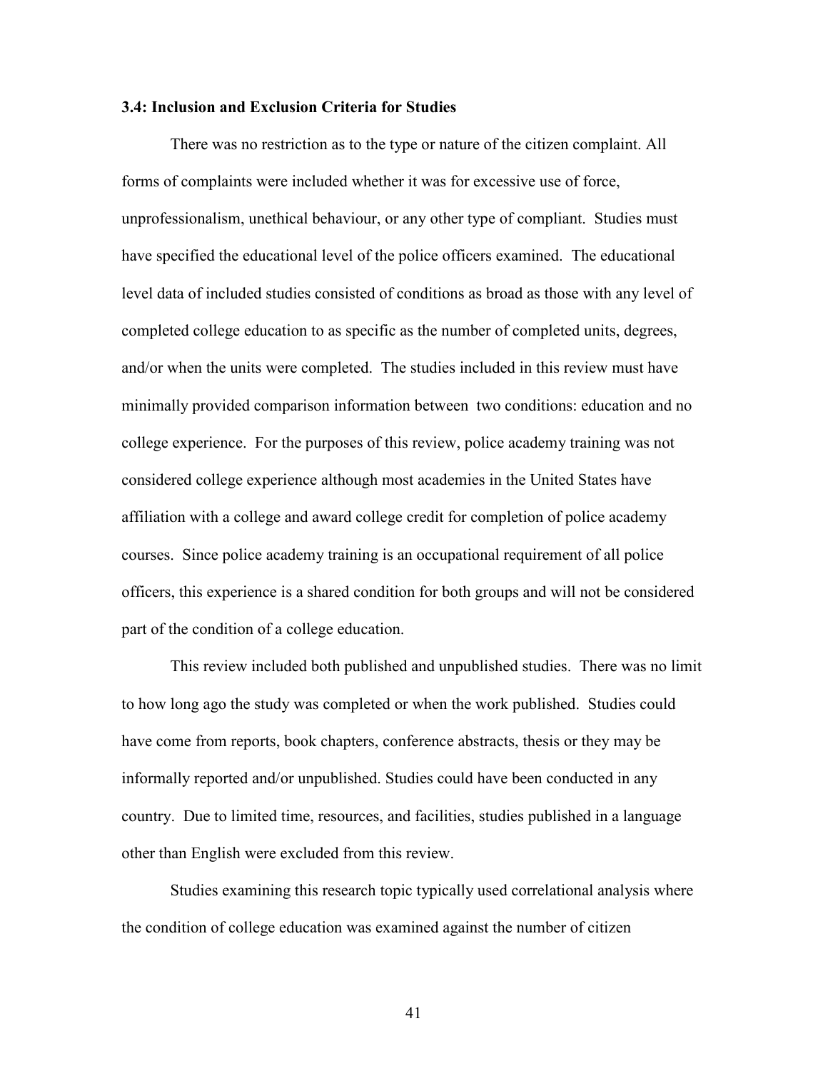### 3.4: Inclusion and Exclusion Criteria for Studies

There was no restriction as to the type or nature of the citizen complaint. All forms of complaints were included whether it was for excessive use of force, unprofessionalism, unethical behaviour, or any other type of compliant. Studies must have specified the educational level of the police officers examined. The educational level data of included studies consisted of conditions as broad as those with any level of completed college education to as specific as the number of completed units, degrees, and/or when the units were completed. The studies included in this review must have minimally provided comparison information between two conditions: education and no college experience. For the purposes of this review, police academy training was not considered college experience although most academies in the United States have affiliation with a college and award college credit for completion of police academy courses. Since police academy training is an occupational requirement of all police officers, this experience is a shared condition for both groups and will not be considered part of the condition of a college education.

This review included both published and unpublished studies. There was no limit to how long ago the study was completed or when the work published. Studies could have come from reports, book chapters, conference abstracts, thesis or they may be informally reported and/or unpublished. Studies could have been conducted in any country. Due to limited time, resources, and facilities, studies published in a language other than English were excluded from this review.

Studies examining this research topic typically used correlational analysis where the condition of college education was examined against the number of citizen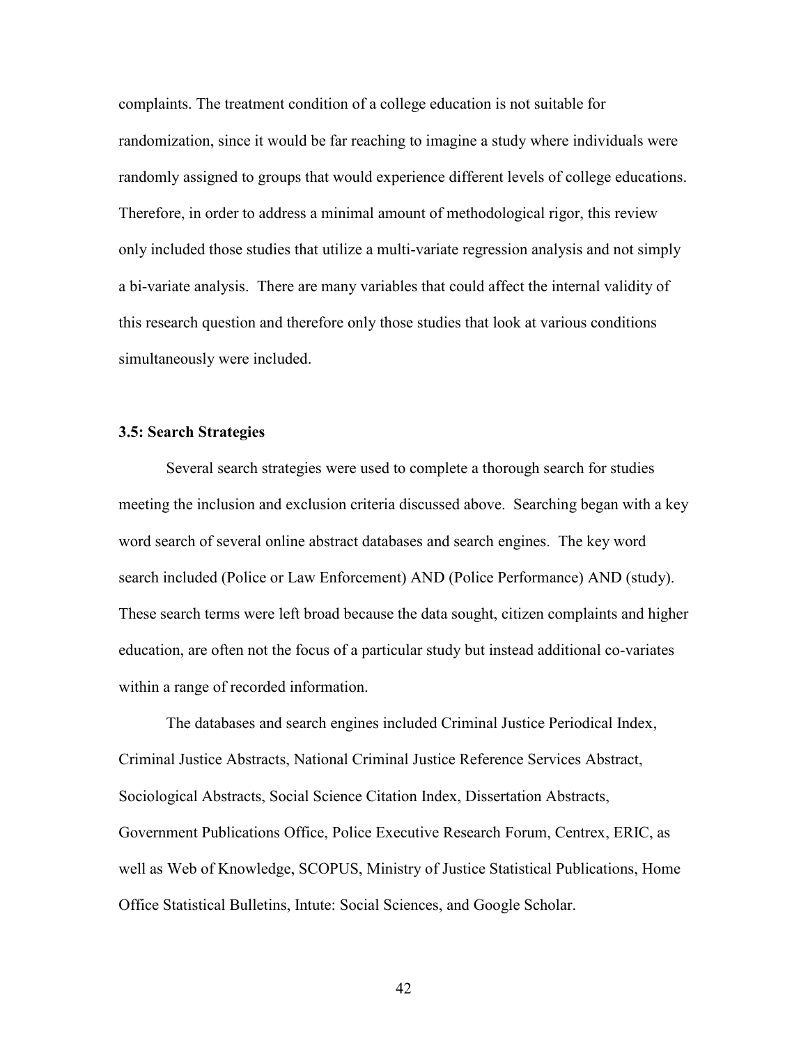complaints. The treatment condition of a college education is not suitable for randomization, since it would be far reaching to imagine a study where individuals were randomly assigned to groups that would experience different levels of college educations. Therefore, in order to address a minimal amount of methodological rigor, this review only included those studies that utilize a multi-variate regression analysis and not simply a bi-variate analysis. There are many variables that could affect the internal validity of this research question and therefore only those studies that look at various conditions simultaneously were included.

### 3.5: Search Strategies

Several search strategies were used to complete a thorough search for studies meeting the inclusion and exclusion criteria discussed above. Searching began with a key word search of several online abstract databases and search engines. The key word search included (Police or Law Enforcement) AND (Police Performance) AND (study). These search terms were left broad because the data sought, citizen complaints and higher education, are often not the focus of a particular study but instead additional co-variates within a range of recorded information.

The databases and search engines included Criminal Justice Periodical Index, Criminal Justice Abstracts, National Criminal Justice Reference Services Abstract, Sociological Abstracts, Social Science Citation Index, Dissertation Abstracts, Government Publications Office, Police Executive Research Forum, Centrex, ERIC, as well as Web of Knowledge, SCOPUS, Ministry of Justice Statistical Publications, Home Office Statistical Bulletins, Intute: Social Sciences, and Google Scholar.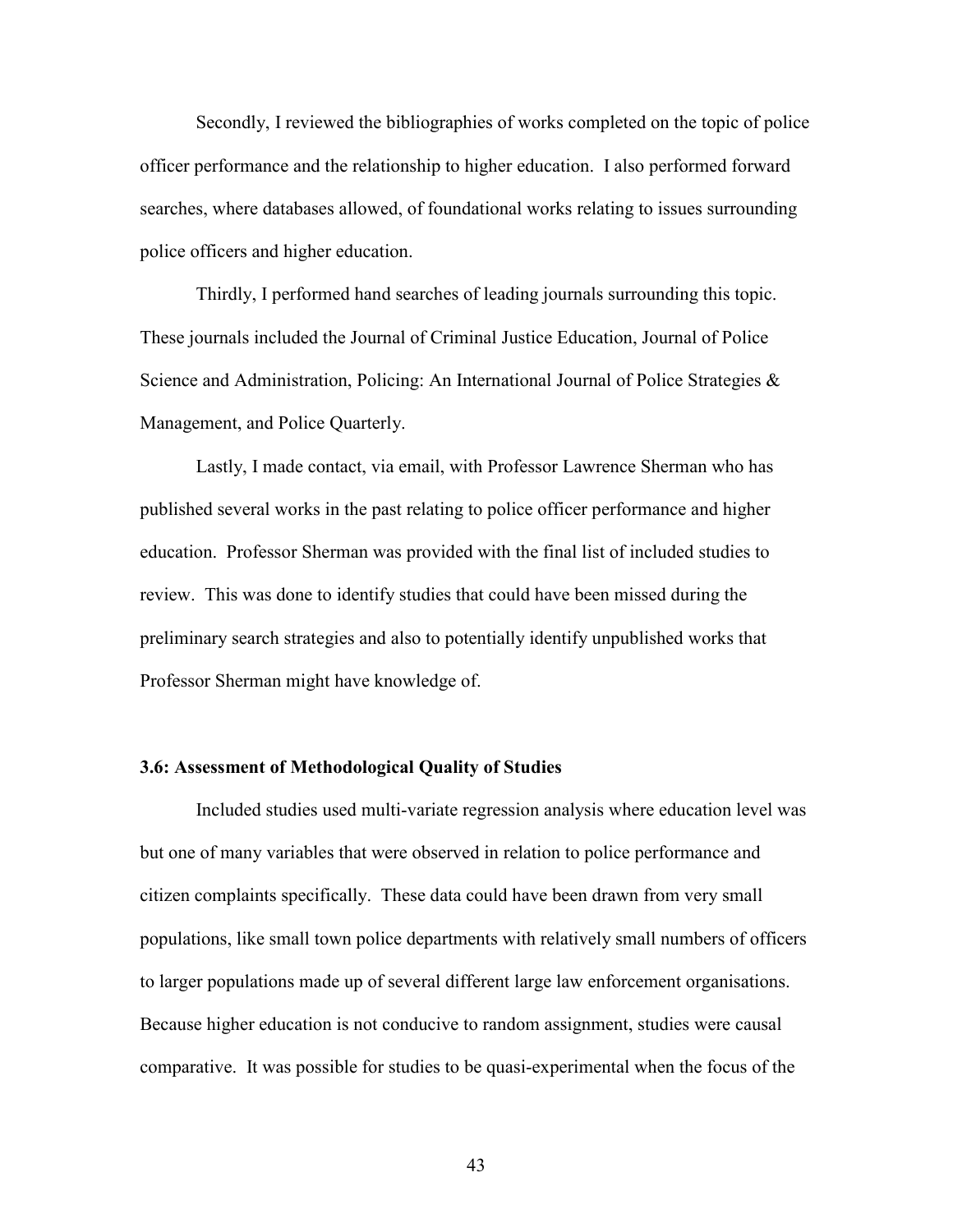Secondly, I reviewed the bibliographies of works completed on the topic of police officer performance and the relationship to higher education. I also performed forward searches, where databases allowed, of foundational works relating to issues surrounding police officers and higher education.

Thirdly, I performed hand searches of leading journals surrounding this topic. These journals included the Journal of Criminal Justice Education, Journal of Police Science and Administration, Policing: An International Journal of Police Strategies & Management, and Police Quarterly.

Lastly, I made contact, via email, with Professor Lawrence Sherman who has published several works in the past relating to police officer performance and higher education. Professor Sherman was provided with the final list of included studies to review. This was done to identify studies that could have been missed during the preliminary search strategies and also to potentially identify unpublished works that Professor Sherman might have knowledge of.

### 3.6: Assessment of Methodological Quality of Studies

Included studies used multi-variate regression analysis where education level was but one of many variables that were observed in relation to police performance and citizen complaints specifically. These data could have been drawn from very small populations, like small town police departments with relatively small numbers of officers to larger populations made up of several different large law enforcement organisations. Because higher education is not conducive to random assignment, studies were causal comparative. It was possible for studies to be quasi-experimental when the focus of the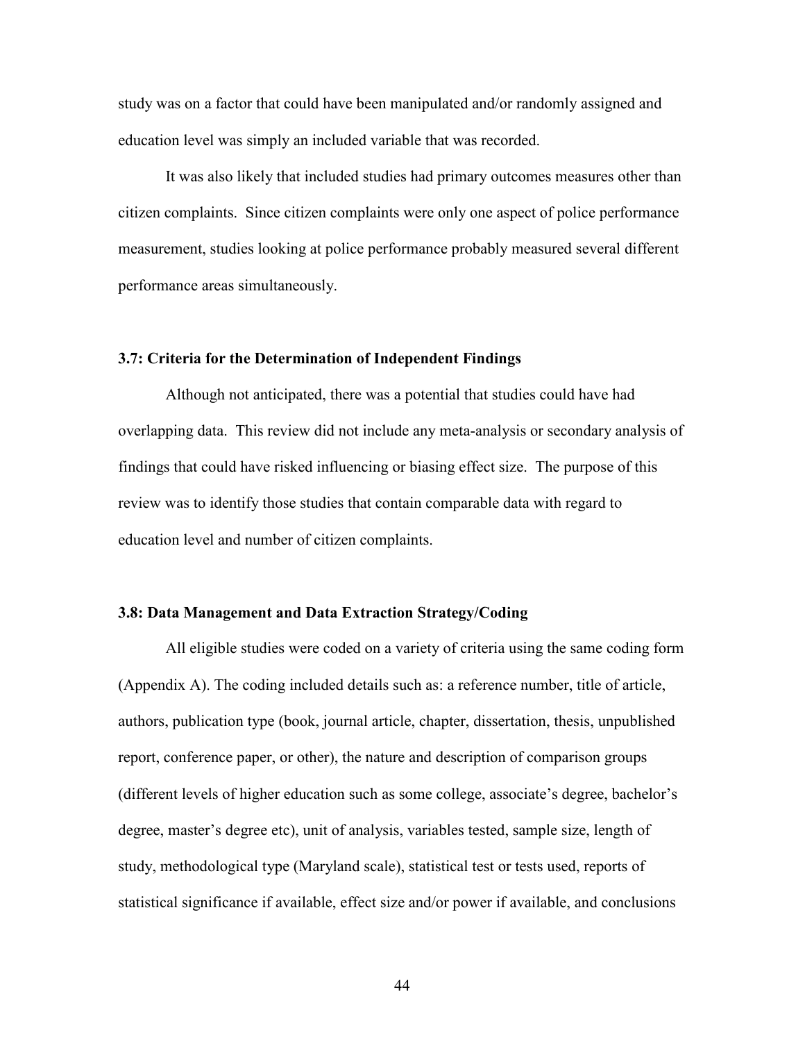study was on a factor that could have been manipulated and/or randomly assigned and education level was simply an included variable that was recorded.

It was also likely that included studies had primary outcomes measures other than citizen complaints. Since citizen complaints were only one aspect of police performance measurement, studies looking at police performance probably measured several different performance areas simultaneously.

### 3.7: Criteria for the Determination of Independent Findings

Although not anticipated, there was a potential that studies could have had overlapping data. This review did not include any meta-analysis or secondary analysis of findings that could have risked influencing or biasing effect size. The purpose of this review was to identify those studies that contain comparable data with regard to education level and number of citizen complaints.

### 3.8: Data Management and Data Extraction Strategy/Coding

All eligible studies were coded on a variety of criteria using the same coding form (Appendix A). The coding included details such as: a reference number, title of article, authors, publication type (book, journal article, chapter, dissertation, thesis, unpublished report, conference paper, or other), the nature and description of comparison groups (different levels of higher education such as some college, associate's degree, bachelor's degree, master's degree etc), unit of analysis, variables tested, sample size, length of study, methodological type (Maryland scale), statistical test or tests used, reports of statistical significance if available, effect size and/or power if available, and conclusions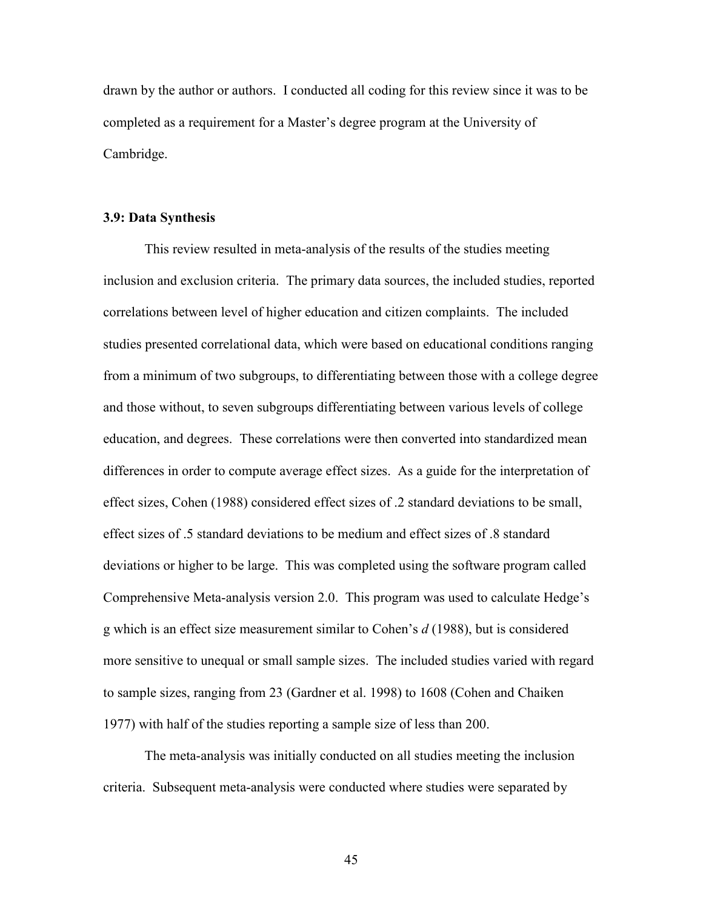drawn by the author or authors. I conducted all coding for this review since it was to be completed as a requirement for a Master's degree program at the University of Cambridge.

### 3.9: Data Synthesis

This review resulted in meta-analysis of the results of the studies meeting inclusion and exclusion criteria. The primary data sources, the included studies, reported correlations between level of higher education and citizen complaints. The included studies presented correlational data, which were based on educational conditions ranging from a minimum of two subgroups, to differentiating between those with a college degree and those without, to seven subgroups differentiating between various levels of college education, and degrees. These correlations were then converted into standardized mean differences in order to compute average effect sizes. As a guide for the interpretation of effect sizes, Cohen (1988) considered effect sizes of .2 standard deviations to be small, effect sizes of .5 standard deviations to be medium and effect sizes of .8 standard deviations or higher to be large. This was completed using the software program called Comprehensive Meta-analysis version 2.0. This program was used to calculate Hedge's g which is an effect size measurement similar to Cohen's *d* (1988), but is considered more sensitive to unequal or small sample sizes. The included studies varied with regard to sample sizes, ranging from 23 (Gardner et al. 1998) to 1608 (Cohen and Chaiken 1977) with half of the studies reporting a sample size of less than 200.

The meta-analysis was initially conducted on all studies meeting the inclusion criteria. Subsequent meta-analysis were conducted where studies were separated by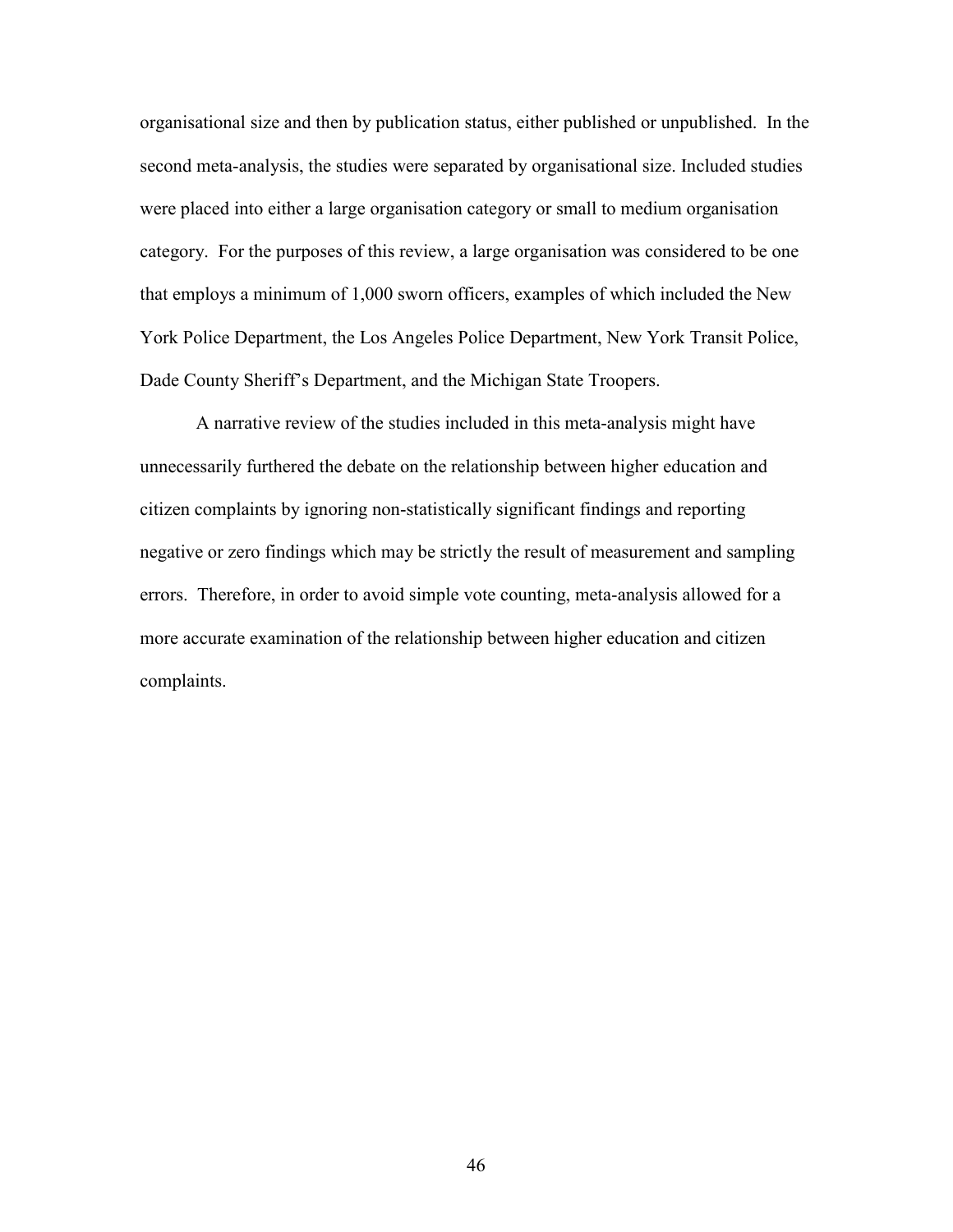organisational size and then by publication status, either published or unpublished. In the second meta-analysis, the studies were separated by organisational size. Included studies were placed into either a large organisation category or small to medium organisation category. For the purposes of this review, a large organisation was considered to be one that employs a minimum of 1,000 sworn officers, examples of which included the New York Police Department, the Los Angeles Police Department, New York Transit Police, Dade County Sheriff's Department, and the Michigan State Troopers.

A narrative review of the studies included in this meta-analysis might have unnecessarily furthered the debate on the relationship between higher education and citizen complaints by ignoring non-statistically significant findings and reporting negative or zero findings which may be strictly the result of measurement and sampling errors. Therefore, in order to avoid simple vote counting, meta-analysis allowed for a more accurate examination of the relationship between higher education and citizen complaints.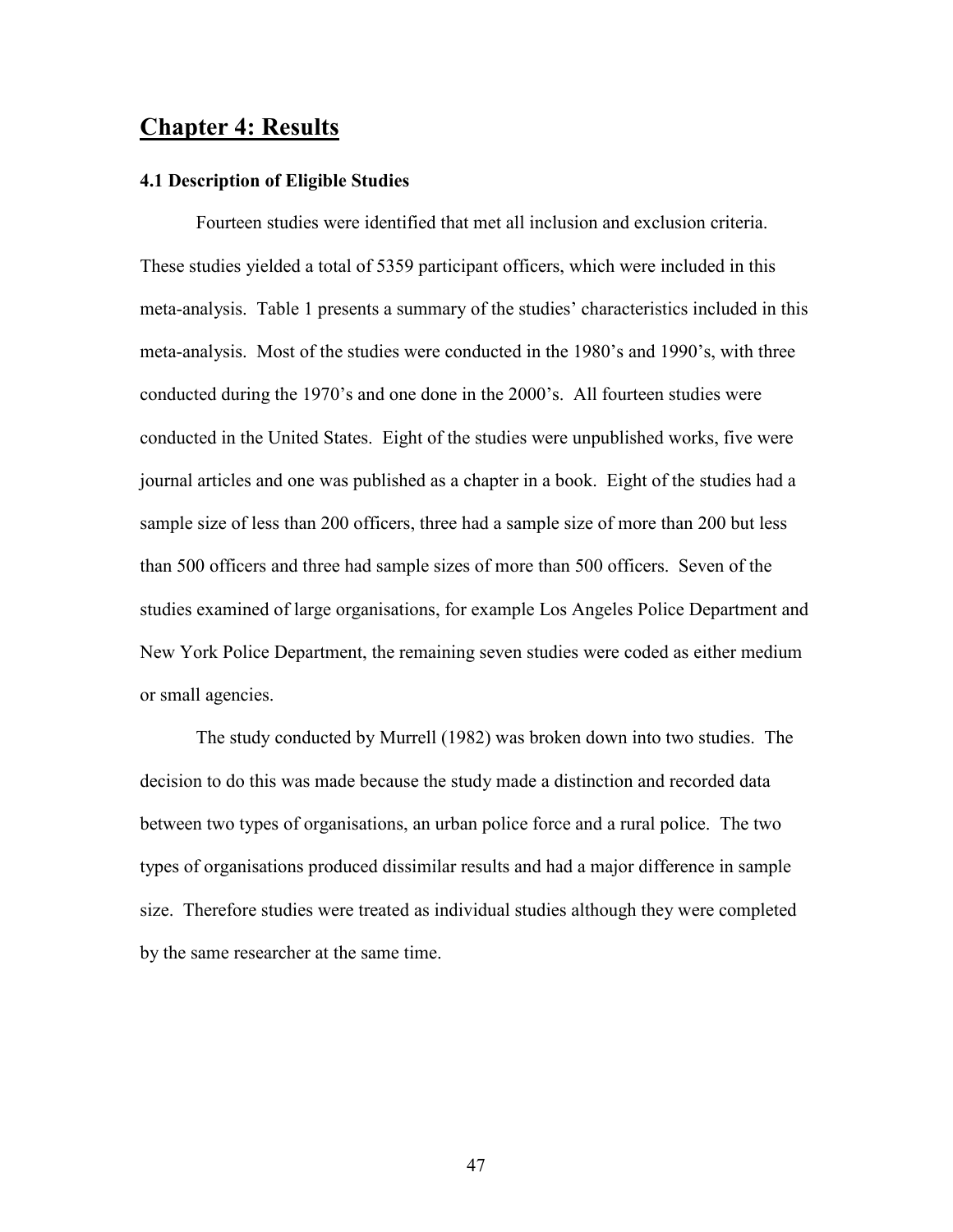# Chapter 4: Results

### 4.1 Description of Eligible Studies

Fourteen studies were identified that met all inclusion and exclusion criteria. These studies yielded a total of 5359 participant officers, which were included in this meta-analysis. Table 1 presents a summary of the studies' characteristics included in this meta-analysis. Most of the studies were conducted in the 1980's and 1990's, with three conducted during the 1970's and one done in the 2000's. All fourteen studies were conducted in the United States. Eight of the studies were unpublished works, five were journal articles and one was published as a chapter in a book. Eight of the studies had a sample size of less than 200 officers, three had a sample size of more than 200 but less than 500 officers and three had sample sizes of more than 500 officers. Seven of the studies examined of large organisations, for example Los Angeles Police Department and New York Police Department, the remaining seven studies were coded as either medium or small agencies.

The study conducted by Murrell (1982) was broken down into two studies. The decision to do this was made because the study made a distinction and recorded data between two types of organisations, an urban police force and a rural police. The two types of organisations produced dissimilar results and had a major difference in sample size. Therefore studies were treated as individual studies although they were completed by the same researcher at the same time.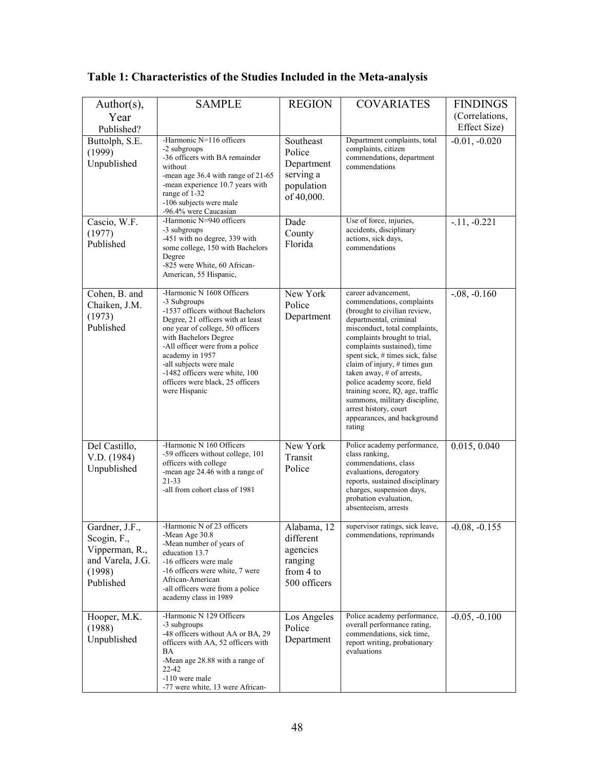**Table 1: Characteristics of the Studies Included in the Meta-analysis**

| Author(s), Year Published? | SAMPLE | REGION | COVARIATES | FINDINGS (Correlations, Effect Size) |
|---|---|---|---|---|
| Buttolph, S.E. (1999) Unpublished | -Harmonic N=116 officers<br>-2 subgroups<br>-36 officers with BA remainder without<br>-mean age 36.4 with range of 21-65<br>-mean experience 10.7 years with range of 1-32<br>-106 subjects were male<br>-96.4% were Caucasian | Southeast Police Department serving a population of 40,000. | Department complaints, total complaints, citizen commendations, department commendations | -0.01, -0.020 |
| Cascio, W.F. (1977) Published | -Harmonic N=940 officers<br>-3 subgroups<br>-451 with no degree, 339 with some college, 150 with Bachelors Degree<br>-825 were White, 60 African-American, 55 Hispanic, | Dade County Florida | Use of force, injuries, accidents, disciplinary actions, sick days, commendations | -.11, -0.221 |
| Cohen, B. and Chaiken, J.M. (1973) Published | -Harmonic N 1608 Officers<br>-3 Subgroups<br>-1537 officers without Bachelors Degree, 21 officers with at least one year of college, 50 officers with Bachelors Degree<br>-All officer were from a police academy in 1957<br>-all subjects were male<br>-1482 officers were white, 100 officers were black, 25 officers were Hispanic | New York Police Department | career advancement, commendations, complaints (brought to civilian review, departmental, criminal misconduct, total complaints, complaints brought to trial, complaints sustained), time spent sick, # times sick, false claim of injury, # times gun taken away, # of arrests, police academy score, field training score, IQ, age, traffic summons, military discipline, arrest history, court appearances, and background rating | -.08, -0.160 |
| Del Castillo, V.D. (1984) Unpublished | -Harmonic N 160 Officers<br>-59 officers without college, 101 officers with college<br>-mean age 24.46 with a range of 21-33<br>-all from cohort class of 1981 | New York Transit Police | Police academy performance, class ranking, commendations, class evaluations, derogatory reports, sustained disciplinary charges, suspension days, probation evaluation, absenteeism, arrests | 0.015, 0.040 |
| Gardner, J.F., Scogin, F., Vipperman, R., and Varela, J.G. (1998) Published | -Harmonic N of 23 officers<br>-Mean Age 30.8<br>-Mean number of years of education 13.7<br>-16 officers were male<br>-16 officers were white, 7 were African-American<br>-all officers were from a police academy class in 1989 | Alabama, 12 different agencies ranging from 4 to 500 officers | supervisor ratings, sick leave, commendations, reprimands | -0.08, -0.155 |
| Hooper, M.K. (1988) Unpublished | -Harmonic N 129 Officers<br>-3 subgroups<br>-48 officers without AA or BA, 29 officers with AA, 52 officers with BA<br>-Mean age 28.88 with a range of 22-42<br>-110 were male<br>-77 were white, 13 were African- | Los Angeles Police Department | Police academy performance, overall performance rating, commendations, sick time, report writing, probationary evaluations | -0.05, -0.100 |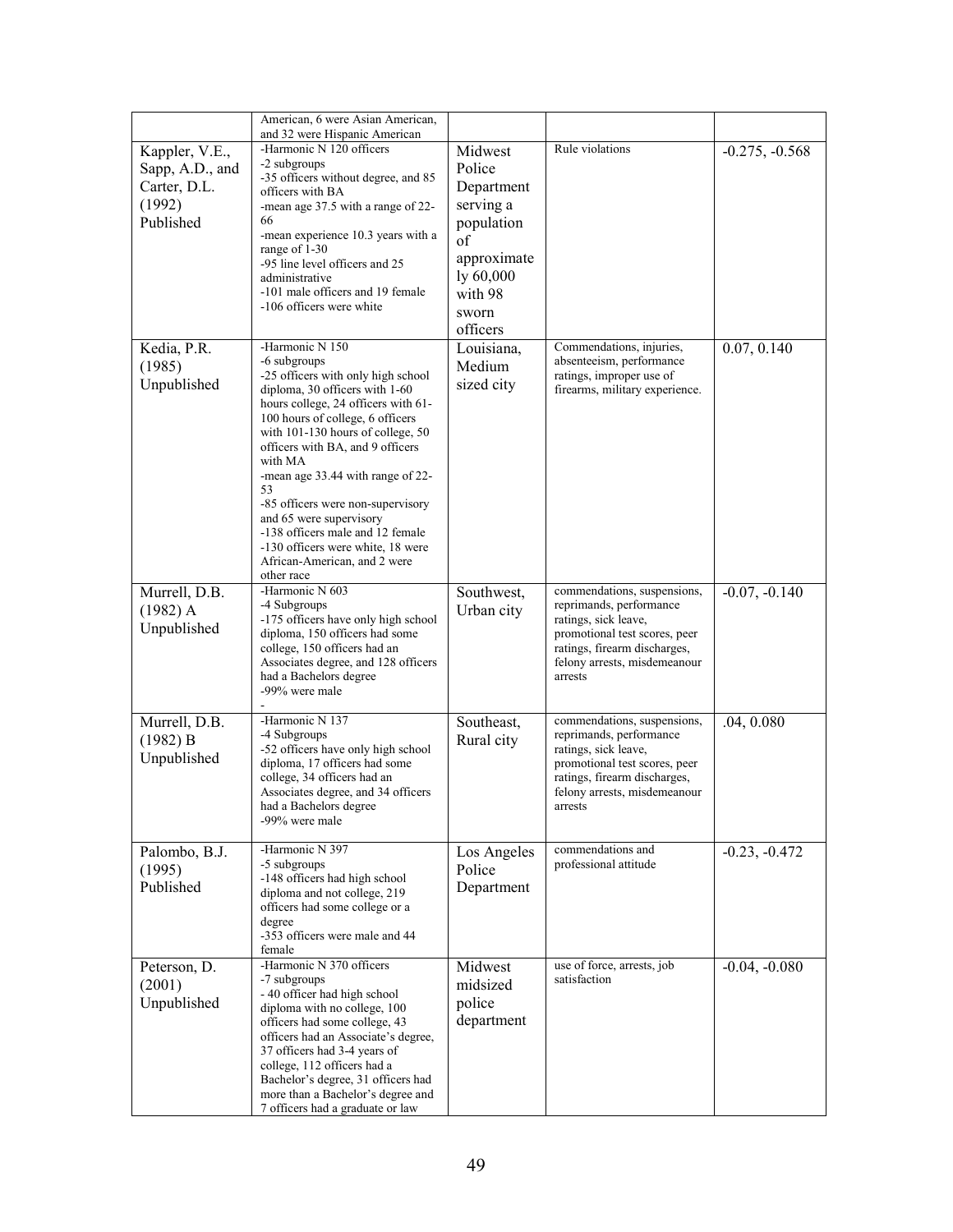| | | | | |
|---|---|---|---|---|
| | American, 6 were Asian American, and 32 were Hispanic American | | | |
| Kappler, V.E., Sapp, A.D., and Carter, D.L. (1992) Published | -Harmonic N 120 officers<br>-2 subgroups<br>-35 officers without degree, and 85 officers with BA<br>-mean age 37.5 with a range of 22-66<br>-mean experience 10.3 years with a range of 1-30<br>-95 line level officers and 25 administrative<br>-101 male officers and 19 female<br>-106 officers were white | Midwest Police Department serving a population of approximately 60,000 with 98 sworn officers | Rule violations | -0.275, -0.568 |
| Kedia, P.R. (1985) Unpublished | -Harmonic N 150<br>-6 subgroups<br>-25 officers with only high school diploma, 30 officers with 1-60 hours college, 24 officers with 61-100 hours of college, 6 officers with 101-130 hours of college, 50 officers with BA, and 9 officers with MA<br>-mean age 33.44 with range of 22-53<br>-85 officers were non-supervisory and 65 were supervisory<br>-138 officers male and 12 female<br>-130 officers were white, 18 were African-American, and 2 were other race | Louisiana, Medium sized city | Commendations, injuries, absenteeism, performance ratings, improper use of firearms, military experience. | 0.07, 0.140 |
| Murrell, D.B. (1982) A Unpublished | -Harmonic N 603<br>-4 Subgroups<br>-175 officers have only high school diploma, 150 officers had some college, 150 officers had an Associates degree, and 128 officers had a Bachelors degree<br>-99% were male<br>- | Southwest, Urban city | commendations, suspensions, reprimands, performance ratings, sick leave, promotional test scores, peer ratings, firearm discharges, felony arrests, misdemeanour arrests | -0.07, -0.140 |
| Murrell, D.B. (1982) B Unpublished | -Harmonic N 137<br>-4 Subgroups<br>-52 officers have only high school diploma, 17 officers had some college, 34 officers had an Associates degree, and 34 officers had a Bachelors degree<br>-99% were male | Southeast, Rural city | commendations, suspensions, reprimands, performance ratings, sick leave, promotional test scores, peer ratings, firearm discharges, felony arrests, misdemeanour arrests | .04, 0.080 |
| Palombo, B.J. (1995) Published | -Harmonic N 397<br>-5 subgroups<br>-148 officers had high school diploma and not college, 219 officers had some college or a degree<br>-353 officers were male and 44 female | Los Angeles Police Department | commendations and professional attitude | -0.23, -0.472 |
| Peterson, D. (2001) Unpublished | -Harmonic N 370 officers<br>-7 subgroups<br>- 40 officer had high school diploma with no college, 100 officers had some college, 43 officers had an Associate's degree, 37 officers had 3-4 years of college, 112 officers had a Bachelor's degree, 31 officers had more than a Bachelor's degree and 7 officers had a graduate or law | Midwest midsized police department | use of force, arrests, job satisfaction | -0.04, -0.080 |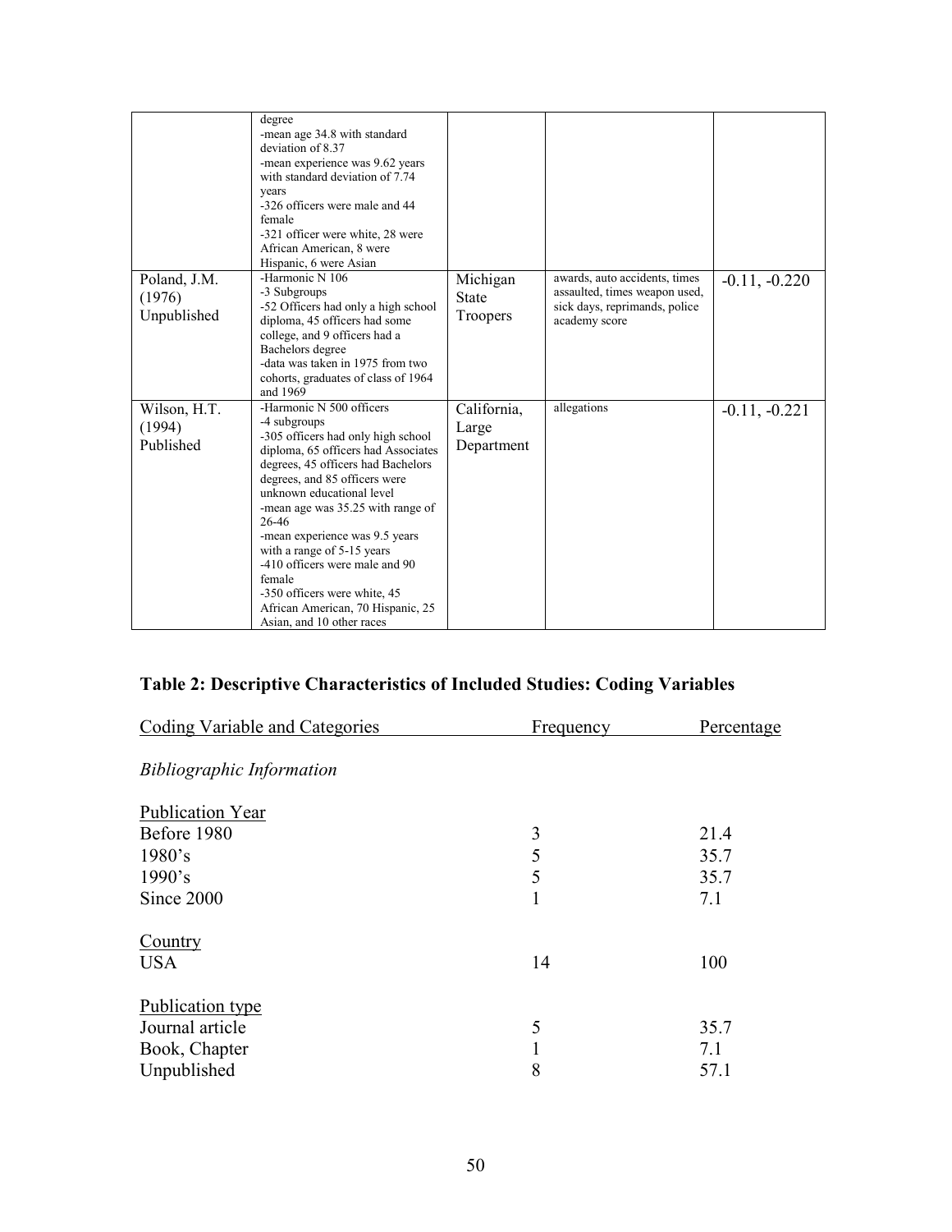| | | | | |
|---|---|---|---|---|
| | degree<br>-mean age 34.8 with standard deviation of 8.37<br>-mean experience was 9.62 years with standard deviation of 7.74 years<br>-326 officers were male and 44 female<br>-321 officer were white, 28 were African American, 8 were Hispanic, 6 were Asian | | | |
| Poland, J.M. (1976) Unpublished | -Harmonic N 106<br>-3 Subgroups<br>-52 Officers had only a high school diploma, 45 officers had some college, and 9 officers had a Bachelors degree<br>-data was taken in 1975 from two cohorts, graduates of class of 1964 and 1969 | Michigan State Troopers | awards, auto accidents, times assaulted, times weapon used, sick days, reprimands, police academy score | -0.11, -0.220 |
| Wilson, H.T. (1994) Published | -Harmonic N 500 officers<br>-4 subgroups<br>-305 officers had only high school diploma, 65 officers had Associates degrees, 45 officers had Bachelors degrees, and 85 officers were unknown educational level<br>-mean age was 35.25 with range of 26-46<br>-mean experience was 9.5 years with a range of 5-15 years<br>-410 officers were male and 90 female<br>-350 officers were white, 45 African American, 70 Hispanic, 25 Asian, and 10 other races | California, Large Department | allegations | -0.11, -0.221 |

## Table 2: Descriptive Characteristics of Included Studies: Coding Variables

| Coding Variable and Categories | Frequency | Percentage |
|---|---|---|
| *Bibliographic Information* | | |
| Publication Year | | |
| Before 1980 | 3 | 21.4 |
| 1980's | 5 | 35.7 |
| 1990's | 5 | 35.7 |
| Since 2000 | 1 | 7.1 |
| Country | | |
| USA | 14 | 100 |
| Publication type | | |
| Journal article | 5 | 35.7 |
| Book, Chapter | 1 | 7.1 |
| Unpublished | 8 | 57.1 |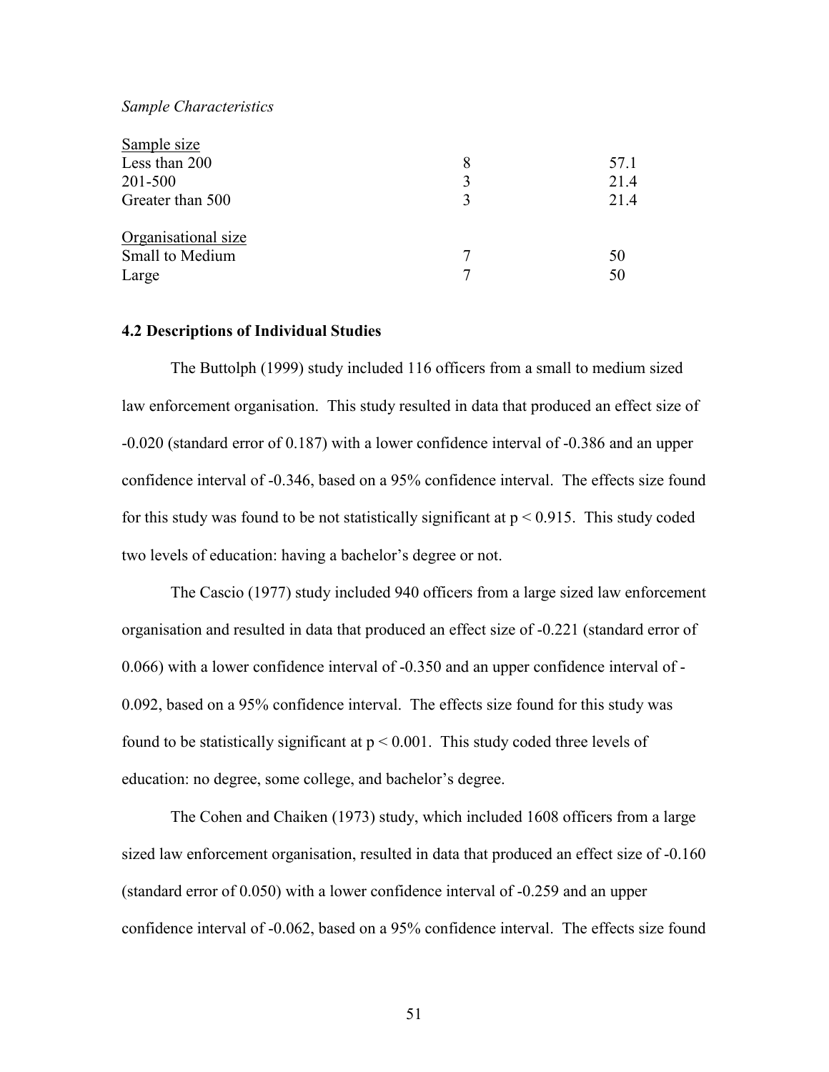*Sample Characteristics*

| | | |
|---|---|---|
| <u>Sample size</u> | | |
| Less than 200 | 8 | 57.1 |
| 201-500 | 3 | 21.4 |
| Greater than 500 | 3 | 21.4 |
| | | |
| <u>Organisational size</u> | | |
| Small to Medium | 7 | 50 |
| Large | 7 | 50 |

**4.2 Descriptions of Individual Studies**

The Buttolph (1999) study included 116 officers from a small to medium sized law enforcement organisation. This study resulted in data that produced an effect size of -0.020 (standard error of 0.187) with a lower confidence interval of -0.386 and an upper confidence interval of -0.346, based on a 95% confidence interval. The effects size found for this study was found to be not statistically significant at $p < 0.915$. This study coded two levels of education: having a bachelor's degree or not.

The Cascio (1977) study included 940 officers from a large sized law enforcement organisation and resulted in data that produced an effect size of -0.221 (standard error of 0.066) with a lower confidence interval of -0.350 and an upper confidence interval of -0.092, based on a 95% confidence interval. The effects size found for this study was found to be statistically significant at $p < 0.001$. This study coded three levels of education: no degree, some college, and bachelor's degree.

The Cohen and Chaiken (1973) study, which included 1608 officers from a large sized law enforcement organisation, resulted in data that produced an effect size of -0.160 (standard error of 0.050) with a lower confidence interval of -0.259 and an upper confidence interval of -0.062, based on a 95% confidence interval. The effects size found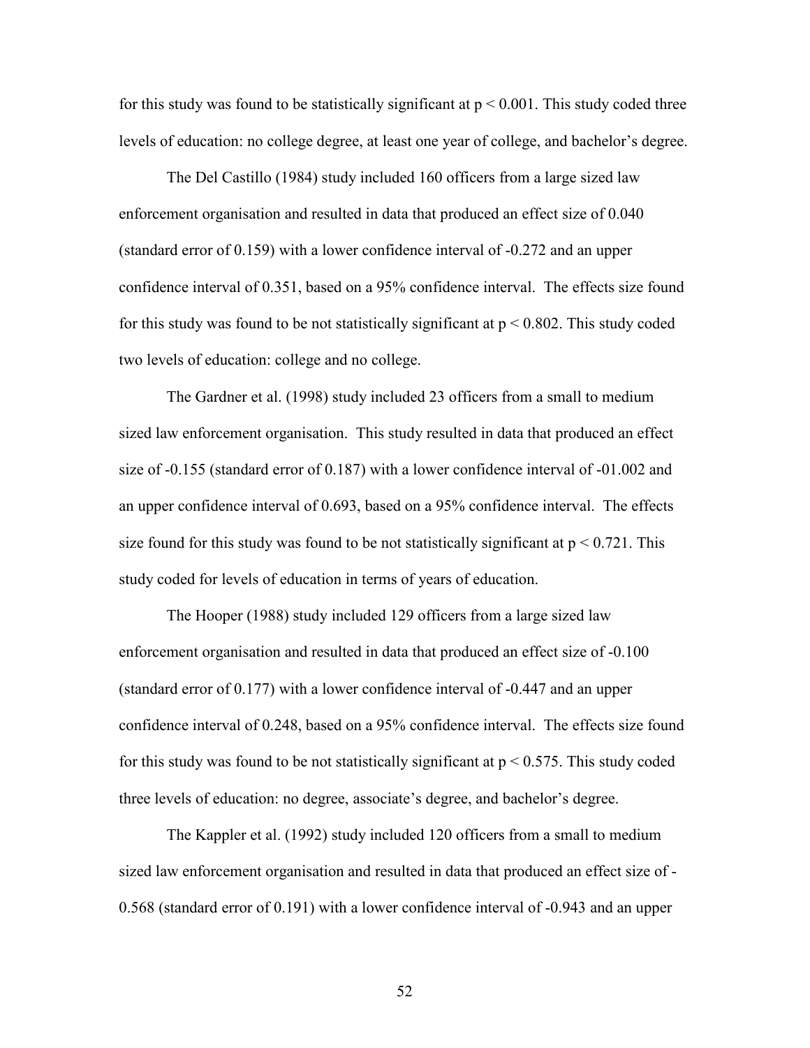for this study was found to be statistically significant at $p < 0.001$. This study coded three levels of education: no college degree, at least one year of college, and bachelor's degree.

The Del Castillo (1984) study included 160 officers from a large sized law enforcement organisation and resulted in data that produced an effect size of 0.040 (standard error of 0.159) with a lower confidence interval of -0.272 and an upper confidence interval of 0.351, based on a 95% confidence interval. The effects size found for this study was found to be not statistically significant at $p < 0.802$. This study coded two levels of education: college and no college.

The Gardner et al. (1998) study included 23 officers from a small to medium sized law enforcement organisation. This study resulted in data that produced an effect size of -0.155 (standard error of 0.187) with a lower confidence interval of -01.002 and an upper confidence interval of 0.693, based on a 95% confidence interval. The effects size found for this study was found to be not statistically significant at $p < 0.721$. This study coded for levels of education in terms of years of education.

The Hooper (1988) study included 129 officers from a large sized law enforcement organisation and resulted in data that produced an effect size of -0.100 (standard error of 0.177) with a lower confidence interval of -0.447 and an upper confidence interval of 0.248, based on a 95% confidence interval. The effects size found for this study was found to be not statistically significant at $p < 0.575$. This study coded three levels of education: no degree, associate's degree, and bachelor's degree.

The Kappler et al. (1992) study included 120 officers from a small to medium sized law enforcement organisation and resulted in data that produced an effect size of -0.568 (standard error of 0.191) with a lower confidence interval of -0.943 and an upper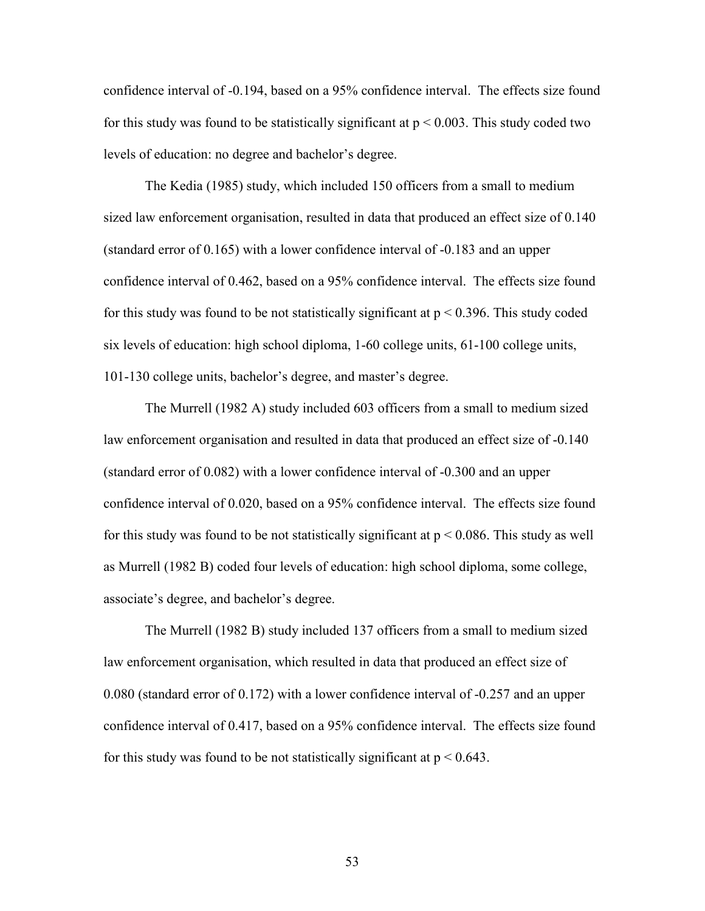confidence interval of -0.194, based on a 95% confidence interval. The effects size found for this study was found to be statistically significant at $p < 0.003$. This study coded two levels of education: no degree and bachelor's degree.

The Kedia (1985) study, which included 150 officers from a small to medium sized law enforcement organisation, resulted in data that produced an effect size of 0.140 (standard error of 0.165) with a lower confidence interval of -0.183 and an upper confidence interval of 0.462, based on a 95% confidence interval. The effects size found for this study was found to be not statistically significant at $p < 0.396$. This study coded six levels of education: high school diploma, 1-60 college units, 61-100 college units, 101-130 college units, bachelor's degree, and master's degree.

The Murrell (1982 A) study included 603 officers from a small to medium sized law enforcement organisation and resulted in data that produced an effect size of -0.140 (standard error of 0.082) with a lower confidence interval of -0.300 and an upper confidence interval of 0.020, based on a 95% confidence interval. The effects size found for this study was found to be not statistically significant at $p < 0.086$. This study as well as Murrell (1982 B) coded four levels of education: high school diploma, some college, associate's degree, and bachelor's degree.

The Murrell (1982 B) study included 137 officers from a small to medium sized law enforcement organisation, which resulted in data that produced an effect size of 0.080 (standard error of 0.172) with a lower confidence interval of -0.257 and an upper confidence interval of 0.417, based on a 95% confidence interval. The effects size found for this study was found to be not statistically significant at $p < 0.643$.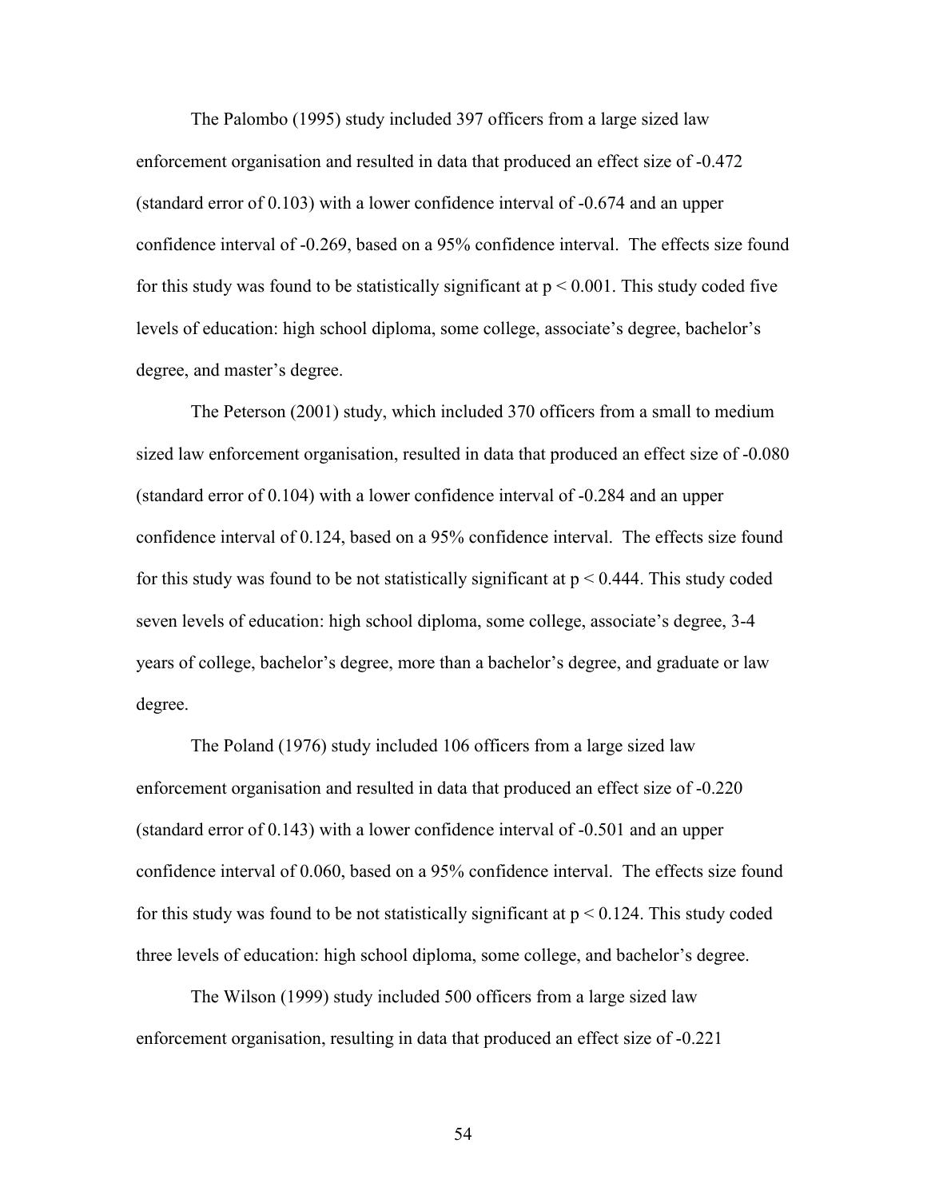The Palombo (1995) study included 397 officers from a large sized law enforcement organisation and resulted in data that produced an effect size of -0.472 (standard error of 0.103) with a lower confidence interval of -0.674 and an upper confidence interval of -0.269, based on a 95% confidence interval. The effects size found for this study was found to be statistically significant at $p < 0.001$. This study coded five levels of education: high school diploma, some college, associate's degree, bachelor's degree, and master's degree.

The Peterson (2001) study, which included 370 officers from a small to medium sized law enforcement organisation, resulted in data that produced an effect size of -0.080 (standard error of 0.104) with a lower confidence interval of -0.284 and an upper confidence interval of 0.124, based on a 95% confidence interval. The effects size found for this study was found to be not statistically significant at $p < 0.444$. This study coded seven levels of education: high school diploma, some college, associate's degree, 3-4 years of college, bachelor's degree, more than a bachelor's degree, and graduate or law degree.

The Poland (1976) study included 106 officers from a large sized law enforcement organisation and resulted in data that produced an effect size of -0.220 (standard error of 0.143) with a lower confidence interval of -0.501 and an upper confidence interval of 0.060, based on a 95% confidence interval. The effects size found for this study was found to be not statistically significant at $p < 0.124$. This study coded three levels of education: high school diploma, some college, and bachelor's degree.

The Wilson (1999) study included 500 officers from a large sized law enforcement organisation, resulting in data that produced an effect size of -0.221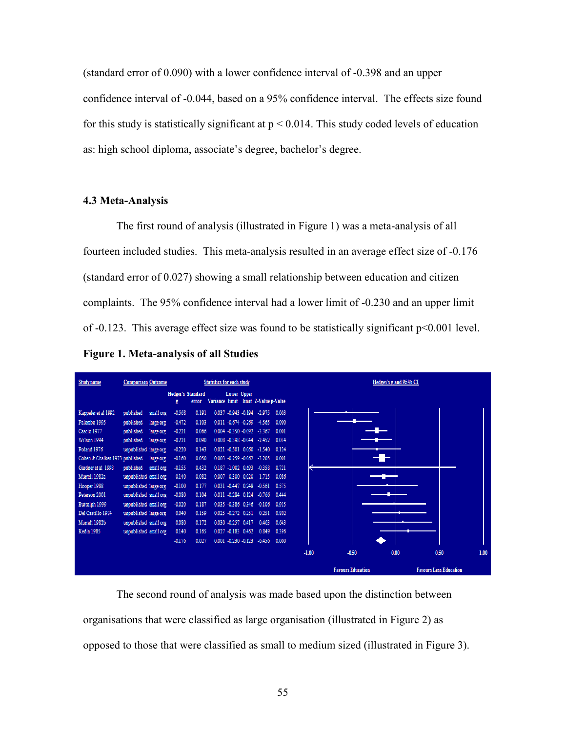(standard error of 0.090) with a lower confidence interval of -0.398 and an upper confidence interval of -0.044, based on a 95% confidence interval. The effects size found for this study is statistically significant at $p < 0.014$. This study coded levels of education as: high school diploma, associate's degree, bachelor's degree.

### 4.3 Meta-Analysis

The first round of analysis (illustrated in Figure 1) was a meta-analysis of all fourteen included studies. This meta-analysis resulted in an average effect size of -0.176 (standard error of 0.027) showing a small relationship between education and citizen complaints. The 95% confidence interval had a lower limit of -0.230 and an upper limit of -0.123. This average effect size was found to be statistically significant $p<0.001$ level.

**Figure 1. Meta-analysis of all Studies**

| Study name | Comparison | Outcome | Hedges's g | Standard error | Variance | Lower limit | Upper limit | Z-Value | p-Value |
|---|---|---|---|---|---|---|---|---|---|
| Kappeler et al 1992 | published | small org | -0.568 | 0.191 | 0.037 | -0.943 | -0.194 | -2.975 | 0.003 |
| Palombo 1995 | published | large org | -0.472 | 0.103 | 0.011 | -0.674 | -0.269 | -4.565 | 0.000 |
| Cascio 1977 | published | large org | -0.221 | 0.066 | 0.004 | -0.350 | -0.092 | -3.367 | 0.001 |
| Wilson 1994 | published | large org | -0.221 | 0.090 | 0.008 | -0.398 | -0.044 | -2.452 | 0.014 |
| Poland 1976 | unpublished | large org | -0.220 | 0.143 | 0.021 | -0.501 | 0.060 | -1.540 | 0.124 |
| Cohen & Chaiken 1973 | published | large org | -0.160 | 0.050 | 0.003 | -0.259 | -0.062 | -3.205 | 0.001 |
| Gardner et al 1998 | published | small org | -0.155 | 0.432 | 0.187 | -1.002 | 0.693 | -0.358 | 0.721 |
| Murrell 1982a | unpublished | small org | -0.140 | 0.082 | 0.007 | -0.300 | 0.020 | -1.715 | 0.086 |
| Hooper 1988 | unpublished | large org | -0.100 | 0.177 | 0.031 | -0.447 | 0.248 | -0.561 | 0.575 |
| Peterson 2001 | unpublished | small org | -0.080 | 0.104 | 0.011 | -0.284 | 0.124 | -0.766 | 0.444 |
| Buttolph 1999 | unpublished | small org | -0.020 | 0.187 | 0.035 | -0.386 | 0.346 | -0.106 | 0.915 |
| Del Castillo 1984 | unpublished | large org | 0.040 | 0.159 | 0.025 | -0.272 | 0.351 | 0.251 | 0.802 |
| Murrell 1982b | unpublished | small org | 0.080 | 0.172 | 0.030 | -0.257 | 0.417 | 0.463 | 0.643 |
| Kedia 1985 | unpublished | small org | 0.140 | 0.165 | 0.027 | -0.183 | 0.462 | 0.849 | 0.396 |
| | | | -0.176 | 0.027 | 0.001 | -0.230 | -0.123 | -6.456 | 0.000 |

Hedges's g and 95% CI: -1.00, -0.50, 0.00, 0.50, 1.00 — Favours Education / Favours Less Education

The second round of analysis was made based upon the distinction between organisations that were classified as large organisation (illustrated in Figure 2) as opposed to those that were classified as small to medium sized (illustrated in Figure 3).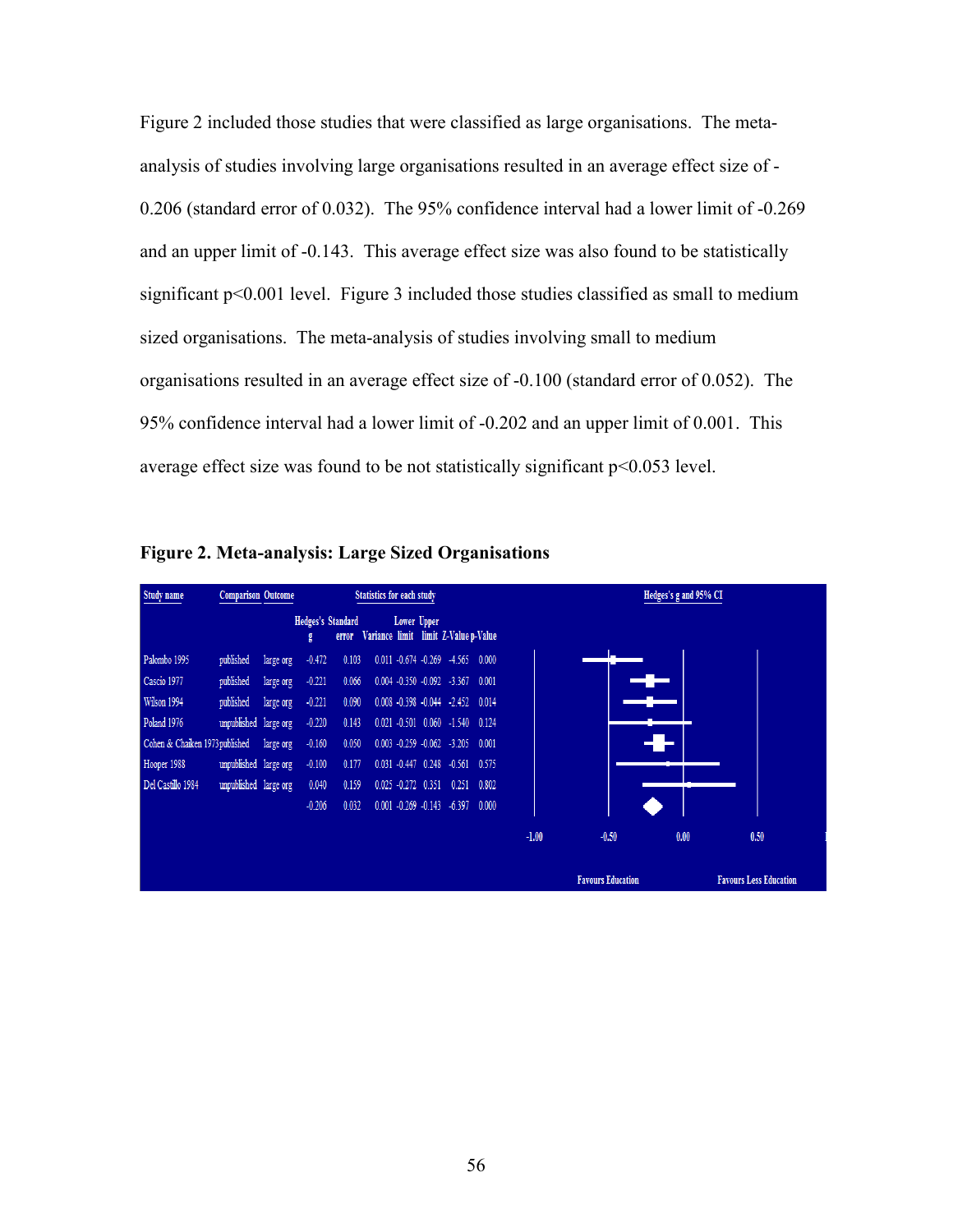Figure 2 included those studies that were classified as large organisations. The meta-analysis of studies involving large organisations resulted in an average effect size of -0.206 (standard error of 0.032). The 95% confidence interval had a lower limit of -0.269 and an upper limit of -0.143. This average effect size was also found to be statistically significant p<0.001 level. Figure 3 included those studies classified as small to medium sized organisations. The meta-analysis of studies involving small to medium organisations resulted in an average effect size of -0.100 (standard error of 0.052). The 95% confidence interval had a lower limit of -0.202 and an upper limit of 0.001. This average effect size was found to be not statistically significant p<0.053 level.

**Figure 2. Meta-analysis: Large Sized Organisations**

| Study name | Comparison | Outcome | Hedges's g | Standard error | Variance | Lower limit | Upper limit | Z-Value | p-Value |
|---|---|---|---|---|---|---|---|---|---|
| Palombo 1995 | published | large org | -0.472 | 0.103 | 0.011 | -0.674 | -0.269 | -4.565 | 0.000 |
| Cascio 1977 | published | large org | -0.221 | 0.066 | 0.004 | -0.350 | -0.092 | -3.367 | 0.001 |
| Wilson 1994 | published | large org | -0.221 | 0.090 | 0.008 | -0.398 | -0.044 | -2.452 | 0.014 |
| Poland 1976 | unpublished | large org | -0.220 | 0.143 | 0.021 | -0.501 | 0.060 | -1.540 | 0.124 |
| Cohen & Chaiken 1973 | published | large org | -0.160 | 0.050 | 0.003 | -0.259 | -0.062 | -3.205 | 0.001 |
| Hooper 1988 | unpublished | large org | -0.100 | 0.177 | 0.031 | -0.447 | 0.248 | -0.561 | 0.575 |
| Del Castillo 1984 | unpublished | large org | 0.040 | 0.159 | 0.025 | -0.272 | 0.351 | 0.251 | 0.802 |
| | | | -0.206 | 0.032 | 0.001 | -0.269 | -0.143 | -6.397 | 0.000 |

Hedges's g and 95% CI: -1.00, -0.50, 0.00, 0.50

Favours Education — Favours Less Education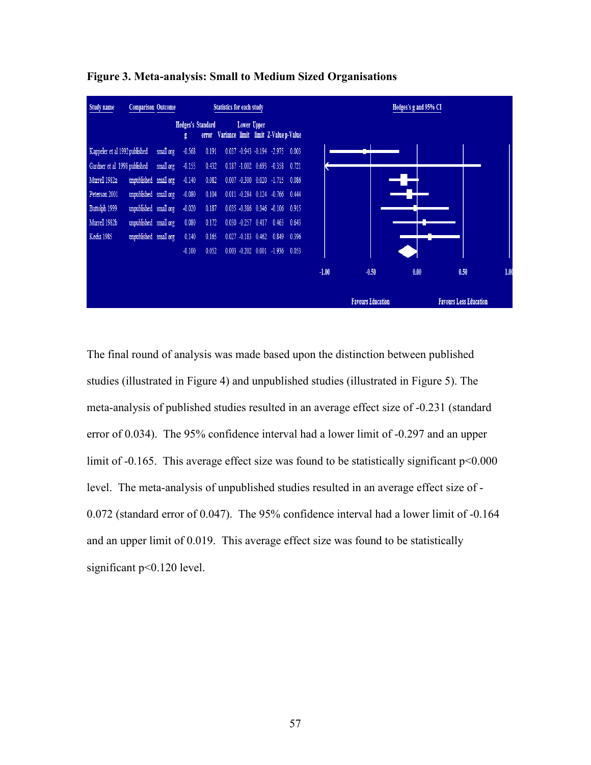**Figure 3. Meta-analysis: Small to Medium Sized Organisations**

| Study name | Comparison | Outcome | Hedges's g | Standard error | Variance | Lower limit | Upper limit | Z-Value | p-Value |
|---|---|---|---|---|---|---|---|---|---|
| Kappeler et al 1992 | published | small org | -0.568 | 0.191 | 0.037 | -0.943 | -0.194 | -2.975 | 0.003 |
| Gardner et al 1998 | published | small org | -0.155 | 0.432 | 0.187 | -1.002 | 0.693 | -0.358 | 0.721 |
| Murrell 1982a | unpublished | small org | -0.140 | 0.082 | 0.007 | -0.300 | 0.020 | -1.715 | 0.086 |
| Peterson 2001 | unpublished | small org | -0.080 | 0.104 | 0.011 | -0.284 | 0.124 | -0.766 | 0.444 |
| Buttolph 1999 | unpublished | small org | -0.020 | 0.187 | 0.035 | -0.386 | 0.346 | -0.106 | 0.915 |
| Murrell 1982b | unpublished | small org | 0.080 | 0.172 | 0.030 | -0.257 | 0.417 | 0.463 | 0.643 |
| Kedia 1985 | unpublished | small org | 0.140 | 0.165 | 0.027 | -0.183 | 0.462 | 0.849 | 0.396 |
| | | | -0.100 | 0.052 | 0.003 | -0.202 | 0.001 | -1.936 | 0.053 |

Hedges's g and 95% CI (axis -1.00 to 1.00): Favours Education — Favours Less Education

The final round of analysis was made based upon the distinction between published studies (illustrated in Figure 4) and unpublished studies (illustrated in Figure 5). The meta-analysis of published studies resulted in an average effect size of -0.231 (standard error of 0.034). The 95% confidence interval had a lower limit of -0.297 and an upper limit of -0.165. This average effect size was found to be statistically significant $p<0.000$ level. The meta-analysis of unpublished studies resulted in an average effect size of -0.072 (standard error of 0.047). The 95% confidence interval had a lower limit of -0.164 and an upper limit of 0.019. This average effect size was found to be statistically significant $p<0.120$ level.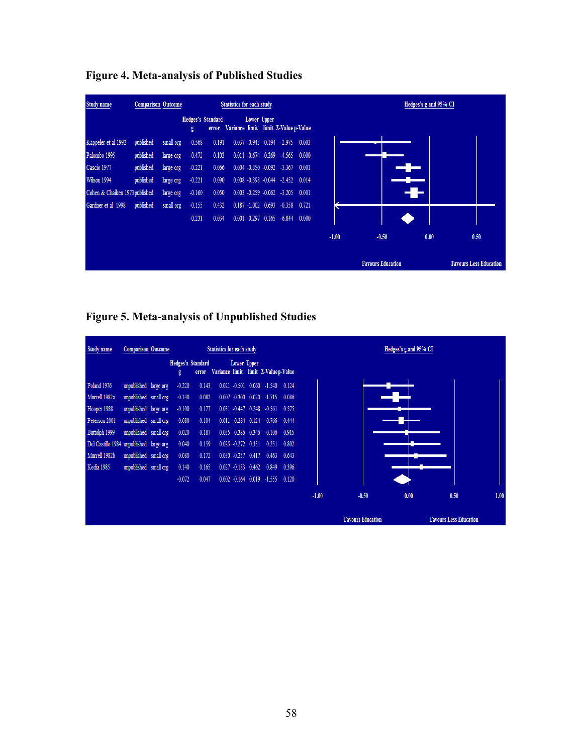**Figure 4. Meta-analysis of Published Studies**

| Study name | Comparison | Outcome | Hedges's g | Standard error | Variance | Lower limit | Upper limit | Z-Value | p-Value |
|---|---|---|---|---|---|---|---|---|---|
| Kappeler et al 1992 | published | small org | -0.568 | 0.191 | 0.037 | -0.943 | -0.194 | -2.975 | 0.003 |
| Palombo 1995 | published | large org | -0.472 | 0.103 | 0.011 | -0.674 | -0.269 | -4.565 | 0.000 |
| Cascio 1977 | published | large org | -0.221 | 0.066 | 0.004 | -0.350 | -0.092 | -3.367 | 0.001 |
| Wilson 1994 | published | large org | -0.221 | 0.090 | 0.008 | -0.398 | -0.044 | -2.452 | 0.014 |
| Cohen & Chaiken 1973 | published | large org | -0.160 | 0.050 | 0.003 | -0.259 | -0.062 | -3.205 | 0.001 |
| Gardner et al 1998 | published | small org | -0.155 | 0.432 | 0.187 | -1.002 | 0.693 | -0.358 | 0.721 |
| | | | -0.231 | 0.034 | 0.001 | -0.297 | -0.165 | -6.844 | 0.000 |

Hedges's g and 95% CI (-1.00, -0.50, 0.00, 0.50)

Favours Education — Favours Less Education

**Figure 5. Meta-analysis of Unpublished Studies**

| Study name | Comparison | Outcome | Hedges's g | Standard error | Variance | Lower limit | Upper limit | Z-Value | p-Value |
|---|---|---|---|---|---|---|---|---|---|
| Poland 1976 | unpublished | large org | -0.220 | 0.143 | 0.021 | -0.501 | 0.060 | -1.540 | 0.124 |
| Murrell 1982a | unpublished | small org | -0.140 | 0.082 | 0.007 | -0.300 | 0.020 | -1.715 | 0.086 |
| Hooper 1988 | unpublished | large org | -0.100 | 0.177 | 0.031 | -0.447 | 0.248 | -0.561 | 0.575 |
| Peterson 2001 | unpublished | small org | -0.080 | 0.104 | 0.011 | -0.284 | 0.124 | -0.766 | 0.444 |
| Buttolph 1999 | unpublished | small org | -0.020 | 0.187 | 0.035 | -0.386 | 0.346 | -0.106 | 0.915 |
| Del Castillo 1984 | unpublished | large org | 0.040 | 0.159 | 0.025 | -0.272 | 0.351 | 0.251 | 0.802 |
| Murrell 1982b | unpublished | small org | 0.080 | 0.172 | 0.030 | -0.257 | 0.417 | 0.463 | 0.643 |
| Kedia 1985 | unpublished | small org | 0.140 | 0.165 | 0.027 | -0.183 | 0.462 | 0.849 | 0.396 |
| | | | -0.072 | 0.047 | 0.002 | -0.164 | 0.019 | -1.555 | 0.120 |

Hedges's g and 95% CI (-1.00, -0.50, 0.00, 0.50, 1.00)

Favours Education — Favours Less Education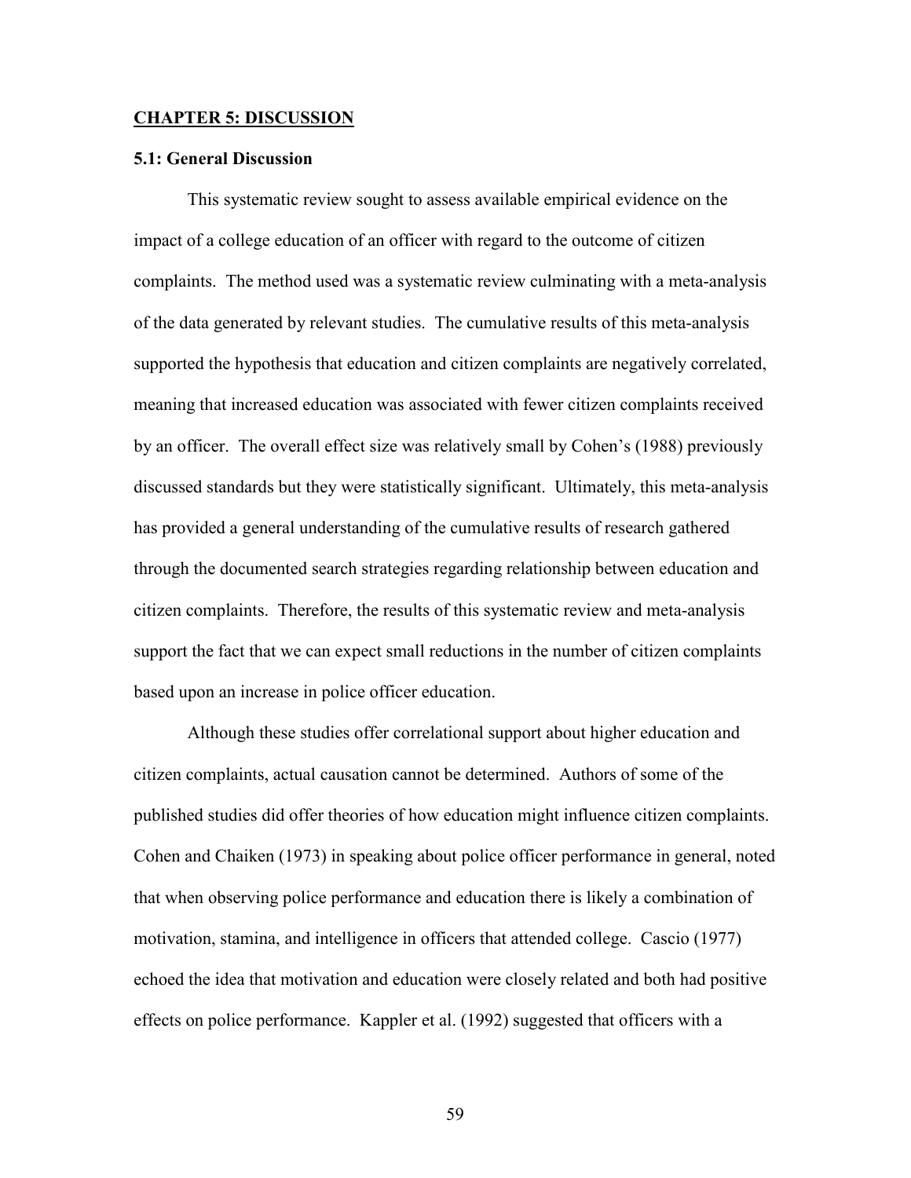## CHAPTER 5: DISCUSSION

### 5.1: General Discussion

This systematic review sought to assess available empirical evidence on the impact of a college education of an officer with regard to the outcome of citizen complaints. The method used was a systematic review culminating with a meta-analysis of the data generated by relevant studies. The cumulative results of this meta-analysis supported the hypothesis that education and citizen complaints are negatively correlated, meaning that increased education was associated with fewer citizen complaints received by an officer. The overall effect size was relatively small by Cohen's (1988) previously discussed standards but they were statistically significant. Ultimately, this meta-analysis has provided a general understanding of the cumulative results of research gathered through the documented search strategies regarding relationship between education and citizen complaints. Therefore, the results of this systematic review and meta-analysis support the fact that we can expect small reductions in the number of citizen complaints based upon an increase in police officer education.

Although these studies offer correlational support about higher education and citizen complaints, actual causation cannot be determined. Authors of some of the published studies did offer theories of how education might influence citizen complaints. Cohen and Chaiken (1973) in speaking about police officer performance in general, noted that when observing police performance and education there is likely a combination of motivation, stamina, and intelligence in officers that attended college. Cascio (1977) echoed the idea that motivation and education were closely related and both had positive effects on police performance. Kappler et al. (1992) suggested that officers with a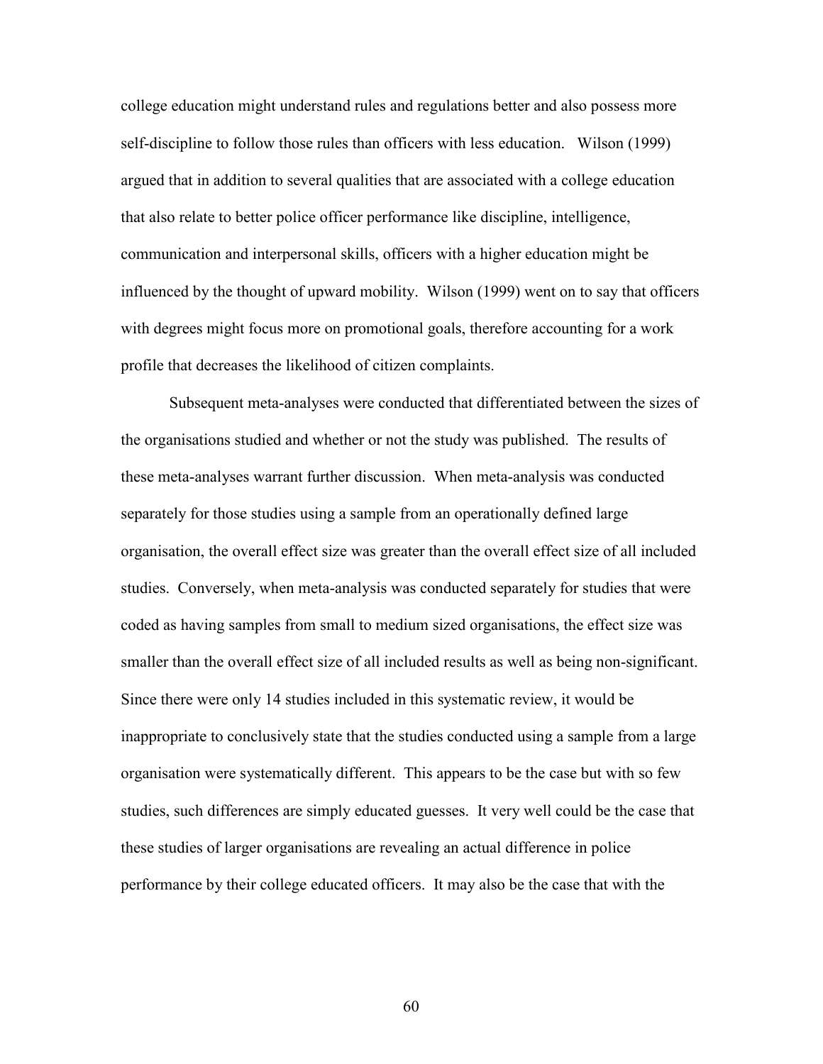college education might understand rules and regulations better and also possess more self-discipline to follow those rules than officers with less education. Wilson (1999) argued that in addition to several qualities that are associated with a college education that also relate to better police officer performance like discipline, intelligence, communication and interpersonal skills, officers with a higher education might be influenced by the thought of upward mobility. Wilson (1999) went on to say that officers with degrees might focus more on promotional goals, therefore accounting for a work profile that decreases the likelihood of citizen complaints.

Subsequent meta-analyses were conducted that differentiated between the sizes of the organisations studied and whether or not the study was published. The results of these meta-analyses warrant further discussion. When meta-analysis was conducted separately for those studies using a sample from an operationally defined large organisation, the overall effect size was greater than the overall effect size of all included studies. Conversely, when meta-analysis was conducted separately for studies that were coded as having samples from small to medium sized organisations, the effect size was smaller than the overall effect size of all included results as well as being non-significant. Since there were only 14 studies included in this systematic review, it would be inappropriate to conclusively state that the studies conducted using a sample from a large organisation were systematically different. This appears to be the case but with so few studies, such differences are simply educated guesses. It very well could be the case that these studies of larger organisations are revealing an actual difference in police performance by their college educated officers. It may also be the case that with the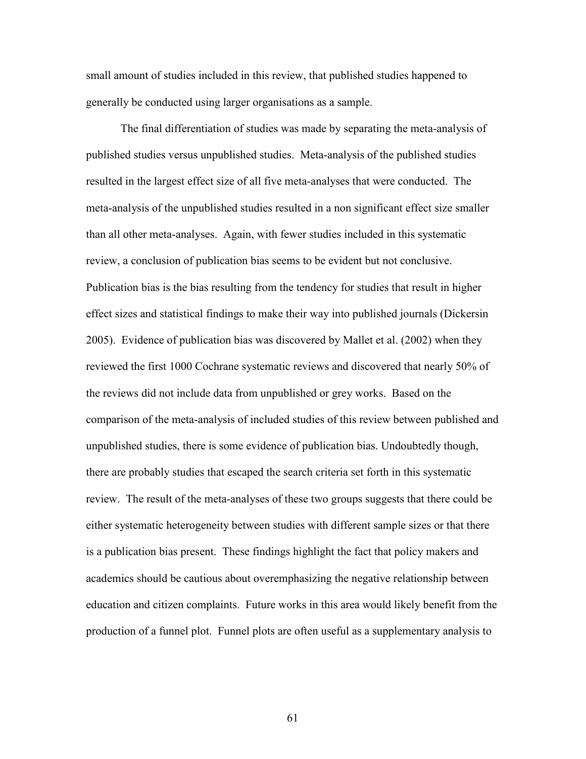small amount of studies included in this review, that published studies happened to generally be conducted using larger organisations as a sample.

The final differentiation of studies was made by separating the meta-analysis of published studies versus unpublished studies. Meta-analysis of the published studies resulted in the largest effect size of all five meta-analyses that were conducted. The meta-analysis of the unpublished studies resulted in a non significant effect size smaller than all other meta-analyses. Again, with fewer studies included in this systematic review, a conclusion of publication bias seems to be evident but not conclusive. Publication bias is the bias resulting from the tendency for studies that result in higher effect sizes and statistical findings to make their way into published journals (Dickersin 2005). Evidence of publication bias was discovered by Mallet et al. (2002) when they reviewed the first 1000 Cochrane systematic reviews and discovered that nearly 50% of the reviews did not include data from unpublished or grey works. Based on the comparison of the meta-analysis of included studies of this review between published and unpublished studies, there is some evidence of publication bias. Undoubtedly though, there are probably studies that escaped the search criteria set forth in this systematic review. The result of the meta-analyses of these two groups suggests that there could be either systematic heterogeneity between studies with different sample sizes or that there is a publication bias present. These findings highlight the fact that policy makers and academics should be cautious about overemphasizing the negative relationship between education and citizen complaints. Future works in this area would likely benefit from the production of a funnel plot. Funnel plots are often useful as a supplementary analysis to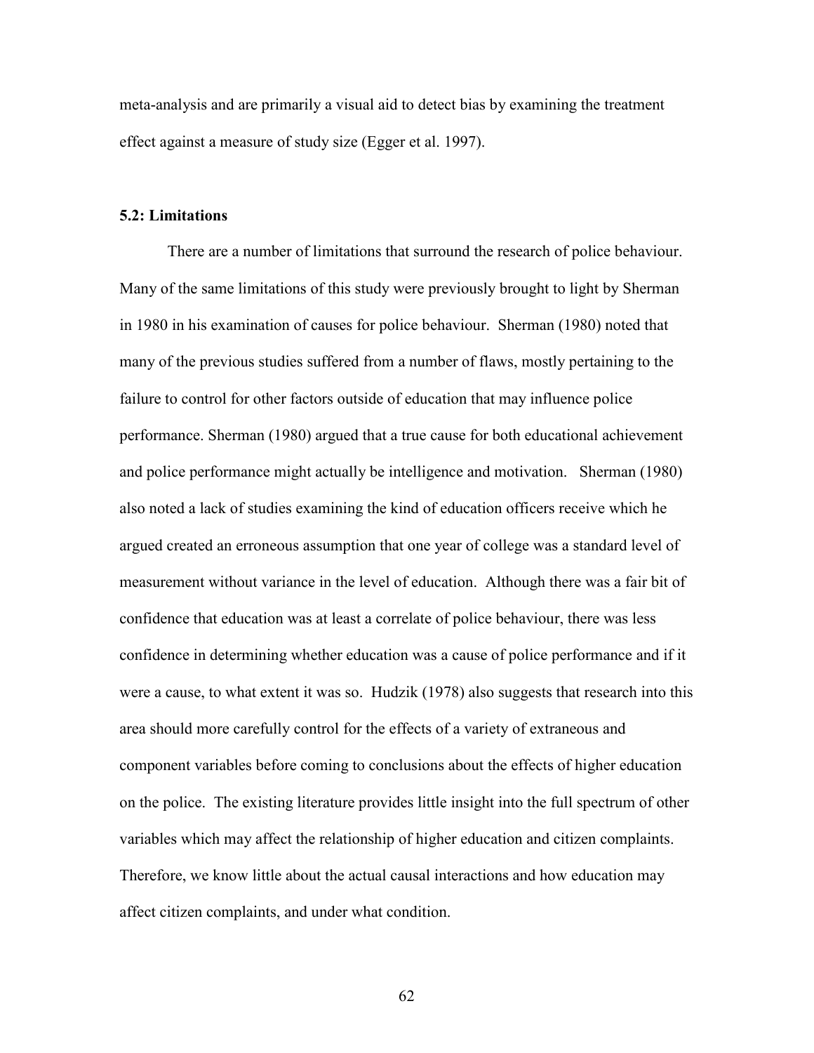meta-analysis and are primarily a visual aid to detect bias by examining the treatment effect against a measure of study size (Egger et al. 1997).

### 5.2: Limitations

There are a number of limitations that surround the research of police behaviour. Many of the same limitations of this study were previously brought to light by Sherman in 1980 in his examination of causes for police behaviour. Sherman (1980) noted that many of the previous studies suffered from a number of flaws, mostly pertaining to the failure to control for other factors outside of education that may influence police performance. Sherman (1980) argued that a true cause for both educational achievement and police performance might actually be intelligence and motivation. Sherman (1980) also noted a lack of studies examining the kind of education officers receive which he argued created an erroneous assumption that one year of college was a standard level of measurement without variance in the level of education. Although there was a fair bit of confidence that education was at least a correlate of police behaviour, there was less confidence in determining whether education was a cause of police performance and if it were a cause, to what extent it was so. Hudzik (1978) also suggests that research into this area should more carefully control for the effects of a variety of extraneous and component variables before coming to conclusions about the effects of higher education on the police. The existing literature provides little insight into the full spectrum of other variables which may affect the relationship of higher education and citizen complaints. Therefore, we know little about the actual causal interactions and how education may affect citizen complaints, and under what condition.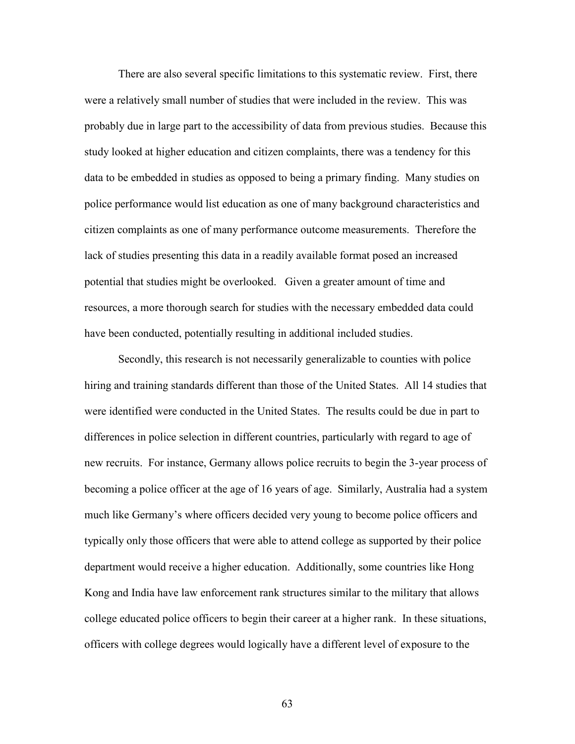There are also several specific limitations to this systematic review. First, there were a relatively small number of studies that were included in the review. This was probably due in large part to the accessibility of data from previous studies. Because this study looked at higher education and citizen complaints, there was a tendency for this data to be embedded in studies as opposed to being a primary finding. Many studies on police performance would list education as one of many background characteristics and citizen complaints as one of many performance outcome measurements. Therefore the lack of studies presenting this data in a readily available format posed an increased potential that studies might be overlooked. Given a greater amount of time and resources, a more thorough search for studies with the necessary embedded data could have been conducted, potentially resulting in additional included studies.

Secondly, this research is not necessarily generalizable to counties with police hiring and training standards different than those of the United States. All 14 studies that were identified were conducted in the United States. The results could be due in part to differences in police selection in different countries, particularly with regard to age of new recruits. For instance, Germany allows police recruits to begin the 3-year process of becoming a police officer at the age of 16 years of age. Similarly, Australia had a system much like Germany's where officers decided very young to become police officers and typically only those officers that were able to attend college as supported by their police department would receive a higher education. Additionally, some countries like Hong Kong and India have law enforcement rank structures similar to the military that allows college educated police officers to begin their career at a higher rank. In these situations, officers with college degrees would logically have a different level of exposure to the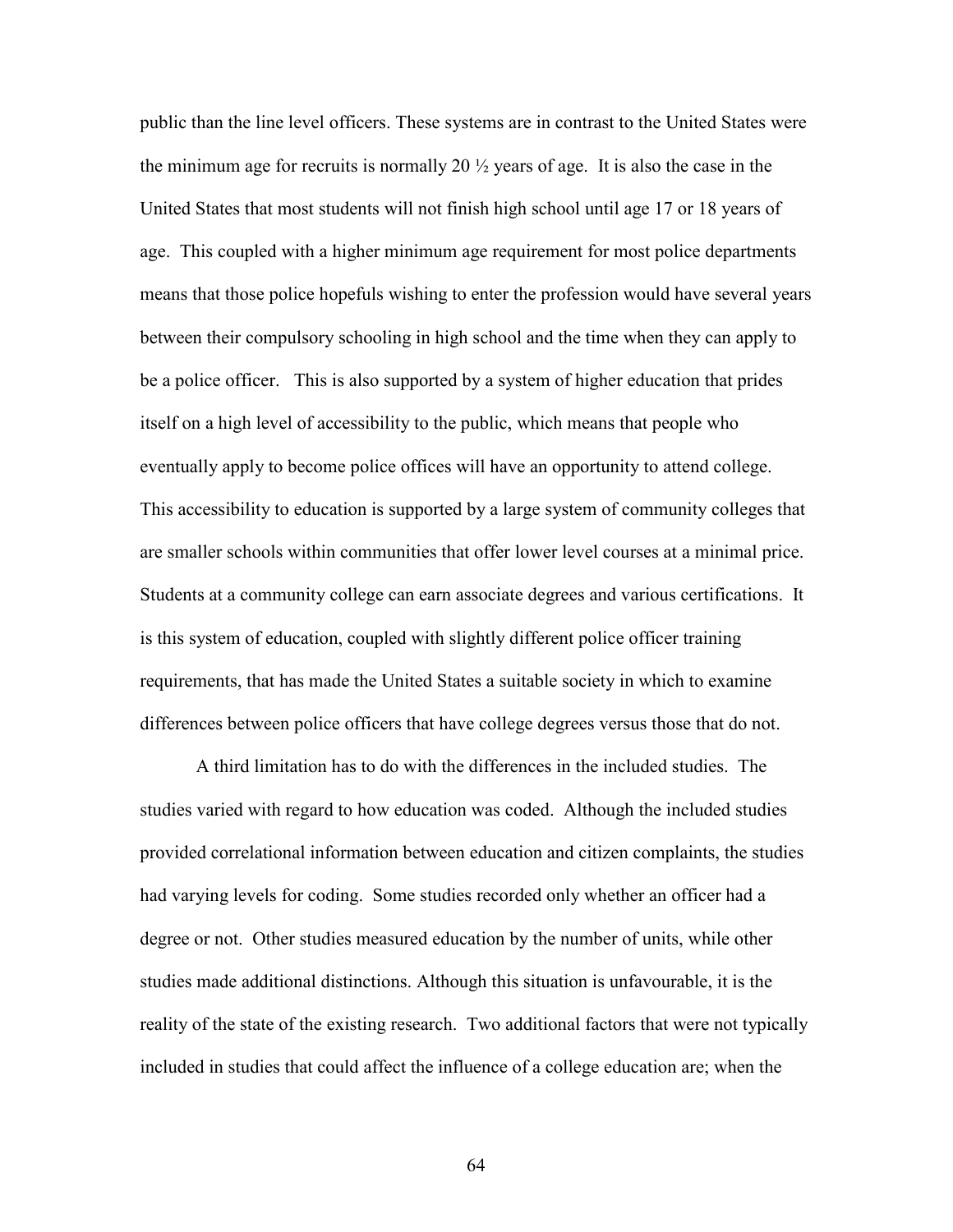public than the line level officers. These systems are in contrast to the United States were the minimum age for recruits is normally 20 ½ years of age. It is also the case in the United States that most students will not finish high school until age 17 or 18 years of age. This coupled with a higher minimum age requirement for most police departments means that those police hopefuls wishing to enter the profession would have several years between their compulsory schooling in high school and the time when they can apply to be a police officer. This is also supported by a system of higher education that prides itself on a high level of accessibility to the public, which means that people who eventually apply to become police offices will have an opportunity to attend college. This accessibility to education is supported by a large system of community colleges that are smaller schools within communities that offer lower level courses at a minimal price. Students at a community college can earn associate degrees and various certifications. It is this system of education, coupled with slightly different police officer training requirements, that has made the United States a suitable society in which to examine differences between police officers that have college degrees versus those that do not.

A third limitation has to do with the differences in the included studies. The studies varied with regard to how education was coded. Although the included studies provided correlational information between education and citizen complaints, the studies had varying levels for coding. Some studies recorded only whether an officer had a degree or not. Other studies measured education by the number of units, while other studies made additional distinctions. Although this situation is unfavourable, it is the reality of the state of the existing research. Two additional factors that were not typically included in studies that could affect the influence of a college education are; when the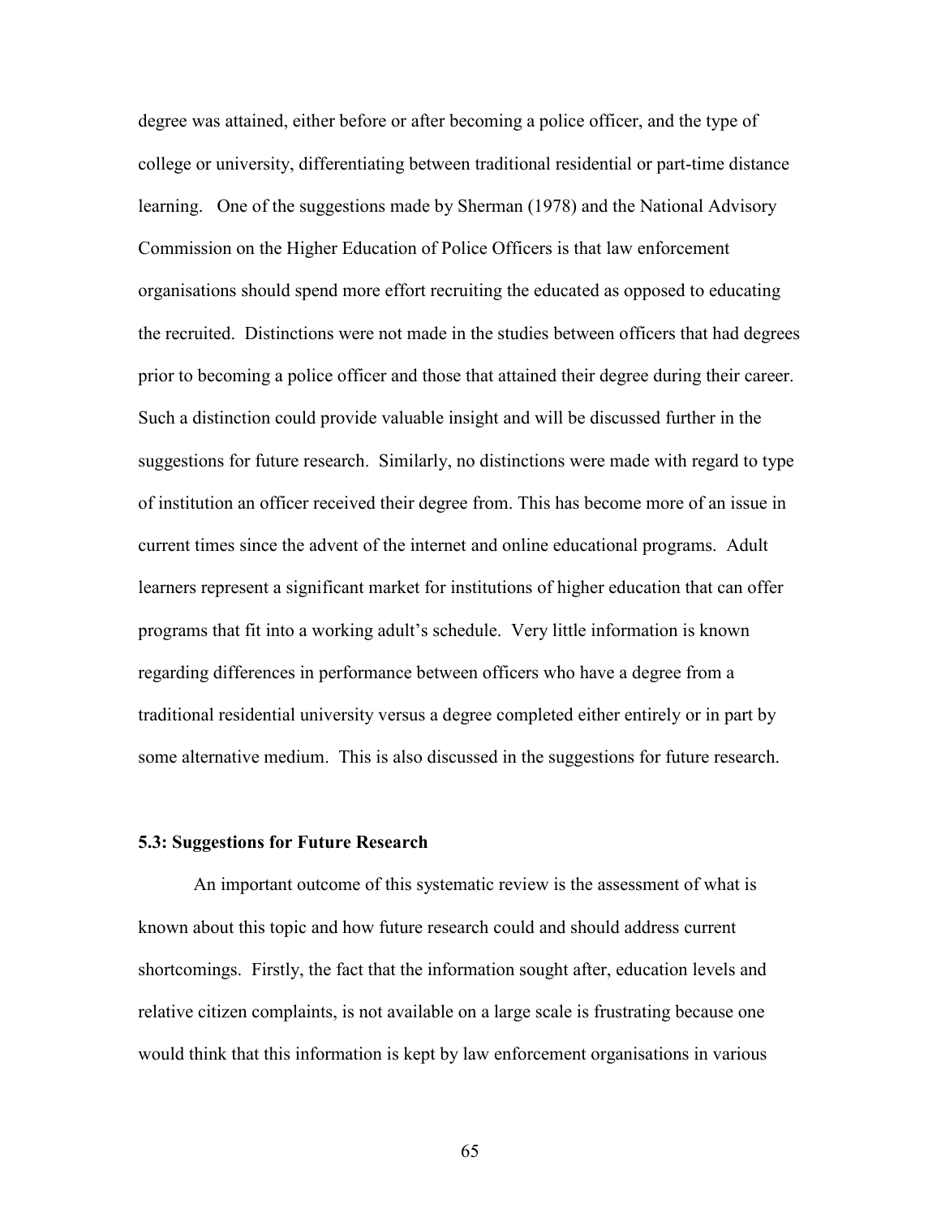degree was attained, either before or after becoming a police officer, and the type of college or university, differentiating between traditional residential or part-time distance learning. One of the suggestions made by Sherman (1978) and the National Advisory Commission on the Higher Education of Police Officers is that law enforcement organisations should spend more effort recruiting the educated as opposed to educating the recruited. Distinctions were not made in the studies between officers that had degrees prior to becoming a police officer and those that attained their degree during their career. Such a distinction could provide valuable insight and will be discussed further in the suggestions for future research. Similarly, no distinctions were made with regard to type of institution an officer received their degree from. This has become more of an issue in current times since the advent of the internet and online educational programs. Adult learners represent a significant market for institutions of higher education that can offer programs that fit into a working adult's schedule. Very little information is known regarding differences in performance between officers who have a degree from a traditional residential university versus a degree completed either entirely or in part by some alternative medium. This is also discussed in the suggestions for future research.

### 5.3: Suggestions for Future Research

An important outcome of this systematic review is the assessment of what is known about this topic and how future research could and should address current shortcomings. Firstly, the fact that the information sought after, education levels and relative citizen complaints, is not available on a large scale is frustrating because one would think that this information is kept by law enforcement organisations in various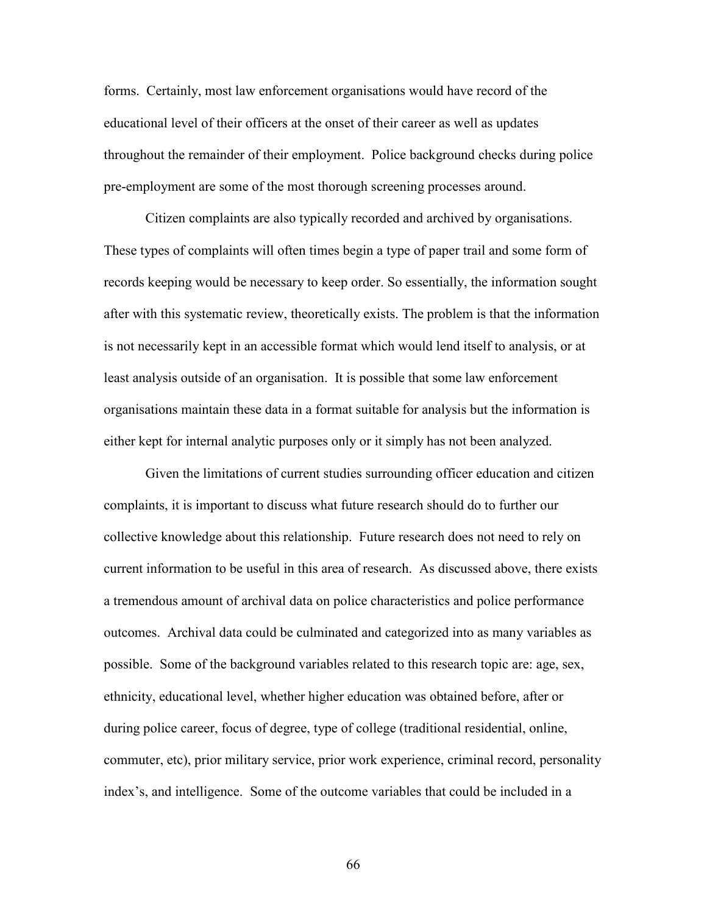forms. Certainly, most law enforcement organisations would have record of the educational level of their officers at the onset of their career as well as updates throughout the remainder of their employment. Police background checks during police pre-employment are some of the most thorough screening processes around.

Citizen complaints are also typically recorded and archived by organisations. These types of complaints will often times begin a type of paper trail and some form of records keeping would be necessary to keep order. So essentially, the information sought after with this systematic review, theoretically exists. The problem is that the information is not necessarily kept in an accessible format which would lend itself to analysis, or at least analysis outside of an organisation. It is possible that some law enforcement organisations maintain these data in a format suitable for analysis but the information is either kept for internal analytic purposes only or it simply has not been analyzed.

Given the limitations of current studies surrounding officer education and citizen complaints, it is important to discuss what future research should do to further our collective knowledge about this relationship. Future research does not need to rely on current information to be useful in this area of research. As discussed above, there exists a tremendous amount of archival data on police characteristics and police performance outcomes. Archival data could be culminated and categorized into as many variables as possible. Some of the background variables related to this research topic are: age, sex, ethnicity, educational level, whether higher education was obtained before, after or during police career, focus of degree, type of college (traditional residential, online, commuter, etc), prior military service, prior work experience, criminal record, personality index's, and intelligence. Some of the outcome variables that could be included in a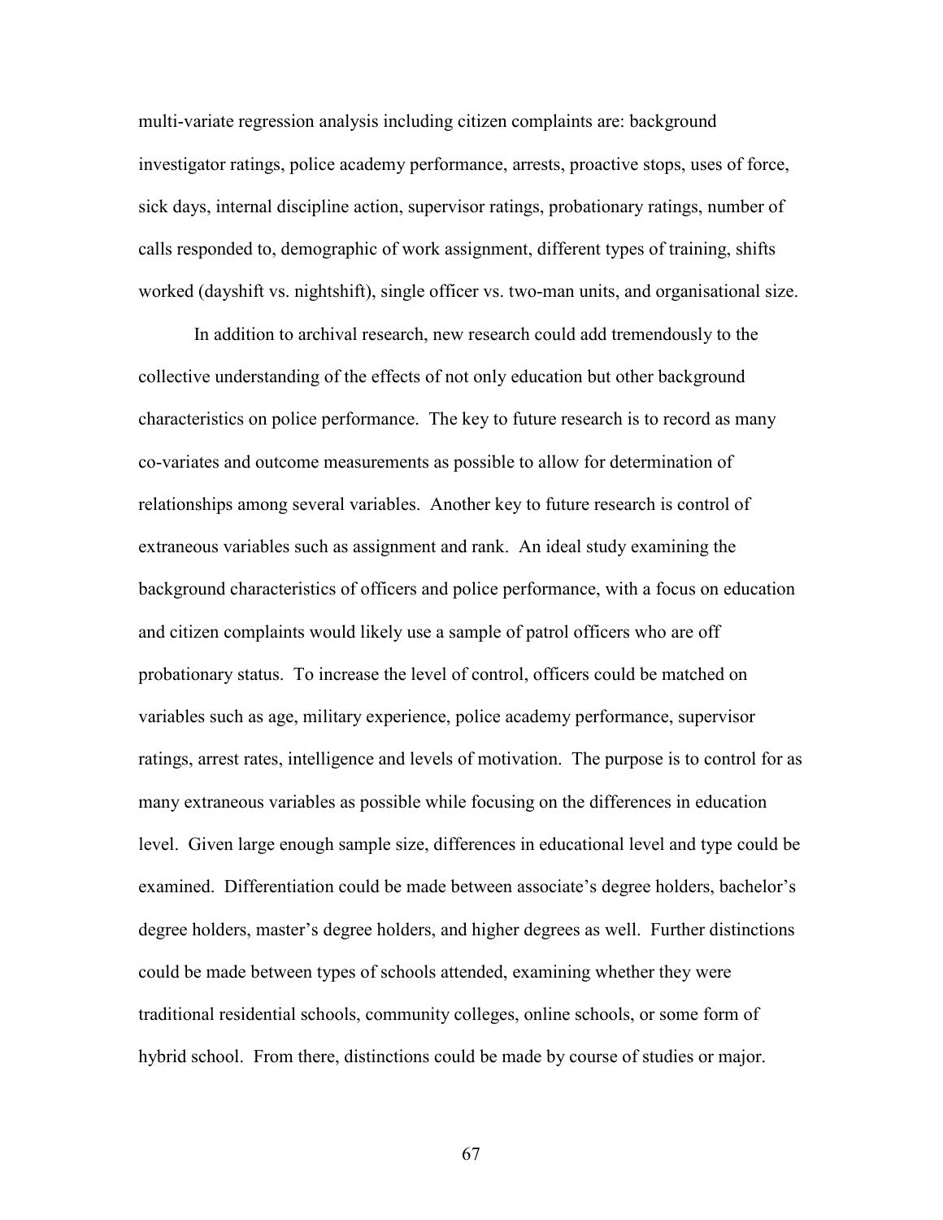multi-variate regression analysis including citizen complaints are: background investigator ratings, police academy performance, arrests, proactive stops, uses of force, sick days, internal discipline action, supervisor ratings, probationary ratings, number of calls responded to, demographic of work assignment, different types of training, shifts worked (dayshift vs. nightshift), single officer vs. two-man units, and organisational size.

In addition to archival research, new research could add tremendously to the collective understanding of the effects of not only education but other background characteristics on police performance. The key to future research is to record as many co-variates and outcome measurements as possible to allow for determination of relationships among several variables. Another key to future research is control of extraneous variables such as assignment and rank. An ideal study examining the background characteristics of officers and police performance, with a focus on education and citizen complaints would likely use a sample of patrol officers who are off probationary status. To increase the level of control, officers could be matched on variables such as age, military experience, police academy performance, supervisor ratings, arrest rates, intelligence and levels of motivation. The purpose is to control for as many extraneous variables as possible while focusing on the differences in education level. Given large enough sample size, differences in educational level and type could be examined. Differentiation could be made between associate's degree holders, bachelor's degree holders, master's degree holders, and higher degrees as well. Further distinctions could be made between types of schools attended, examining whether they were traditional residential schools, community colleges, online schools, or some form of hybrid school. From there, distinctions could be made by course of studies or major.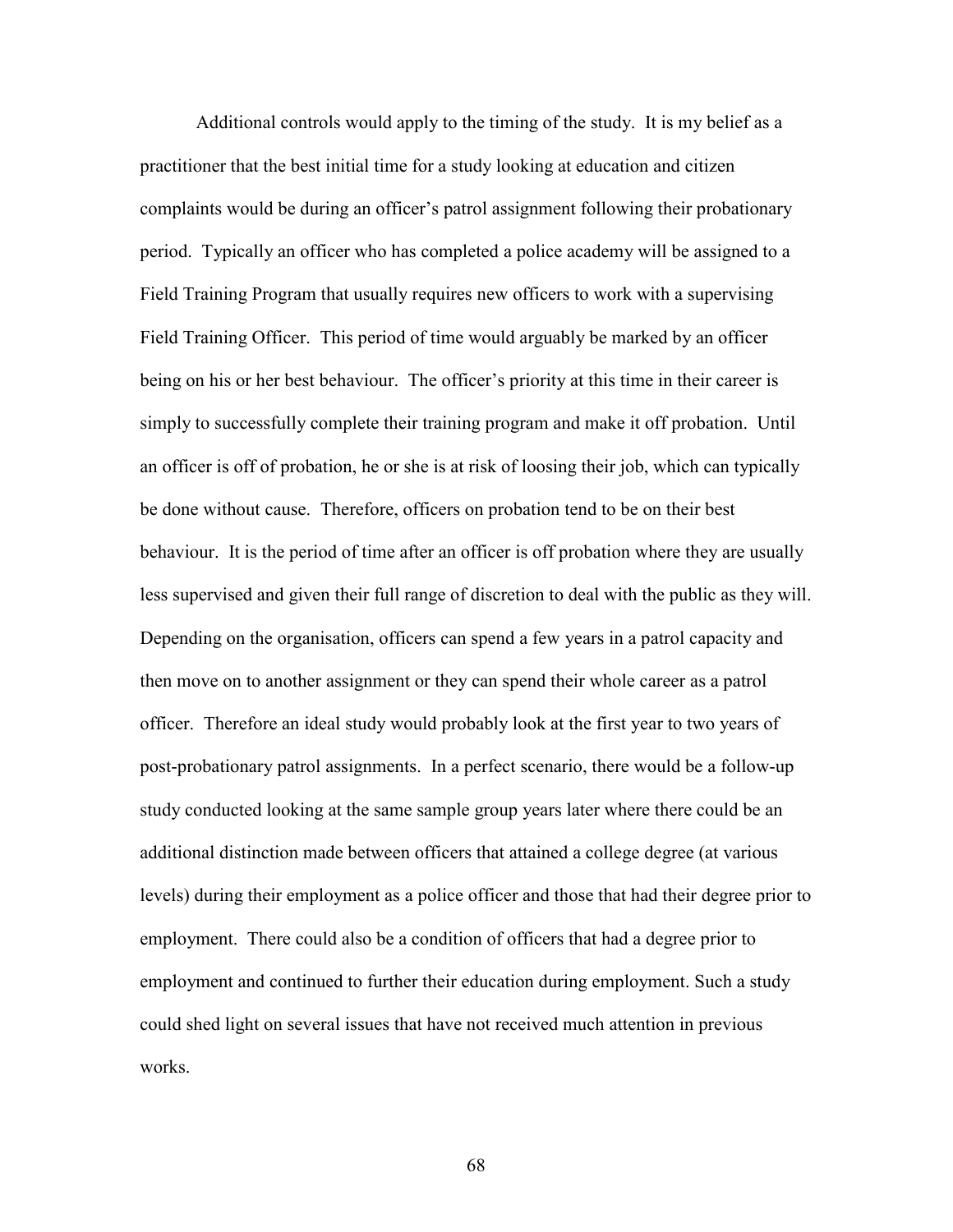Additional controls would apply to the timing of the study. It is my belief as a practitioner that the best initial time for a study looking at education and citizen complaints would be during an officer's patrol assignment following their probationary period. Typically an officer who has completed a police academy will be assigned to a Field Training Program that usually requires new officers to work with a supervising Field Training Officer. This period of time would arguably be marked by an officer being on his or her best behaviour. The officer's priority at this time in their career is simply to successfully complete their training program and make it off probation. Until an officer is off of probation, he or she is at risk of loosing their job, which can typically be done without cause. Therefore, officers on probation tend to be on their best behaviour. It is the period of time after an officer is off probation where they are usually less supervised and given their full range of discretion to deal with the public as they will. Depending on the organisation, officers can spend a few years in a patrol capacity and then move on to another assignment or they can spend their whole career as a patrol officer. Therefore an ideal study would probably look at the first year to two years of post-probationary patrol assignments. In a perfect scenario, there would be a follow-up study conducted looking at the same sample group years later where there could be an additional distinction made between officers that attained a college degree (at various levels) during their employment as a police officer and those that had their degree prior to employment. There could also be a condition of officers that had a degree prior to employment and continued to further their education during employment. Such a study could shed light on several issues that have not received much attention in previous works.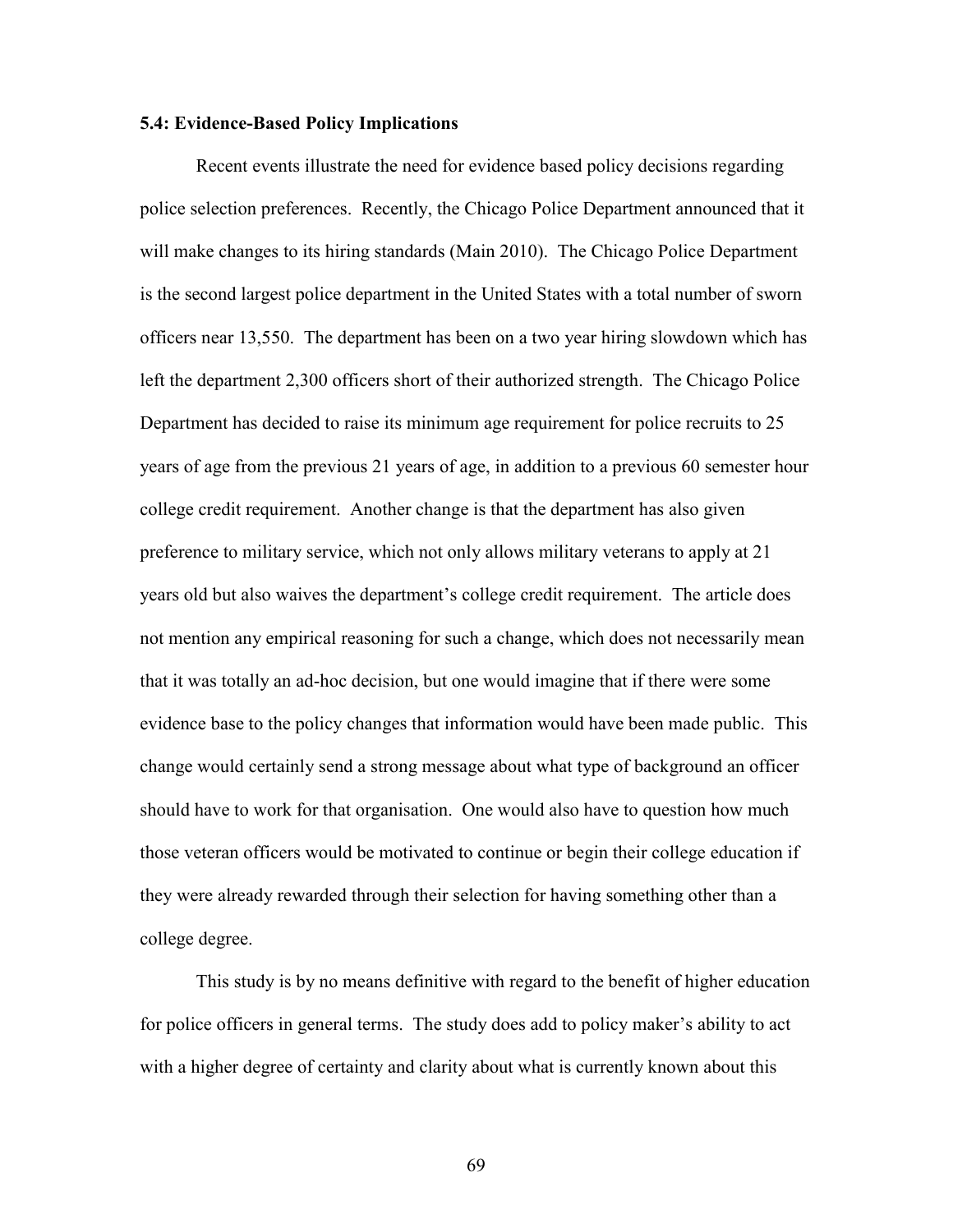**5.4: Evidence-Based Policy Implications**

Recent events illustrate the need for evidence based policy decisions regarding police selection preferences. Recently, the Chicago Police Department announced that it will make changes to its hiring standards (Main 2010). The Chicago Police Department is the second largest police department in the United States with a total number of sworn officers near 13,550. The department has been on a two year hiring slowdown which has left the department 2,300 officers short of their authorized strength. The Chicago Police Department has decided to raise its minimum age requirement for police recruits to 25 years of age from the previous 21 years of age, in addition to a previous 60 semester hour college credit requirement. Another change is that the department has also given preference to military service, which not only allows military veterans to apply at 21 years old but also waives the department's college credit requirement. The article does not mention any empirical reasoning for such a change, which does not necessarily mean that it was totally an ad-hoc decision, but one would imagine that if there were some evidence base to the policy changes that information would have been made public. This change would certainly send a strong message about what type of background an officer should have to work for that organisation. One would also have to question how much those veteran officers would be motivated to continue or begin their college education if they were already rewarded through their selection for having something other than a college degree.

This study is by no means definitive with regard to the benefit of higher education for police officers in general terms. The study does add to policy maker's ability to act with a higher degree of certainty and clarity about what is currently known about this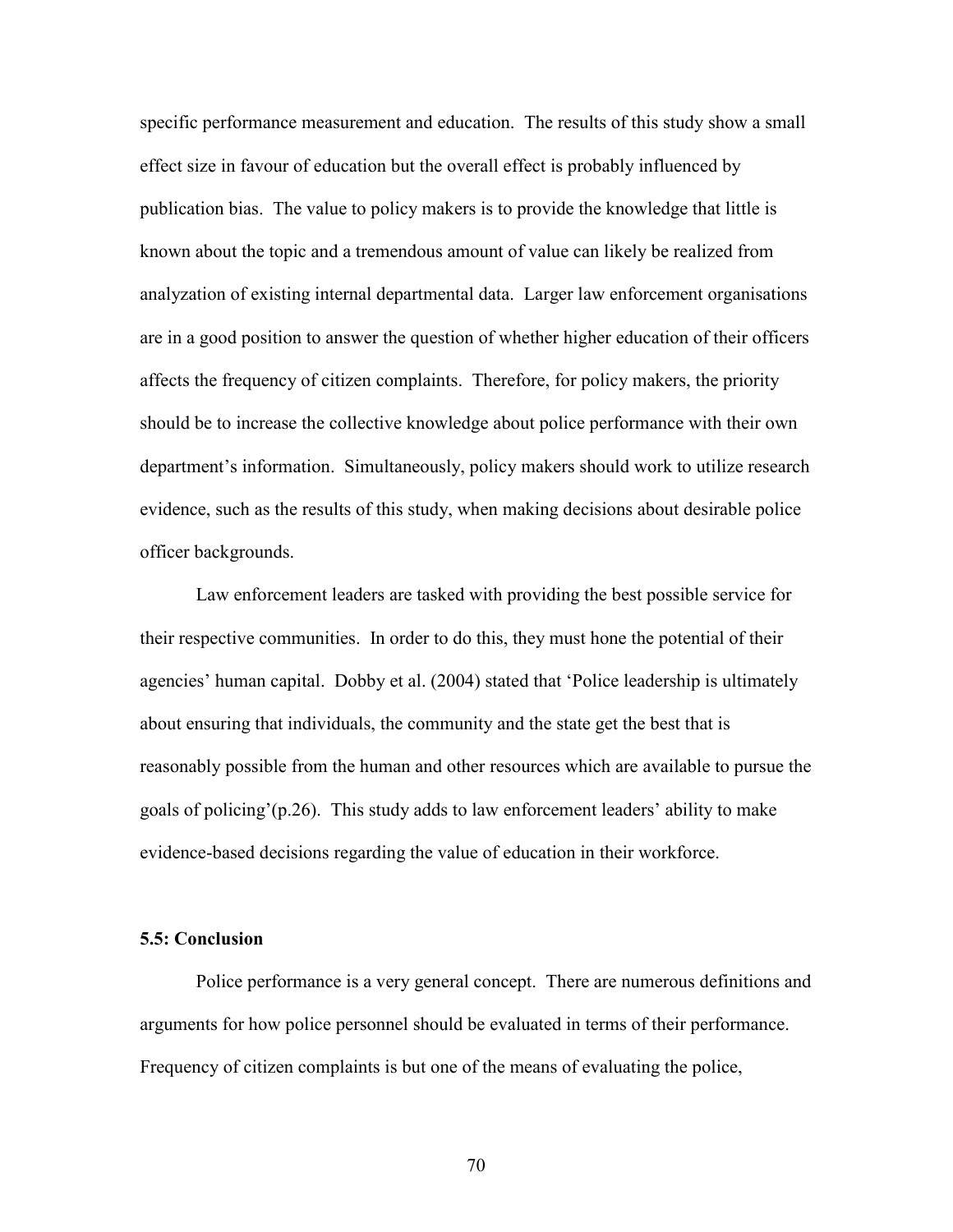specific performance measurement and education. The results of this study show a small effect size in favour of education but the overall effect is probably influenced by publication bias. The value to policy makers is to provide the knowledge that little is known about the topic and a tremendous amount of value can likely be realized from analyzation of existing internal departmental data. Larger law enforcement organisations are in a good position to answer the question of whether higher education of their officers affects the frequency of citizen complaints. Therefore, for policy makers, the priority should be to increase the collective knowledge about police performance with their own department's information. Simultaneously, policy makers should work to utilize research evidence, such as the results of this study, when making decisions about desirable police officer backgrounds.

Law enforcement leaders are tasked with providing the best possible service for their respective communities. In order to do this, they must hone the potential of their agencies' human capital. Dobby et al. (2004) stated that 'Police leadership is ultimately about ensuring that individuals, the community and the state get the best that is reasonably possible from the human and other resources which are available to pursue the goals of policing'(p.26). This study adds to law enforcement leaders' ability to make evidence-based decisions regarding the value of education in their workforce.

### 5.5: Conclusion

Police performance is a very general concept. There are numerous definitions and arguments for how police personnel should be evaluated in terms of their performance. Frequency of citizen complaints is but one of the means of evaluating the police,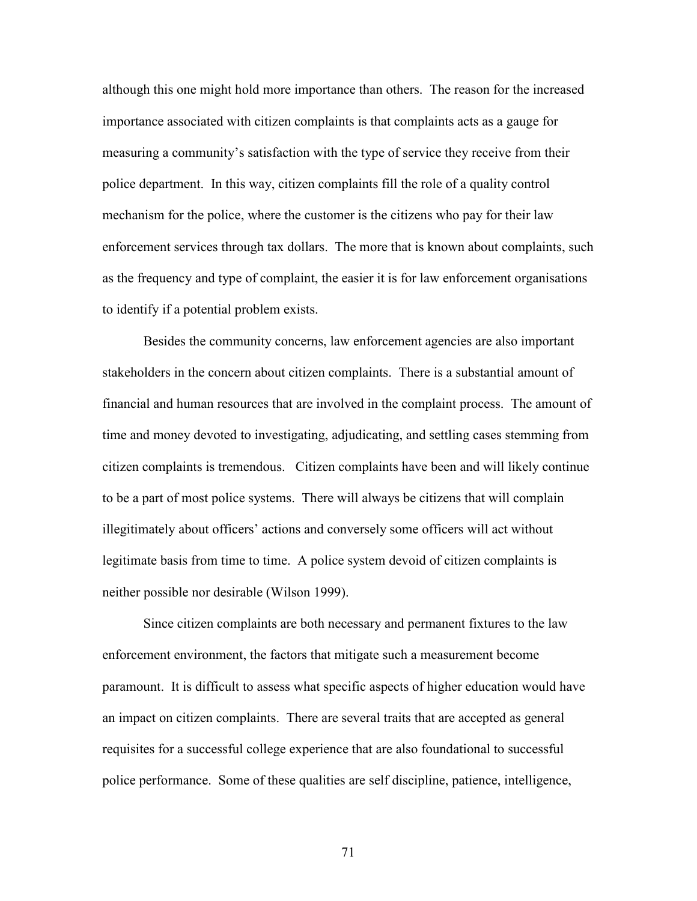although this one might hold more importance than others. The reason for the increased importance associated with citizen complaints is that complaints acts as a gauge for measuring a community's satisfaction with the type of service they receive from their police department. In this way, citizen complaints fill the role of a quality control mechanism for the police, where the customer is the citizens who pay for their law enforcement services through tax dollars. The more that is known about complaints, such as the frequency and type of complaint, the easier it is for law enforcement organisations to identify if a potential problem exists.

Besides the community concerns, law enforcement agencies are also important stakeholders in the concern about citizen complaints. There is a substantial amount of financial and human resources that are involved in the complaint process. The amount of time and money devoted to investigating, adjudicating, and settling cases stemming from citizen complaints is tremendous. Citizen complaints have been and will likely continue to be a part of most police systems. There will always be citizens that will complain illegitimately about officers' actions and conversely some officers will act without legitimate basis from time to time. A police system devoid of citizen complaints is neither possible nor desirable (Wilson 1999).

Since citizen complaints are both necessary and permanent fixtures to the law enforcement environment, the factors that mitigate such a measurement become paramount. It is difficult to assess what specific aspects of higher education would have an impact on citizen complaints. There are several traits that are accepted as general requisites for a successful college experience that are also foundational to successful police performance. Some of these qualities are self discipline, patience, intelligence,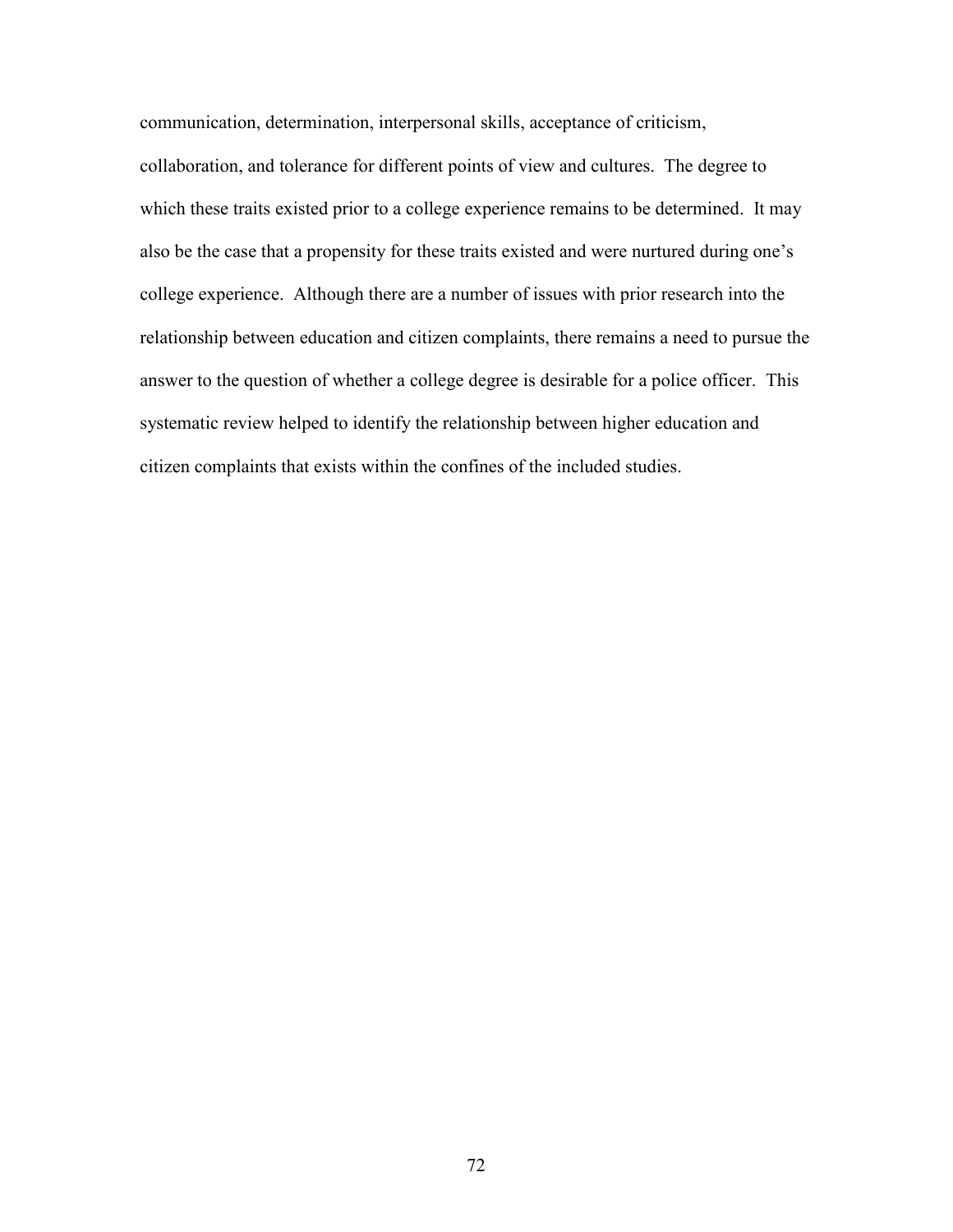communication, determination, interpersonal skills, acceptance of criticism, collaboration, and tolerance for different points of view and cultures. The degree to which these traits existed prior to a college experience remains to be determined. It may also be the case that a propensity for these traits existed and were nurtured during one's college experience. Although there are a number of issues with prior research into the relationship between education and citizen complaints, there remains a need to pursue the answer to the question of whether a college degree is desirable for a police officer. This systematic review helped to identify the relationship between higher education and citizen complaints that exists within the confines of the included studies.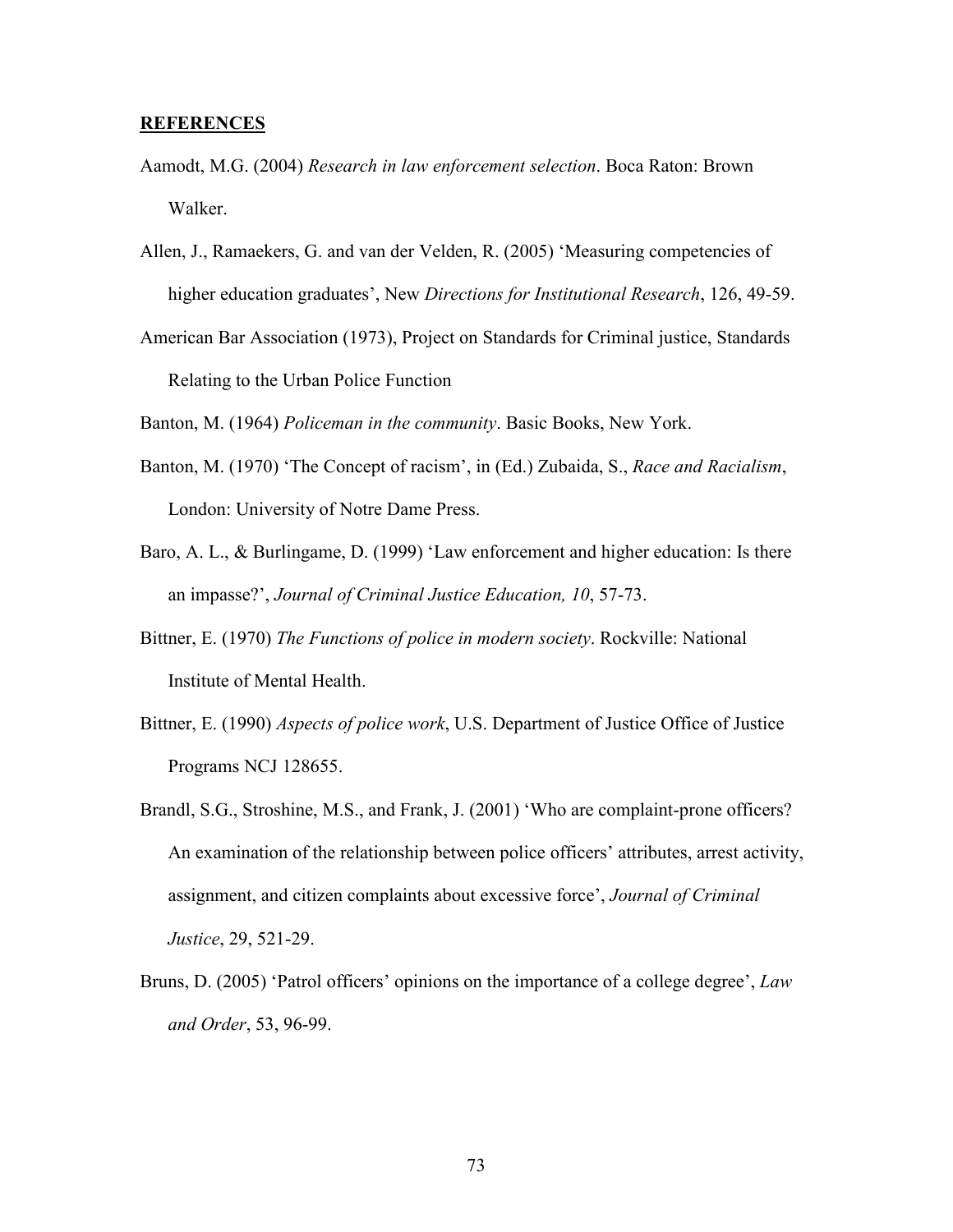**REFERENCES**

Aamodt, M.G. (2004) *Research in law enforcement selection*. Boca Raton: Brown Walker.

Allen, J., Ramaekers, G. and van der Velden, R. (2005) 'Measuring competencies of higher education graduates', New *Directions for Institutional Research*, 126, 49-59.

American Bar Association (1973), Project on Standards for Criminal justice, Standards Relating to the Urban Police Function

Banton, M. (1964) *Policeman in the community*. Basic Books, New York.

Banton, M. (1970) 'The Concept of racism', in (Ed.) Zubaida, S., *Race and Racialism*, London: University of Notre Dame Press.

Baro, A. L., & Burlingame, D. (1999) 'Law enforcement and higher education: Is there an impasse?', *Journal of Criminal Justice Education, 10*, 57-73.

Bittner, E. (1970) *The Functions of police in modern society*. Rockville: National Institute of Mental Health.

Bittner, E. (1990) *Aspects of police work*, U.S. Department of Justice Office of Justice Programs NCJ 128655.

Brandl, S.G., Stroshine, M.S., and Frank, J. (2001) 'Who are complaint-prone officers? An examination of the relationship between police officers' attributes, arrest activity, assignment, and citizen complaints about excessive force', *Journal of Criminal Justice*, 29, 521-29.

Bruns, D. (2005) 'Patrol officers' opinions on the importance of a college degree', *Law and Order*, 53, 96-99.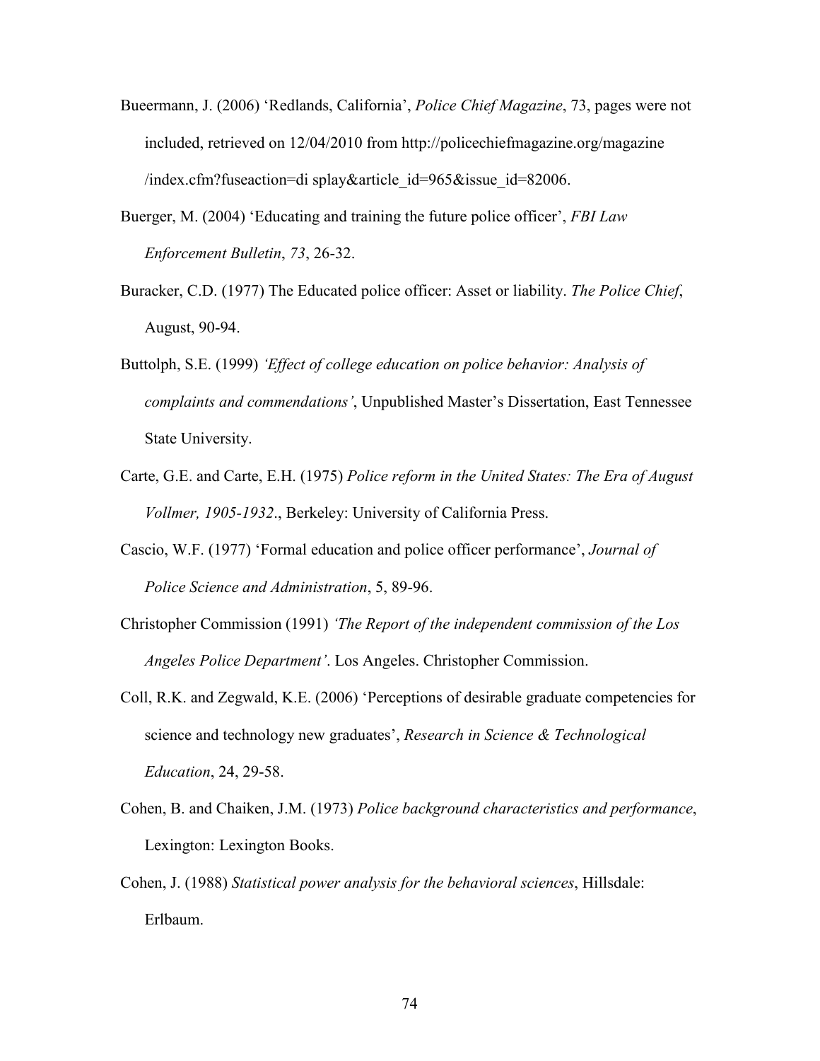Bueermann, J. (2006) 'Redlands, California', *Police Chief Magazine*, 73, pages were not included, retrieved on 12/04/2010 from http://policechiefmagazine.org/magazine /index.cfm?fuseaction=di splay&article_id=965&issue_id=82006.

Buerger, M. (2004) 'Educating and training the future police officer', *FBI Law Enforcement Bulletin*, *73*, 26-32.

Buracker, C.D. (1977) The Educated police officer: Asset or liability. *The Police Chief*, August, 90-94.

Buttolph, S.E. (1999) *'Effect of college education on police behavior: Analysis of complaints and commendations'*, Unpublished Master's Dissertation, East Tennessee State University.

Carte, G.E. and Carte, E.H. (1975) *Police reform in the United States: The Era of August Vollmer, 1905-1932*., Berkeley: University of California Press.

Cascio, W.F. (1977) 'Formal education and police officer performance', *Journal of Police Science and Administration*, 5, 89-96.

Christopher Commission (1991) *'The Report of the independent commission of the Los Angeles Police Department'*. Los Angeles. Christopher Commission.

Coll, R.K. and Zegwald, K.E. (2006) 'Perceptions of desirable graduate competencies for science and technology new graduates', *Research in Science & Technological Education*, 24, 29-58.

Cohen, B. and Chaiken, J.M. (1973) *Police background characteristics and performance*, Lexington: Lexington Books.

Cohen, J. (1988) *Statistical power analysis for the behavioral sciences*, Hillsdale: Erlbaum.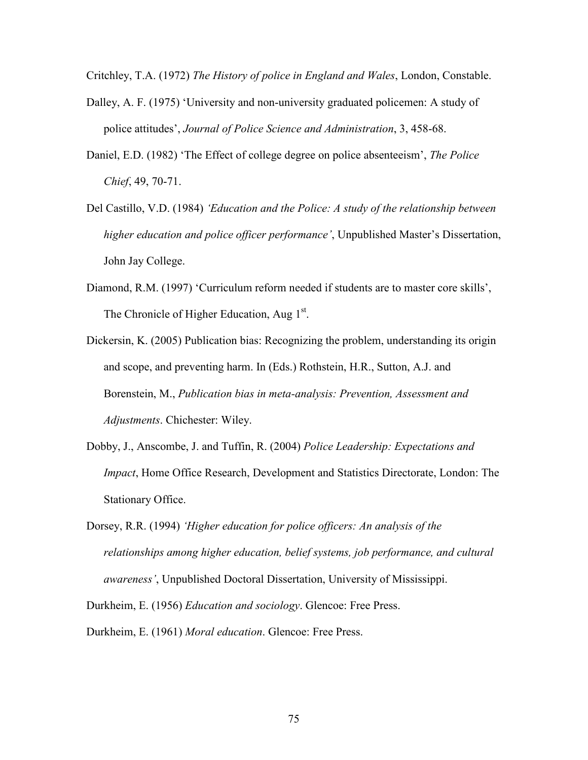Critchley, T.A. (1972) *The History of police in England and Wales*, London, Constable.

Dalley, A. F. (1975) 'University and non-university graduated policemen: A study of police attitudes', *Journal of Police Science and Administration*, 3, 458-68.

Daniel, E.D. (1982) 'The Effect of college degree on police absenteeism', *The Police Chief*, 49, 70-71.

Del Castillo, V.D. (1984) *'Education and the Police: A study of the relationship between higher education and police officer performance'*, Unpublished Master's Dissertation, John Jay College.

Diamond, R.M. (1997) 'Curriculum reform needed if students are to master core skills', The Chronicle of Higher Education, Aug 1st.

Dickersin, K. (2005) Publication bias: Recognizing the problem, understanding its origin and scope, and preventing harm. In (Eds.) Rothstein, H.R., Sutton, A.J. and Borenstein, M., *Publication bias in meta-analysis: Prevention, Assessment and Adjustments*. Chichester: Wiley.

Dobby, J., Anscombe, J. and Tuffin, R. (2004) *Police Leadership: Expectations and Impact*, Home Office Research, Development and Statistics Directorate, London: The Stationary Office.

Dorsey, R.R. (1994) *'Higher education for police officers: An analysis of the relationships among higher education, belief systems, job performance, and cultural awareness'*, Unpublished Doctoral Dissertation, University of Mississippi.

Durkheim, E. (1956) *Education and sociology*. Glencoe: Free Press.

Durkheim, E. (1961) *Moral education*. Glencoe: Free Press.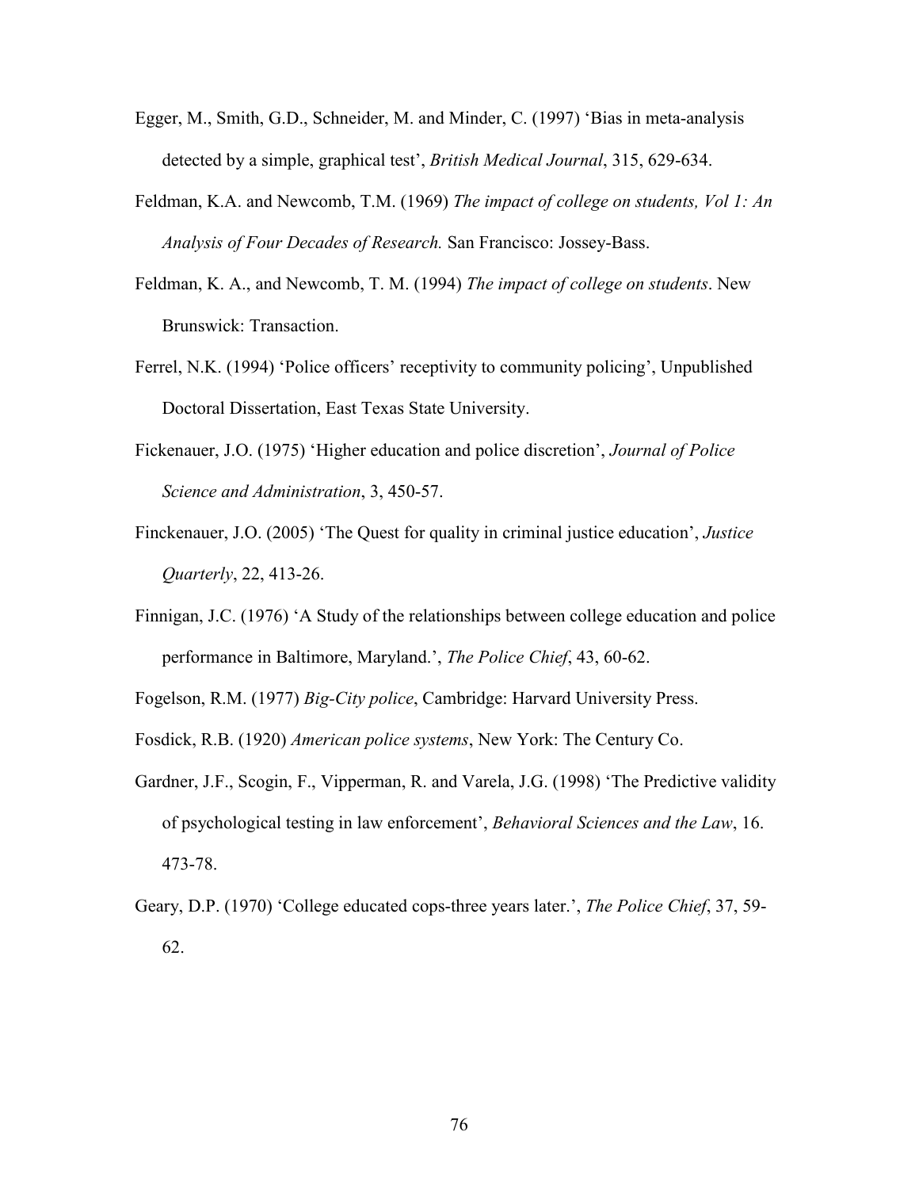Egger, M., Smith, G.D., Schneider, M. and Minder, C. (1997) 'Bias in meta-analysis detected by a simple, graphical test', *British Medical Journal*, 315, 629-634.

Feldman, K.A. and Newcomb, T.M. (1969) *The impact of college on students, Vol 1: An Analysis of Four Decades of Research.* San Francisco: Jossey-Bass.

Feldman, K. A., and Newcomb, T. M. (1994) *The impact of college on students*. New Brunswick: Transaction.

Ferrel, N.K. (1994) 'Police officers' receptivity to community policing', Unpublished Doctoral Dissertation, East Texas State University.

Fickenauer, J.O. (1975) 'Higher education and police discretion', *Journal of Police Science and Administration*, 3, 450-57.

Finckenauer, J.O. (2005) 'The Quest for quality in criminal justice education', *Justice Quarterly*, 22, 413-26.

Finnigan, J.C. (1976) 'A Study of the relationships between college education and police performance in Baltimore, Maryland.', *The Police Chief*, 43, 60-62.

Fogelson, R.M. (1977) *Big-City police*, Cambridge: Harvard University Press.

Fosdick, R.B. (1920) *American police systems*, New York: The Century Co.

Gardner, J.F., Scogin, F., Vipperman, R. and Varela, J.G. (1998) 'The Predictive validity of psychological testing in law enforcement', *Behavioral Sciences and the Law*, 16. 473-78.

Geary, D.P. (1970) 'College educated cops-three years later.', *The Police Chief*, 37, 59-62.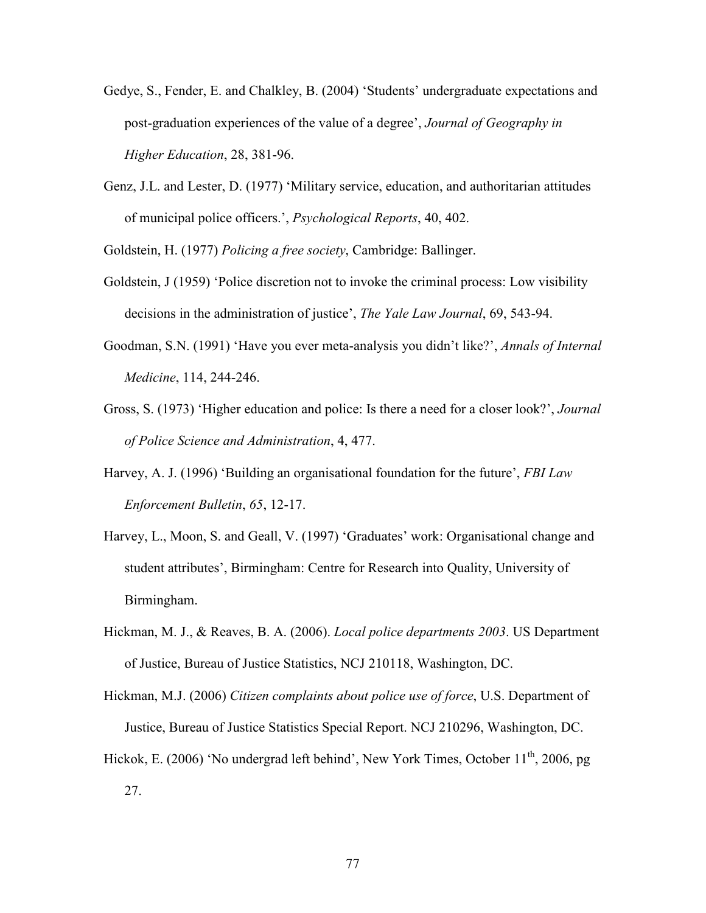Gedye, S., Fender, E. and Chalkley, B. (2004) 'Students' undergraduate expectations and post-graduation experiences of the value of a degree', *Journal of Geography in Higher Education*, 28, 381-96.

Genz, J.L. and Lester, D. (1977) 'Military service, education, and authoritarian attitudes of municipal police officers.', *Psychological Reports*, 40, 402.

Goldstein, H. (1977) *Policing a free society*, Cambridge: Ballinger.

Goldstein, J (1959) 'Police discretion not to invoke the criminal process: Low visibility decisions in the administration of justice', *The Yale Law Journal*, 69, 543-94.

Goodman, S.N. (1991) 'Have you ever meta-analysis you didn't like?', *Annals of Internal Medicine*, 114, 244-246.

Gross, S. (1973) 'Higher education and police: Is there a need for a closer look?', *Journal of Police Science and Administration*, 4, 477.

Harvey, A. J. (1996) 'Building an organisational foundation for the future', *FBI Law Enforcement Bulletin*, *65*, 12-17.

Harvey, L., Moon, S. and Geall, V. (1997) 'Graduates' work: Organisational change and student attributes', Birmingham: Centre for Research into Quality, University of Birmingham.

Hickman, M. J., & Reaves, B. A. (2006). *Local police departments 2003*. US Department of Justice, Bureau of Justice Statistics, NCJ 210118, Washington, DC.

Hickman, M.J. (2006) *Citizen complaints about police use of force*, U.S. Department of Justice, Bureau of Justice Statistics Special Report. NCJ 210296, Washington, DC.

Hickok, E. (2006) 'No undergrad left behind', New York Times, October 11th, 2006, pg 27.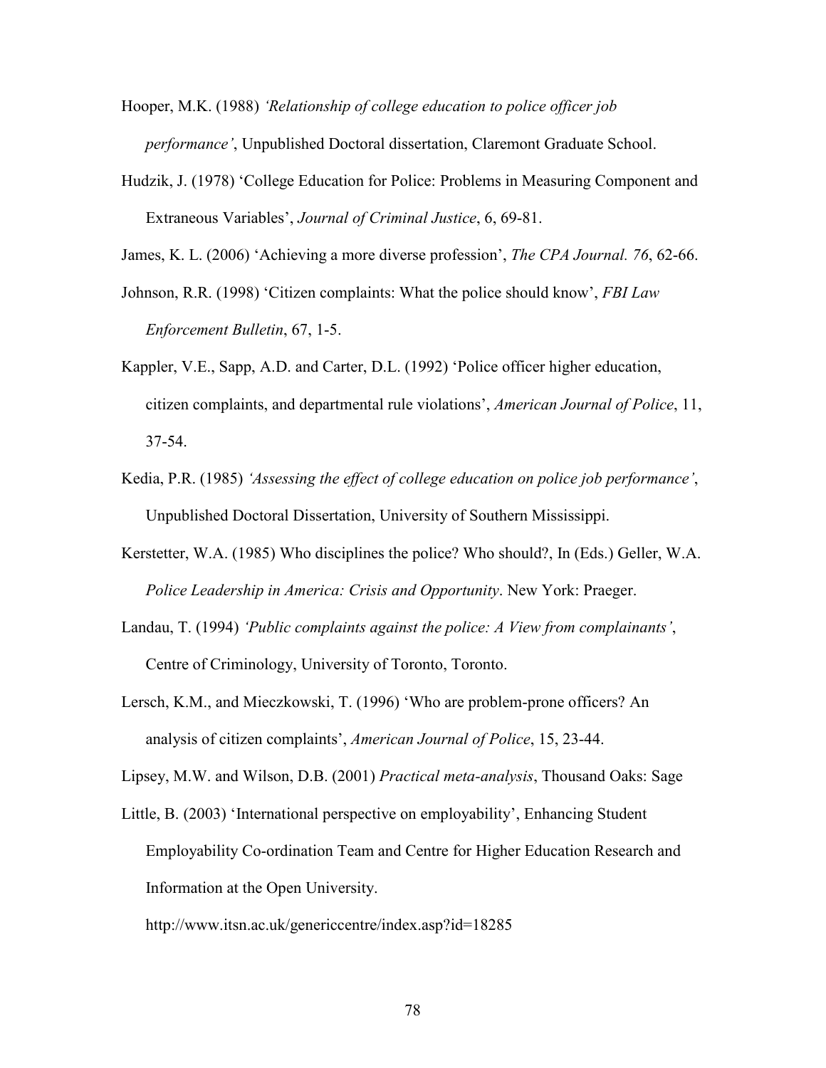Hooper, M.K. (1988) *'Relationship of college education to police officer job performance'*, Unpublished Doctoral dissertation, Claremont Graduate School.

Hudzik, J. (1978) 'College Education for Police: Problems in Measuring Component and Extraneous Variables', *Journal of Criminal Justice*, 6, 69-81.

James, K. L. (2006) 'Achieving a more diverse profession', *The CPA Journal. 76*, 62-66.

Johnson, R.R. (1998) 'Citizen complaints: What the police should know', *FBI Law Enforcement Bulletin*, 67, 1-5.

Kappler, V.E., Sapp, A.D. and Carter, D.L. (1992) 'Police officer higher education, citizen complaints, and departmental rule violations', *American Journal of Police*, 11, 37-54.

Kedia, P.R. (1985) *'Assessing the effect of college education on police job performance'*, Unpublished Doctoral Dissertation, University of Southern Mississippi.

Kerstetter, W.A. (1985) Who disciplines the police? Who should?, In (Eds.) Geller, W.A. *Police Leadership in America: Crisis and Opportunity*. New York: Praeger.

Landau, T. (1994) *'Public complaints against the police: A View from complainants'*, Centre of Criminology, University of Toronto, Toronto.

Lersch, K.M., and Mieczkowski, T. (1996) 'Who are problem-prone officers? An analysis of citizen complaints', *American Journal of Police*, 15, 23-44.

Lipsey, M.W. and Wilson, D.B. (2001) *Practical meta-analysis*, Thousand Oaks: Sage

Little, B. (2003) 'International perspective on employability', Enhancing Student Employability Co-ordination Team and Centre for Higher Education Research and Information at the Open University.

http://www.itsn.ac.uk/genericcentre/index.asp?id=18285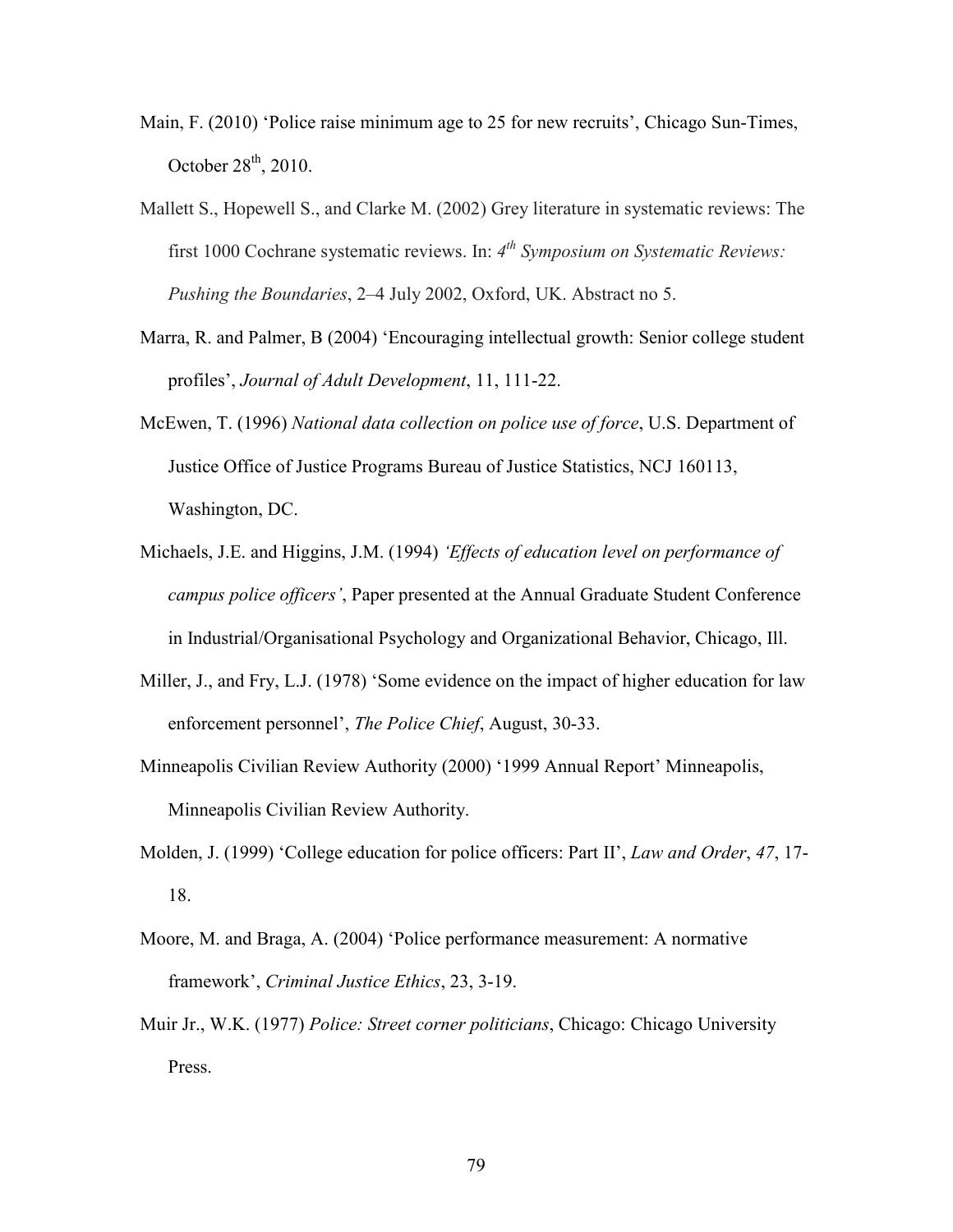Main, F. (2010) 'Police raise minimum age to 25 for new recruits', Chicago Sun-Times, October 28th, 2010.

Mallett S., Hopewell S., and Clarke M. (2002) Grey literature in systematic reviews: The first 1000 Cochrane systematic reviews. In: *4th Symposium on Systematic Reviews: Pushing the Boundaries*, 2–4 July 2002, Oxford, UK. Abstract no 5.

Marra, R. and Palmer, B (2004) 'Encouraging intellectual growth: Senior college student profiles', *Journal of Adult Development*, 11, 111-22.

McEwen, T. (1996) *National data collection on police use of force*, U.S. Department of Justice Office of Justice Programs Bureau of Justice Statistics, NCJ 160113, Washington, DC.

Michaels, J.E. and Higgins, J.M. (1994) *'Effects of education level on performance of campus police officers'*, Paper presented at the Annual Graduate Student Conference in Industrial/Organisational Psychology and Organizational Behavior, Chicago, Ill.

Miller, J., and Fry, L.J. (1978) 'Some evidence on the impact of higher education for law enforcement personnel', *The Police Chief*, August, 30-33.

Minneapolis Civilian Review Authority (2000) '1999 Annual Report' Minneapolis, Minneapolis Civilian Review Authority.

Molden, J. (1999) 'College education for police officers: Part II', *Law and Order*, *47*, 17-18.

Moore, M. and Braga, A. (2004) 'Police performance measurement: A normative framework', *Criminal Justice Ethics*, 23, 3-19.

Muir Jr., W.K. (1977) *Police: Street corner politicians*, Chicago: Chicago University Press.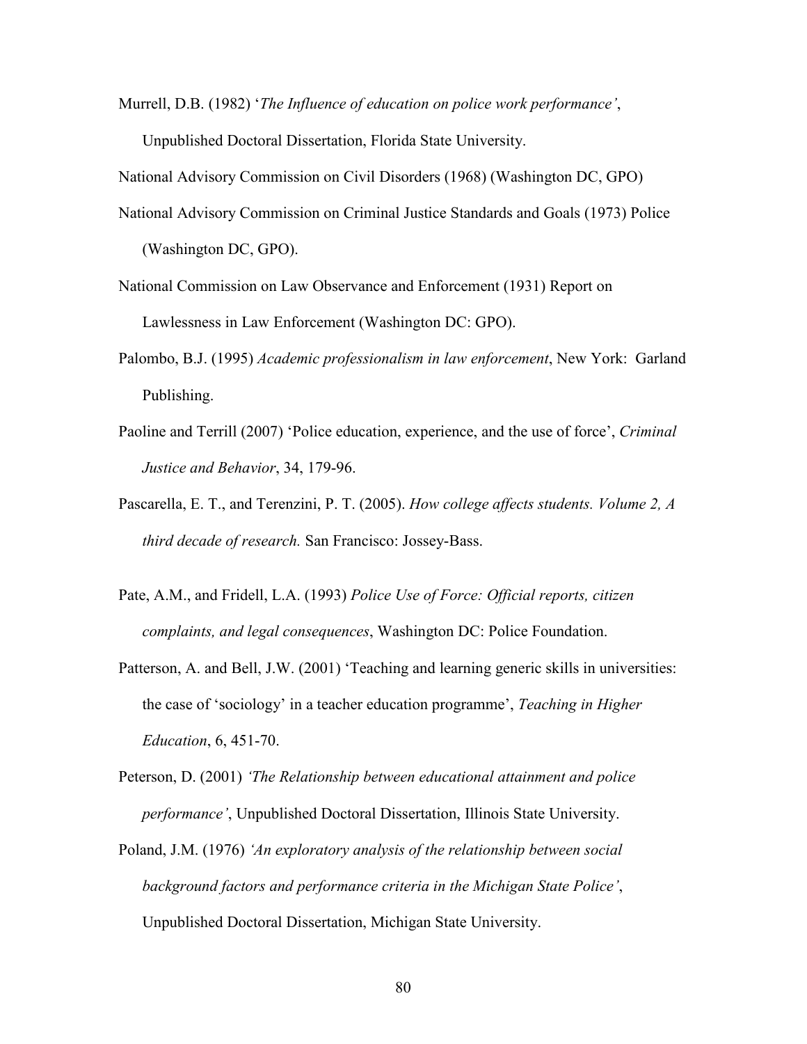Murrell, D.B. (1982) '*The Influence of education on police work performance'*, Unpublished Doctoral Dissertation, Florida State University.

National Advisory Commission on Civil Disorders (1968) (Washington DC, GPO)

National Advisory Commission on Criminal Justice Standards and Goals (1973) Police (Washington DC, GPO).

National Commission on Law Observance and Enforcement (1931) Report on Lawlessness in Law Enforcement (Washington DC: GPO).

Palombo, B.J. (1995) *Academic professionalism in law enforcement*, New York: Garland Publishing.

Paoline and Terrill (2007) 'Police education, experience, and the use of force', *Criminal Justice and Behavior*, 34, 179-96.

Pascarella, E. T., and Terenzini, P. T. (2005). *How college affects students. Volume 2, A third decade of research.* San Francisco: Jossey-Bass.

Pate, A.M., and Fridell, L.A. (1993) *Police Use of Force: Official reports, citizen complaints, and legal consequences*, Washington DC: Police Foundation.

Patterson, A. and Bell, J.W. (2001) 'Teaching and learning generic skills in universities: the case of 'sociology' in a teacher education programme', *Teaching in Higher Education*, 6, 451-70.

Peterson, D. (2001) *'The Relationship between educational attainment and police performance'*, Unpublished Doctoral Dissertation, Illinois State University.

Poland, J.M. (1976) *'An exploratory analysis of the relationship between social background factors and performance criteria in the Michigan State Police'*, Unpublished Doctoral Dissertation, Michigan State University.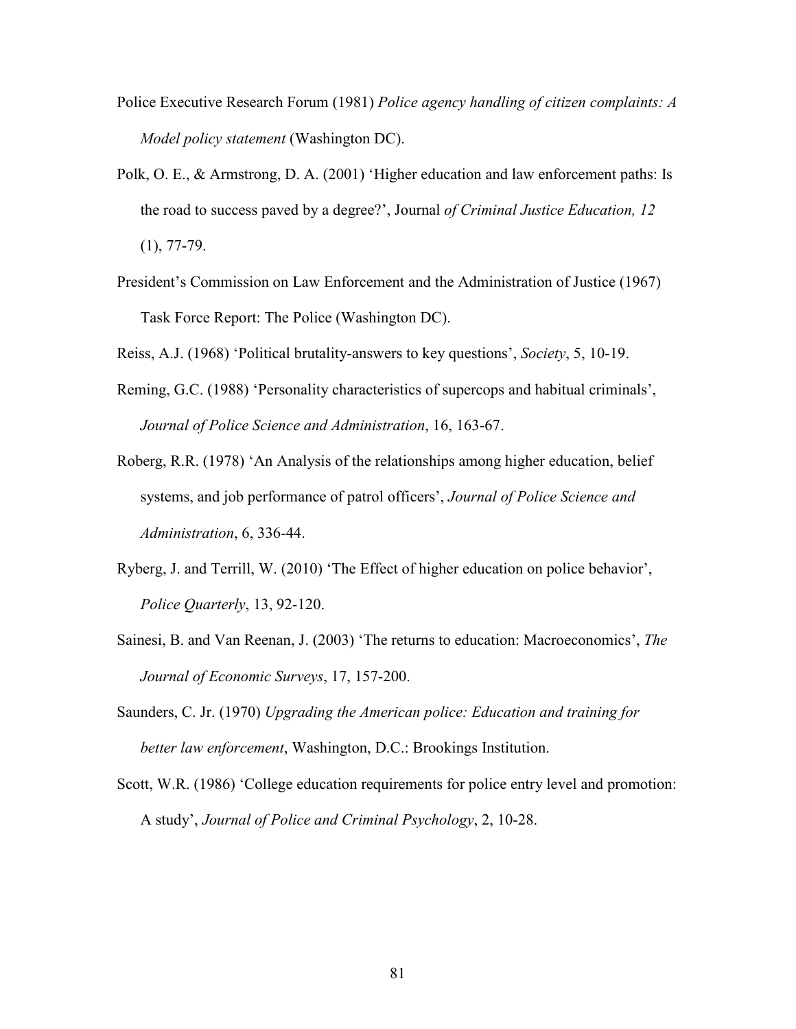Police Executive Research Forum (1981) *Police agency handling of citizen complaints: A Model policy statement* (Washington DC).

Polk, O. E., & Armstrong, D. A. (2001) 'Higher education and law enforcement paths: Is the road to success paved by a degree?', Journal *of Criminal Justice Education, 12* (1), 77-79.

President's Commission on Law Enforcement and the Administration of Justice (1967) Task Force Report: The Police (Washington DC).

Reiss, A.J. (1968) 'Political brutality-answers to key questions', *Society*, 5, 10-19.

Reming, G.C. (1988) 'Personality characteristics of supercops and habitual criminals', *Journal of Police Science and Administration*, 16, 163-67.

Roberg, R.R. (1978) 'An Analysis of the relationships among higher education, belief systems, and job performance of patrol officers', *Journal of Police Science and Administration*, 6, 336-44.

Ryberg, J. and Terrill, W. (2010) 'The Effect of higher education on police behavior', *Police Quarterly*, 13, 92-120.

Sainesi, B. and Van Reenan, J. (2003) 'The returns to education: Macroeconomics', *The Journal of Economic Surveys*, 17, 157-200.

Saunders, C. Jr. (1970) *Upgrading the American police: Education and training for better law enforcement*, Washington, D.C.: Brookings Institution.

Scott, W.R. (1986) 'College education requirements for police entry level and promotion: A study', *Journal of Police and Criminal Psychology*, 2, 10-28.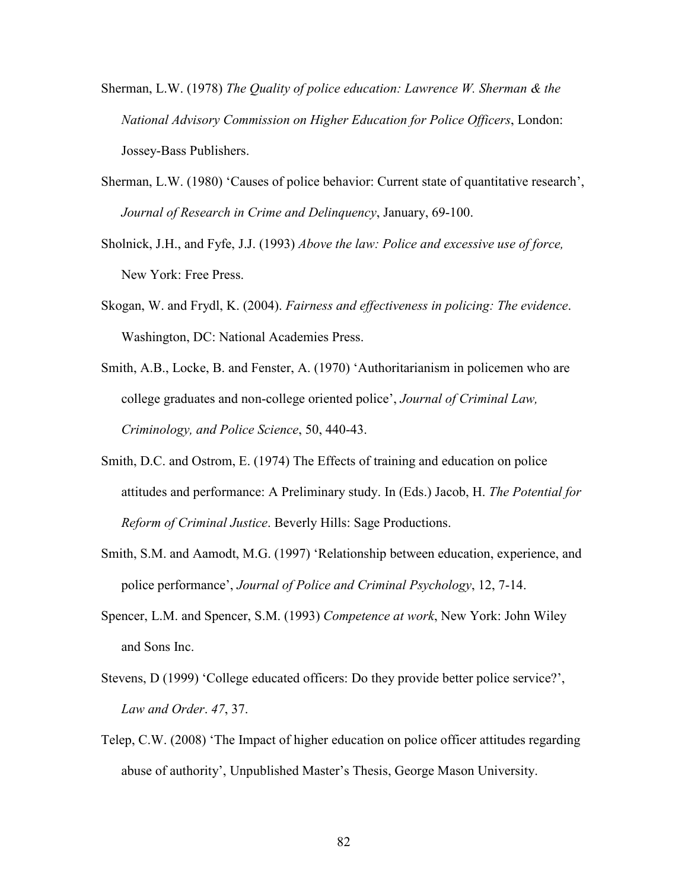Sherman, L.W. (1978) *The Quality of police education: Lawrence W. Sherman & the National Advisory Commission on Higher Education for Police Officers*, London: Jossey-Bass Publishers.

Sherman, L.W. (1980) 'Causes of police behavior: Current state of quantitative research', *Journal of Research in Crime and Delinquency*, January, 69-100.

Sholnick, J.H., and Fyfe, J.J. (1993) *Above the law: Police and excessive use of force,* New York: Free Press.

Skogan, W. and Frydl, K. (2004). *Fairness and effectiveness in policing: The evidence*. Washington, DC: National Academies Press.

Smith, A.B., Locke, B. and Fenster, A. (1970) 'Authoritarianism in policemen who are college graduates and non-college oriented police', *Journal of Criminal Law, Criminology, and Police Science*, 50, 440-43.

Smith, D.C. and Ostrom, E. (1974) The Effects of training and education on police attitudes and performance: A Preliminary study. In (Eds.) Jacob, H. *The Potential for Reform of Criminal Justice*. Beverly Hills: Sage Productions.

Smith, S.M. and Aamodt, M.G. (1997) 'Relationship between education, experience, and police performance', *Journal of Police and Criminal Psychology*, 12, 7-14.

Spencer, L.M. and Spencer, S.M. (1993) *Competence at work*, New York: John Wiley and Sons Inc.

Stevens, D (1999) 'College educated officers: Do they provide better police service?', *Law and Order*. *47*, 37.

Telep, C.W. (2008) 'The Impact of higher education on police officer attitudes regarding abuse of authority', Unpublished Master's Thesis, George Mason University.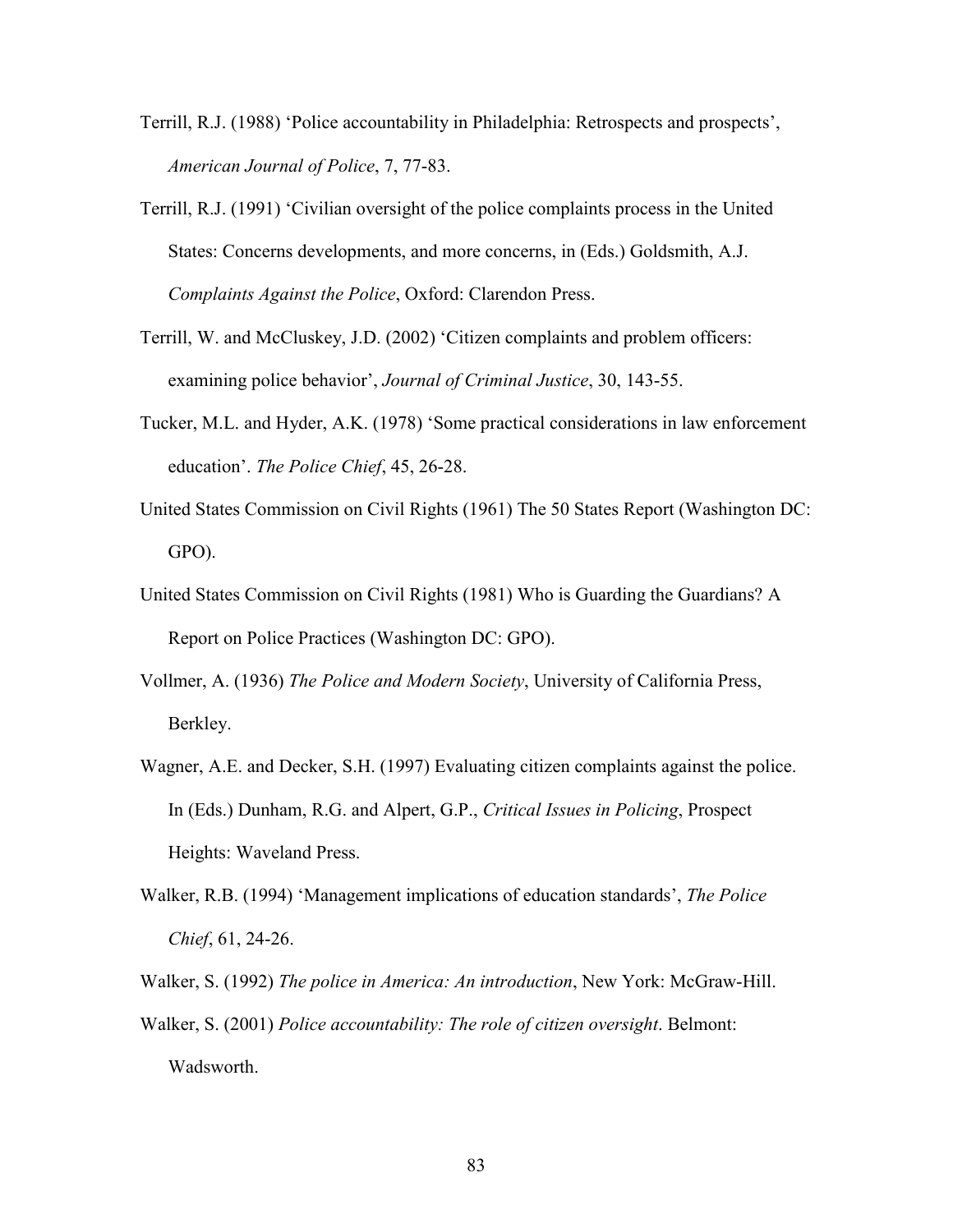Terrill, R.J. (1988) 'Police accountability in Philadelphia: Retrospects and prospects', *American Journal of Police*, 7, 77-83.

Terrill, R.J. (1991) 'Civilian oversight of the police complaints process in the United States: Concerns developments, and more concerns, in (Eds.) Goldsmith, A.J. *Complaints Against the Police*, Oxford: Clarendon Press.

Terrill, W. and McCluskey, J.D. (2002) 'Citizen complaints and problem officers: examining police behavior', *Journal of Criminal Justice*, 30, 143-55.

Tucker, M.L. and Hyder, A.K. (1978) 'Some practical considerations in law enforcement education'. *The Police Chief*, 45, 26-28.

United States Commission on Civil Rights (1961) The 50 States Report (Washington DC: GPO).

United States Commission on Civil Rights (1981) Who is Guarding the Guardians? A Report on Police Practices (Washington DC: GPO).

Vollmer, A. (1936) *The Police and Modern Society*, University of California Press, Berkley.

Wagner, A.E. and Decker, S.H. (1997) Evaluating citizen complaints against the police. In (Eds.) Dunham, R.G. and Alpert, G.P., *Critical Issues in Policing*, Prospect Heights: Waveland Press.

Walker, R.B. (1994) 'Management implications of education standards', *The Police Chief*, 61, 24-26.

Walker, S. (1992) *The police in America: An introduction*, New York: McGraw-Hill.

Walker, S. (2001) *Police accountability: The role of citizen oversight*. Belmont: Wadsworth.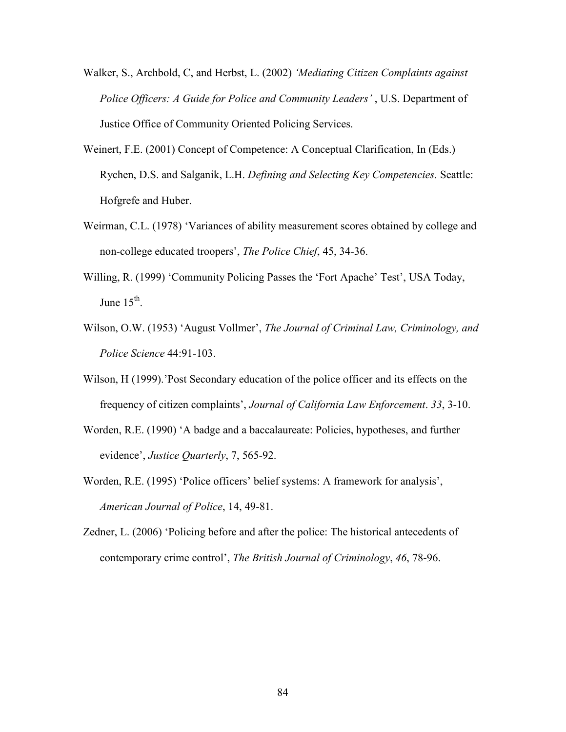Walker, S., Archbold, C, and Herbst, L. (2002) *'Mediating Citizen Complaints against Police Officers: A Guide for Police and Community Leaders'* , U.S. Department of Justice Office of Community Oriented Policing Services.

Weinert, F.E. (2001) Concept of Competence: A Conceptual Clarification, In (Eds.) Rychen, D.S. and Salganik, L.H. *Defining and Selecting Key Competencies.* Seattle: Hofgrefe and Huber.

Weirman, C.L. (1978) 'Variances of ability measurement scores obtained by college and non-college educated troopers', *The Police Chief*, 45, 34-36.

Willing, R. (1999) 'Community Policing Passes the 'Fort Apache' Test', USA Today, June 15th.

Wilson, O.W. (1953) 'August Vollmer', *The Journal of Criminal Law, Criminology, and Police Science* 44:91-103.

Wilson, H (1999).'Post Secondary education of the police officer and its effects on the frequency of citizen complaints', *Journal of California Law Enforcement*. *33*, 3-10.

Worden, R.E. (1990) 'A badge and a baccalaureate: Policies, hypotheses, and further evidence', *Justice Quarterly*, 7, 565-92.

Worden, R.E. (1995) 'Police officers' belief systems: A framework for analysis', *American Journal of Police*, 14, 49-81.

Zedner, L. (2006) 'Policing before and after the police: The historical antecedents of contemporary crime control', *The British Journal of Criminology*, *46*, 78-96.